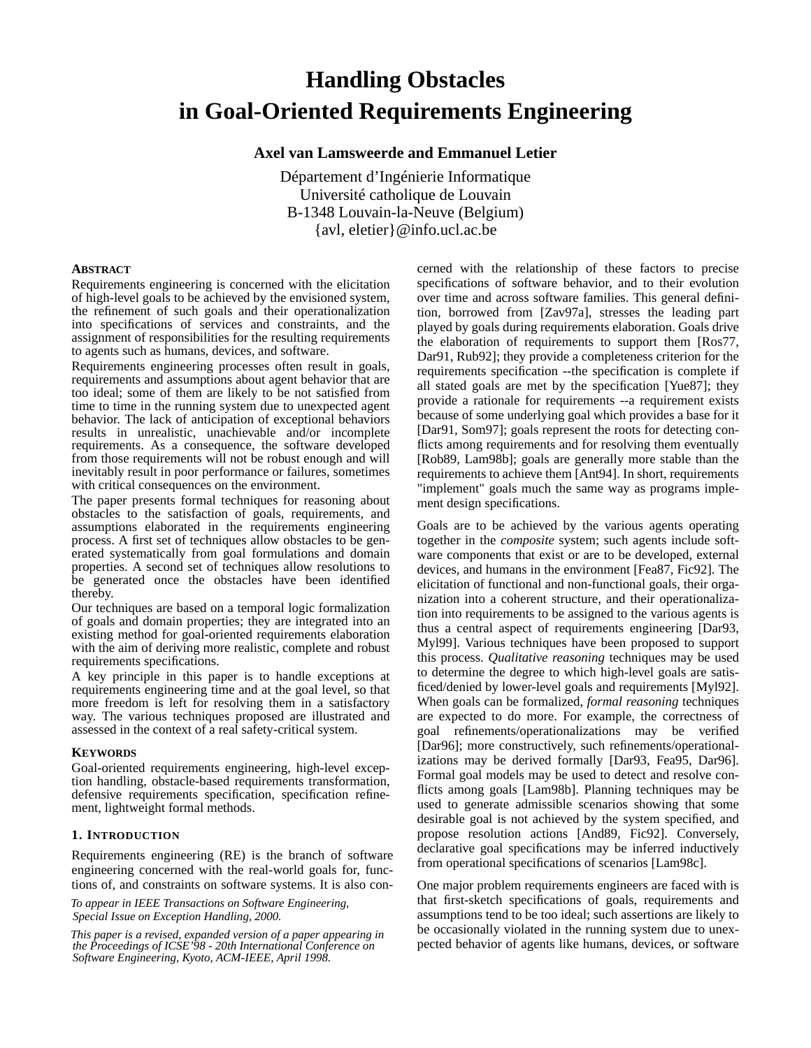# Handling Obstacles in Goal-Oriented Requirements Engineering

**Axel van Lamsweerde and Emmanuel Letier**

Département d'Ingénierie Informatique
Université catholique de Louvain
B-1348 Louvain-la-Neuve (Belgium)
{avl, eletier}@info.ucl.ac.be

## ABSTRACT

Requirements engineering is concerned with the elicitation of high-level goals to be achieved by the envisioned system, the refinement of such goals and their operationalization into specifications of services and constraints, and the assignment of responsibilities for the resulting requirements to agents such as humans, devices, and software.

Requirements engineering processes often result in goals, requirements and assumptions about agent behavior that are too ideal; some of them are likely to be not satisfied from time to time in the running system due to unexpected agent behavior. The lack of anticipation of exceptional behaviors results in unrealistic, unachievable and/or incomplete requirements. As a consequence, the software developed from those requirements will not be robust enough and will inevitably result in poor performance or failures, sometimes with critical consequences on the environment.

The paper presents formal techniques for reasoning about obstacles to the satisfaction of goals, requirements, and assumptions elaborated in the requirements engineering process. A first set of techniques allow obstacles to be generated systematically from goal formulations and domain properties. A second set of techniques allow resolutions to be generated once the obstacles have been identified thereby.

Our techniques are based on a temporal logic formalization of goals and domain properties; they are integrated into an existing method for goal-oriented requirements elaboration with the aim of deriving more realistic, complete and robust requirements specifications.

A key principle in this paper is to handle exceptions at requirements engineering time and at the goal level, so that more freedom is left for resolving them in a satisfactory way. The various techniques proposed are illustrated and assessed in the context of a real safety-critical system.

## KEYWORDS

Goal-oriented requirements engineering, high-level exception handling, obstacle-based requirements transformation, defensive requirements specification, specification refinement, lightweight formal methods.

## 1. INTRODUCTION

Requirements engineering (RE) is the branch of software engineering concerned with the real-world goals for, functions of, and constraints on software systems. It is also concerned with the relationship of these factors to precise specifications of software behavior, and to their evolution over time and across software families. This general definition, borrowed from [Zav97a], stresses the leading part played by goals during requirements elaboration. Goals drive the elaboration of requirements to support them [Ros77, Dar91, Rub92]; they provide a completeness criterion for the requirements specification --the specification is complete if all stated goals are met by the specification [Yue87]; they provide a rationale for requirements --a requirement exists because of some underlying goal which provides a base for it [Dar91, Som97]; goals represent the roots for detecting conflicts among requirements and for resolving them eventually [Rob89, Lam98b]; goals are generally more stable than the requirements to achieve them [Ant94]. In short, requirements "implement" goals much the same way as programs implement design specifications.

Goals are to be achieved by the various agents operating together in the *composite* system; such agents include software components that exist or are to be developed, external devices, and humans in the environment [Fea87, Fic92]. The elicitation of functional and non-functional goals, their organization into a coherent structure, and their operationalization into requirements to be assigned to the various agents is thus a central aspect of requirements engineering [Dar93, Myl99]. Various techniques have been proposed to support this process. *Qualitative reasoning* techniques may be used to determine the degree to which high-level goals are satisficed/denied by lower-level goals and requirements [Myl92]. When goals can be formalized, *formal reasoning* techniques are expected to do more. For example, the correctness of goal refinements/operationalizations may be verified [Dar96]; more constructively, such refinements/operationalizations may be derived formally [Dar93, Fea95, Dar96]. Formal goal models may be used to detect and resolve conflicts among goals [Lam98b]. Planning techniques may be used to generate admissible scenarios showing that some desirable goal is not achieved by the system specified, and propose resolution actions [And89, Fic92]. Conversely, declarative goal specifications may be inferred inductively from operational specifications of scenarios [Lam98c].

One major problem requirements engineers are faced with is that first-sketch specifications of goals, requirements and assumptions tend to be too ideal; such assertions are likely to be occasionally violated in the running system due to unexpected behavior of agents like humans, devices, or software

*To appear in IEEE Transactions on Software Engineering, Special Issue on Exception Handling, 2000.*

*This paper is a revised, expanded version of a paper appearing in the Proceedings of ICSE'98 - 20th International Conference on Software Engineering, Kyoto, ACM-IEEE, April 1998.*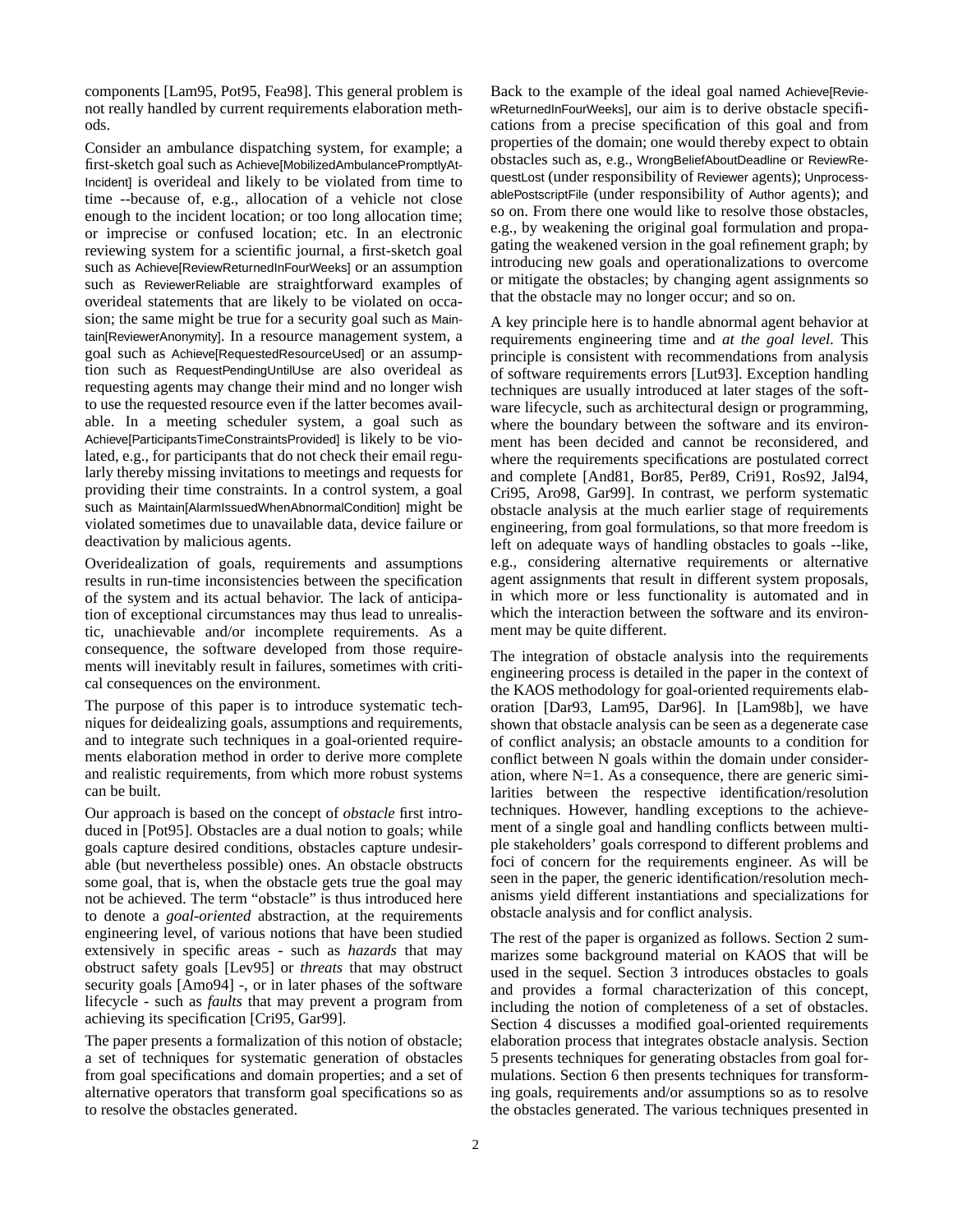components [Lam95, Pot95, Fea98]. This general problem is not really handled by current requirements elaboration methods.

Consider an ambulance dispatching system, for example; a first-sketch goal such as Achieve[MobilizedAmbulancePromptlyAtIncident] is overideal and likely to be violated from time to time --because of, e.g., allocation of a vehicle not close enough to the incident location; or too long allocation time; or imprecise or confused location; etc. In an electronic reviewing system for a scientific journal, a first-sketch goal such as Achieve[ReviewReturnedInFourWeeks] or an assumption such as ReviewerReliable are straightforward examples of overideal statements that are likely to be violated on occasion; the same might be true for a security goal such as Maintain[ReviewerAnonymity]. In a resource management system, a goal such as Achieve[RequestedResourceUsed] or an assumption such as RequestPendingUntilUse are also overideal as requesting agents may change their mind and no longer wish to use the requested resource even if the latter becomes available. In a meeting scheduler system, a goal such as Achieve[ParticipantsTimeConstraintsProvided] is likely to be violated, e.g., for participants that do not check their email regularly thereby missing invitations to meetings and requests for providing their time constraints. In a control system, a goal such as Maintain[AlarmIssuedWhenAbnormalCondition] might be violated sometimes due to unavailable data, device failure or deactivation by malicious agents.

Overidealization of goals, requirements and assumptions results in run-time inconsistencies between the specification of the system and its actual behavior. The lack of anticipation of exceptional circumstances may thus lead to unrealistic, unachievable and/or incomplete requirements. As a consequence, the software developed from those requirements will inevitably result in failures, sometimes with critical consequences on the environment.

The purpose of this paper is to introduce systematic techniques for deidealizing goals, assumptions and requirements, and to integrate such techniques in a goal-oriented requirements elaboration method in order to derive more complete and realistic requirements, from which more robust systems can be built.

Our approach is based on the concept of *obstacle* first introduced in [Pot95]. Obstacles are a dual notion to goals; while goals capture desired conditions, obstacles capture undesirable (but nevertheless possible) ones. An obstacle obstructs some goal, that is, when the obstacle gets true the goal may not be achieved. The term "obstacle" is thus introduced here to denote a *goal-oriented* abstraction, at the requirements engineering level, of various notions that have been studied extensively in specific areas - such as *hazards* that may obstruct safety goals [Lev95] or *threats* that may obstruct security goals [Amo94] -, or in later phases of the software lifecycle - such as *faults* that may prevent a program from achieving its specification [Cri95, Gar99].

The paper presents a formalization of this notion of obstacle; a set of techniques for systematic generation of obstacles from goal specifications and domain properties; and a set of alternative operators that transform goal specifications so as to resolve the obstacles generated.

Back to the example of the ideal goal named Achieve[ReviewReturnedInFourWeeks], our aim is to derive obstacle specifications from a precise specification of this goal and from properties of the domain; one would thereby expect to obtain obstacles such as, e.g., WrongBeliefAboutDeadline or ReviewRequestLost (under responsibility of Reviewer agents); UnprocessablePostscriptFile (under responsibility of Author agents); and so on. From there one would like to resolve those obstacles, e.g., by weakening the original goal formulation and propagating the weakened version in the goal refinement graph; by introducing new goals and operationalizations to overcome or mitigate the obstacles; by changing agent assignments so that the obstacle may no longer occur; and so on.

A key principle here is to handle abnormal agent behavior at requirements engineering time and *at the goal level.* This principle is consistent with recommendations from analysis of software requirements errors [Lut93]. Exception handling techniques are usually introduced at later stages of the software lifecycle, such as architectural design or programming, where the boundary between the software and its environment has been decided and cannot be reconsidered, and where the requirements specifications are postulated correct and complete [And81, Bor85, Per89, Cri91, Ros92, Jal94, Cri95, Aro98, Gar99]. In contrast, we perform systematic obstacle analysis at the much earlier stage of requirements engineering, from goal formulations, so that more freedom is left on adequate ways of handling obstacles to goals --like, e.g., considering alternative requirements or alternative agent assignments that result in different system proposals, in which more or less functionality is automated and in which the interaction between the software and its environment may be quite different.

The integration of obstacle analysis into the requirements engineering process is detailed in the paper in the context of the KAOS methodology for goal-oriented requirements elaboration [Dar93, Lam95, Dar96]. In [Lam98b], we have shown that obstacle analysis can be seen as a degenerate case of conflict analysis; an obstacle amounts to a condition for conflict between N goals within the domain under consideration, where N=1. As a consequence, there are generic similarities between the respective identification/resolution techniques. However, handling exceptions to the achievement of a single goal and handling conflicts between multiple stakeholders' goals correspond to different problems and foci of concern for the requirements engineer. As will be seen in the paper, the generic identification/resolution mechanisms yield different instantiations and specializations for obstacle analysis and for conflict analysis.

The rest of the paper is organized as follows. Section 2 summarizes some background material on KAOS that will be used in the sequel. Section 3 introduces obstacles to goals and provides a formal characterization of this concept, including the notion of completeness of a set of obstacles. Section 4 discusses a modified goal-oriented requirements elaboration process that integrates obstacle analysis. Section 5 presents techniques for generating obstacles from goal formulations. Section 6 then presents techniques for transforming goals, requirements and/or assumptions so as to resolve the obstacles generated. The various techniques presented in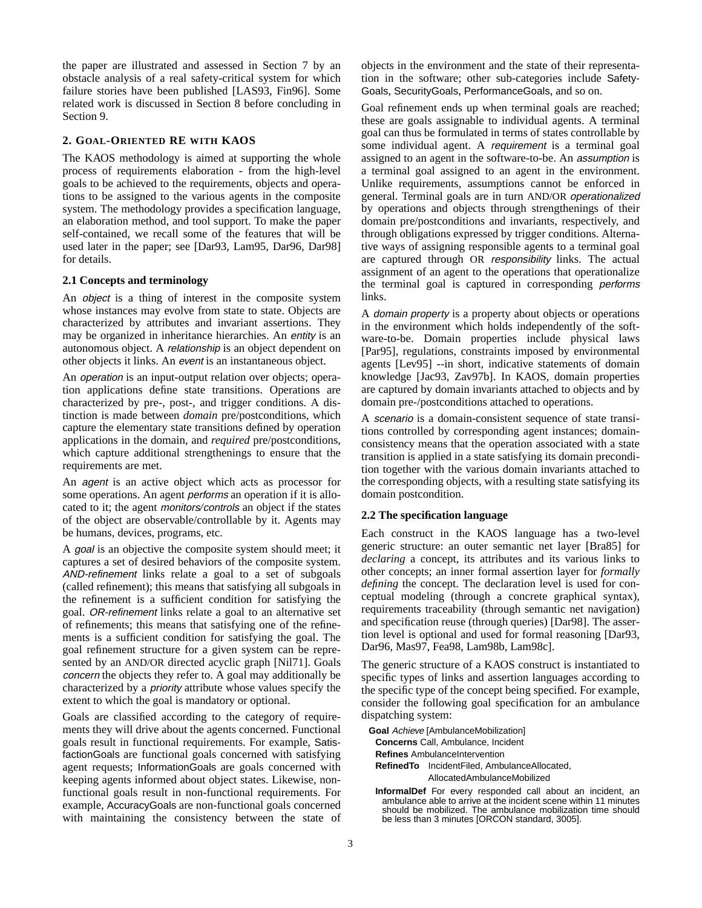the paper are illustrated and assessed in Section 7 by an obstacle analysis of a real safety-critical system for which failure stories have been published [LAS93, Fin96]. Some related work is discussed in Section 8 before concluding in Section 9.

## 2. GOAL-ORIENTED RE WITH KAOS

The KAOS methodology is aimed at supporting the whole process of requirements elaboration - from the high-level goals to be achieved to the requirements, objects and operations to be assigned to the various agents in the composite system. The methodology provides a specification language, an elaboration method, and tool support. To make the paper self-contained, we recall some of the features that will be used later in the paper; see [Dar93, Lam95, Dar96, Dar98] for details.

### 2.1 Concepts and terminology

An *object* is a thing of interest in the composite system whose instances may evolve from state to state. Objects are characterized by attributes and invariant assertions. They may be organized in inheritance hierarchies. An *entity* is an autonomous object. A *relationship* is an object dependent on other objects it links. An *event* is an instantaneous object.

An *operation* is an input-output relation over objects; operation applications define state transitions. Operations are characterized by pre-, post-, and trigger conditions. A distinction is made between *domain* pre/postconditions, which capture the elementary state transitions defined by operation applications in the domain, and *required* pre/postconditions, which capture additional strengthenings to ensure that the requirements are met.

An *agent* is an active object which acts as processor for some operations. An agent *performs* an operation if it is allocated to it; the agent *monitors/controls* an object if the states of the object are observable/controllable by it. Agents may be humans, devices, programs, etc.

A *goal* is an objective the composite system should meet; it captures a set of desired behaviors of the composite system. *AND-refinement* links relate a goal to a set of subgoals (called refinement); this means that satisfying all subgoals in the refinement is a sufficient condition for satisfying the goal. *OR-refinement* links relate a goal to an alternative set of refinements; this means that satisfying one of the refinements is a sufficient condition for satisfying the goal. The goal refinement structure for a given system can be represented by an AND/OR directed acyclic graph [Nil71]. Goals *concern* the objects they refer to. A goal may additionally be characterized by a *priority* attribute whose values specify the extent to which the goal is mandatory or optional.

Goals are classified according to the category of requirements they will drive about the agents concerned. Functional goals result in functional requirements. For example, SatisfactionGoals are functional goals concerned with satisfying agent requests; InformationGoals are goals concerned with keeping agents informed about object states. Likewise, non-functional goals result in non-functional requirements. For example, AccuracyGoals are non-functional goals concerned with maintaining the consistency between the state of objects in the environment and the state of their representation in the software; other sub-categories include SafetyGoals, SecurityGoals, PerformanceGoals, and so on.

Goal refinement ends up when terminal goals are reached; these are goals assignable to individual agents. A terminal goal can thus be formulated in terms of states controllable by some individual agent. A *requirement* is a terminal goal assigned to an agent in the software-to-be. An *assumption* is a terminal goal assigned to an agent in the environment. Unlike requirements, assumptions cannot be enforced in general. Terminal goals are in turn AND/OR *operationalized* by operations and objects through strengthenings of their domain pre/postconditions and invariants, respectively, and through obligations expressed by trigger conditions. Alternative ways of assigning responsible agents to a terminal goal are captured through OR *responsibility* links. The actual assignment of an agent to the operations that operationalize the terminal goal is captured in corresponding *performs* links.

A *domain property* is a property about objects or operations in the environment which holds independently of the software-to-be. Domain properties include physical laws [Par95], regulations, constraints imposed by environmental agents [Lev95] --in short, indicative statements of domain knowledge [Jac93, Zav97b]. In KAOS, domain properties are captured by domain invariants attached to objects and by domain pre-/postconditions attached to operations.

A *scenario* is a domain-consistent sequence of state transitions controlled by corresponding agent instances; domain-consistency means that the operation associated with a state transition is applied in a state satisfying its domain precondition together with the various domain invariants attached to the corresponding objects, with a resulting state satisfying its domain postcondition.

### 2.2 The specification language

Each construct in the KAOS language has a two-level generic structure: an outer semantic net layer [Bra85] for *declaring* a concept, its attributes and its various links to other concepts; an inner formal assertion layer for *formally defining* the concept. The declaration level is used for conceptual modeling (through a concrete graphical syntax), requirements traceability (through semantic net navigation) and specification reuse (through queries) [Dar98]. The assertion level is optional and used for formal reasoning [Dar93, Dar96, Mas97, Fea98, Lam98b, Lam98c].

The generic structure of a KAOS construct is instantiated to specific types of links and assertion languages according to the specific type of the concept being specified. For example, consider the following goal specification for an ambulance dispatching system:

**Goal** *Achieve* [AmbulanceMobilization]
**Concerns** Call, Ambulance, Incident
**Refines** AmbulanceIntervention
**RefinedTo** IncidentFiled, AmbulanceAllocated, AllocatedAmbulanceMobilized
**InformalDef** For every responded call about an incident, an ambulance able to arrive at the incident scene within 11 minutes should be mobilized. The ambulance mobilization time should be less than 3 minutes [ORCON standard, 3005].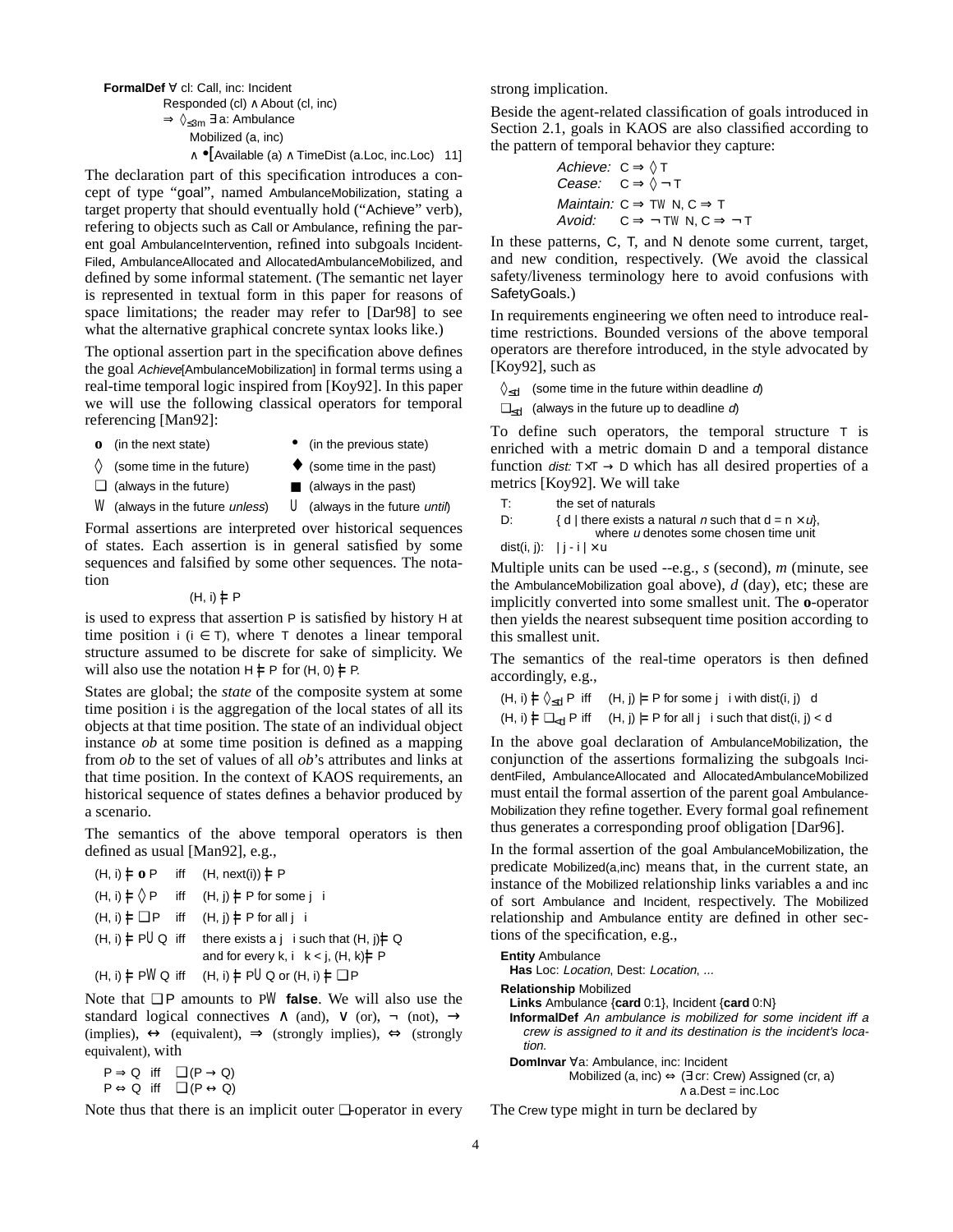**FormalDef** ∀ cl: Call, inc: Incident
Responded (cl) ∧ About (cl, inc)
$\Rightarrow \Diamond_{\leq 3m}$ ∃ a: Ambulance
Mobilized (a, inc)
∧ •[Available (a) ∧ TimeDist (a.Loc, inc.Loc) 11]

The declaration part of this specification introduces a concept of type "goal", named AmbulanceMobilization, stating a target property that should eventually hold ("Achieve" verb), refering to objects such as Call or Ambulance, refining the parent goal AmbulanceIntervention, refined into subgoals IncidentFiled, AmbulanceAllocated and AllocatedAmbulanceMobilized, and defined by some informal statement. (The semantic net layer is represented in textual form in this paper for reasons of space limitations; the reader may refer to [Dar98] to see what the alternative graphical concrete syntax looks like.)

The optional assertion part in the specification above defines the goal *Achieve*[AmbulanceMobilization] in formal terms using a real-time temporal logic inspired from [Koy92]. In this paper we will use the following classical operators for temporal referencing [Man92]:

| | |
|---|---|
| **o** (in the next state) | • (in the previous state) |
| ◊ (some time in the future) | ♦ (some time in the past) |
| □ (always in the future) | ■ (always in the past) |
| W (always in the future *unless*) | U (always in the future *until*) |

Formal assertions are interpreted over historical sequences of states. Each assertion is in general satisfied by some sequences and falsified by some other sequences. The notation

$$(H, i) \models P$$

is used to express that assertion P is satisfied by history H at time position i (i ∈ T), where T denotes a linear temporal structure assumed to be discrete for sake of simplicity. We will also use the notation H ⊨ P for (H, 0) ⊨ P.

States are global; the *state* of the composite system at some time position i is the aggregation of the local states of all its objects at that time position. The state of an individual object instance *ob* at some time position is defined as a mapping from *ob* to the set of values of all *ob*'s attributes and links at that time position. In the context of KAOS requirements, an historical sequence of states defines a behavior produced by a scenario.

The semantics of the above temporal operators is then defined as usual [Man92], e.g.,

(H, i) ⊨ **o** P  iff  (H, next(i)) ⊨ P
(H, i) ⊨ ◊ P  iff  (H, j) ⊨ P for some j ≥ i
(H, i) ⊨ □P  iff  (H, j) ⊨ P for all j ≥ i
(H, i) ⊨ P U Q  iff  there exists a j ≥ i such that (H, j) ⊨ Q and for every k, i ≤ k < j, (H, k) ⊨ P
(H, i) ⊨ P W Q  iff  (H, i) ⊨ P U Q or (H, i) ⊨ □P

Note that □P amounts to P W **false**. We will also use the standard logical connectives ∧ (and), ∨ (or), ¬ (not), → (implies), ↔ (equivalent), ⇒ (strongly implies), ⇔ (strongly equivalent), with

P ⇒ Q  iff  □(P → Q)
P ⇔ Q  iff  □(P ↔ Q)

Note thus that there is an implicit outer □-operator in every strong implication.

Beside the agent-related classification of goals introduced in Section 2.1, goals in KAOS are also classified according to the pattern of temporal behavior they capture:

*Achieve:* C ⇒ ◊ T
*Cease:* C ⇒ ◊ ¬ T
*Maintain:* C ⇒ T W N, C ⇒ □ T
*Avoid:* C ⇒ ¬ T W N, C ⇒ □ ¬ T

In these patterns, C, T, and N denote some current, target, and new condition, respectively. (We avoid the classical safety/liveness terminology here to avoid confusions with SafetyGoals.)

In requirements engineering we often need to introduce real-time restrictions. Bounded versions of the above temporal operators are therefore introduced, in the style advocated by [Koy92], such as

$\Diamond_{\leq d}$ (some time in the future within deadline *d*)
$\Box_{\leq d}$ (always in the future up to deadline *d*)

To define such operators, the temporal structure T is enriched with a metric domain D and a temporal distance function *dist:* T×T → D which has all desired properties of a metrics [Koy92]. We will take

T: the set of naturals
D: { d | there exists a natural *n* such that d = n × *u*}, where *u* denotes some chosen time unit
dist(i, j): | j - i | × u

Multiple units can be used --e.g., *s* (second), *m* (minute, see the AmbulanceMobilization goal above), *d* (day), etc; these are implicitly converted into some smallest unit. The **o**-operator then yields the nearest subsequent time position according to this smallest unit.

The semantics of the real-time operators is then defined accordingly, e.g.,

(H, i) ⊨ $\Diamond_{\leq d}$ P iff (H, j) ⊨ P for some j ≥ i with dist(i, j) ≤ d
(H, i) ⊨ $\Box_{< d}$ P iff (H, j) ⊨ P for all j ≥ i such that dist(i, j) < d

In the above goal declaration of AmbulanceMobilization, the conjunction of the assertions formalizing the subgoals IncidentFiled, AmbulanceAllocated and AllocatedAmbulanceMobilized must entail the formal assertion of the parent goal AmbulanceMobilization they refine together. Every formal goal refinement thus generates a corresponding proof obligation [Dar96].

In the formal assertion of the goal AmbulanceMobilization, the predicate Mobilized(a,inc) means that, in the current state, an instance of the Mobilized relationship links variables a and inc of sort Ambulance and Incident, respectively. The Mobilized relationship and Ambulance entity are defined in other sections of the specification, e.g.,

**Entity** Ambulance
**Has** Loc: *Location*, Dest: *Location*, ...

**Relationship** Mobilized
**Links** Ambulance {**card** 0:1}, Incident {**card** 0:N}
**InformalDef** *An ambulance is mobilized for some incident iff a crew is assigned to it and its destination is the incident's location.*
**DomInvar** ∀a: Ambulance, inc: Incident
Mobilized (a, inc) ⇔ (∃ cr: Crew) Assigned (cr, a)
∧ a.Dest = inc.Loc

The Crew type might in turn be declared by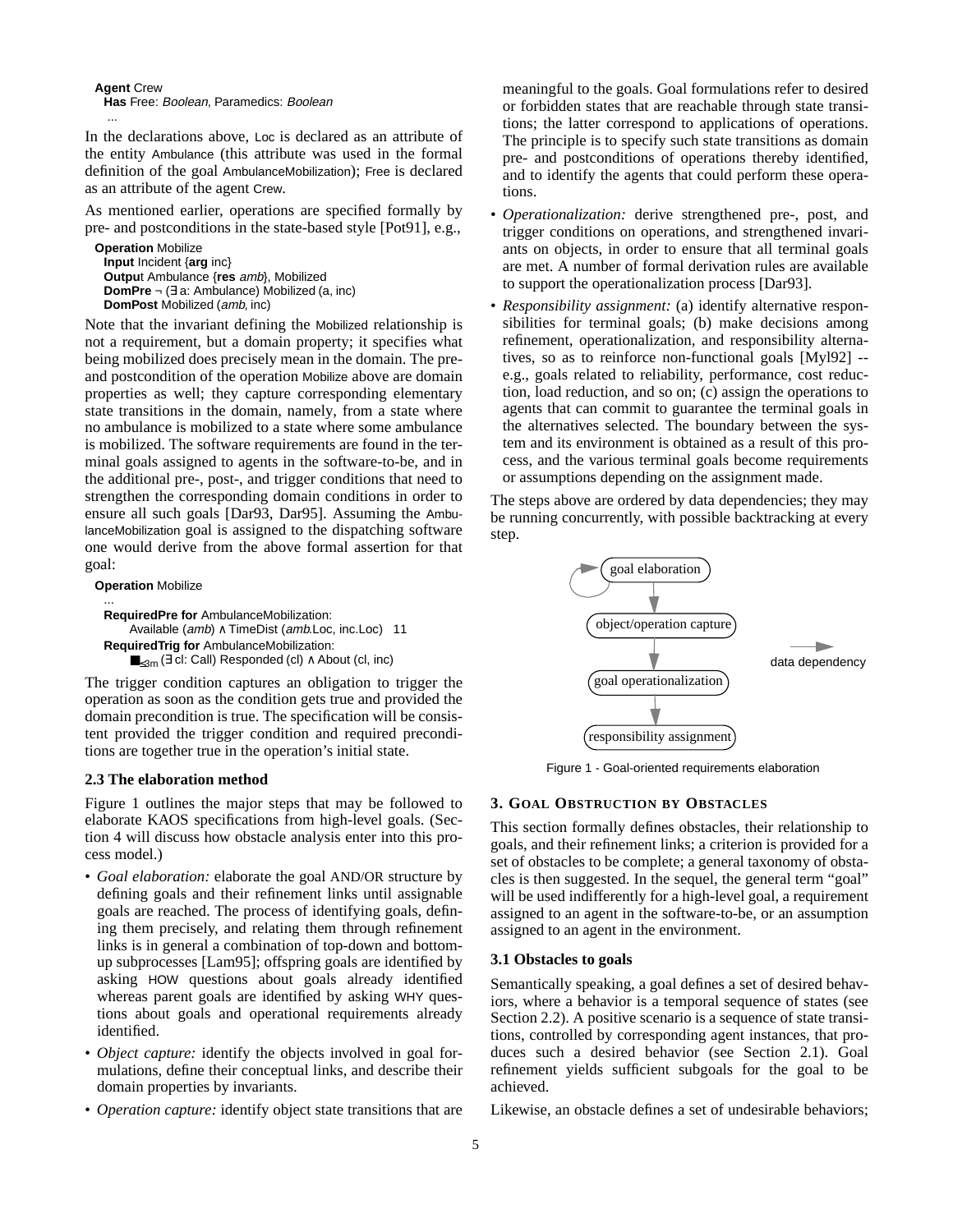```
Agent Crew
  Has Free: Boolean, Paramedics: Boolean
  ...
```

In the declarations above, Loc is declared as an attribute of the entity Ambulance (this attribute was used in the formal definition of the goal AmbulanceMobilization); Free is declared as an attribute of the agent Crew.

As mentioned earlier, operations are specified formally by pre- and postconditions in the state-based style [Pot91], e.g.,

```
Operation Mobilize
  Input Incident {arg inc}
  Output Ambulance {res amb}, Mobilized
  DomPre ¬ (∃ a: Ambulance) Mobilized (a, inc)
  DomPost Mobilized (amb, inc)
```

Note that the invariant defining the Mobilized relationship is not a requirement, but a domain property; it specifies what being mobilized does precisely mean in the domain. The pre- and postcondition of the operation Mobilize above are domain properties as well; they capture corresponding elementary state transitions in the domain, namely, from a state where no ambulance is mobilized to a state where some ambulance is mobilized. The software requirements are found in the terminal goals assigned to agents in the software-to-be, and in the additional pre-, post-, and trigger conditions that need to strengthen the corresponding domain conditions in order to ensure all such goals [Dar93, Dar95]. Assuming the AmbulanceMobilization goal is assigned to the dispatching software one would derive from the above formal assertion for that goal:

```
Operation Mobilize
  ...
  RequiredPre for AmbulanceMobilization:
      Available (amb) ∧ TimeDist (amb.Loc, inc.Loc)   11
  RequiredTrig for AmbulanceMobilization:
      ■≤3m (∃ cl: Call) Responded (cl) ∧ About (cl, inc)
```

The trigger condition captures an obligation to trigger the operation as soon as the condition gets true and provided the domain precondition is true. The specification will be consistent provided the trigger condition and required preconditions are together true in the operation's initial state.

### 2.3 The elaboration method

Figure 1 outlines the major steps that may be followed to elaborate KAOS specifications from high-level goals. (Section 4 will discuss how obstacle analysis enter into this process model.)

- *Goal elaboration:* elaborate the goal AND/OR structure by defining goals and their refinement links until assignable goals are reached. The process of identifying goals, defining them precisely, and relating them through refinement links is in general a combination of top-down and bottom-up subprocesses [Lam95]; offspring goals are identified by asking HOW questions about goals already identified whereas parent goals are identified by asking WHY questions about goals and operational requirements already identified.
- *Object capture:* identify the objects involved in goal formulations, define their conceptual links, and describe their domain properties by invariants.
- *Operation capture:* identify object state transitions that are meaningful to the goals. Goal formulations refer to desired or forbidden states that are reachable through state transitions; the latter correspond to applications of operations. The principle is to specify such state transitions as domain pre- and postconditions of operations thereby identified, and to identify the agents that could perform these operations.
- *Operationalization:* derive strengthened pre-, post, and trigger conditions on operations, and strengthened invariants on objects, in order to ensure that all terminal goals are met. A number of formal derivation rules are available to support the operationalization process [Dar93].
- *Responsibility assignment:* (a) identify alternative responsibilities for terminal goals; (b) make decisions among refinement, operationalization, and responsibility alternatives, so as to reinforce non-functional goals [Myl92] -- e.g., goals related to reliability, performance, cost reduction, load reduction, and so on; (c) assign the operations to agents that can commit to guarantee the terminal goals in the alternatives selected. The boundary between the system and its environment is obtained as a result of this process, and the various terminal goals become requirements or assumptions depending on the assignment made.

The steps above are ordered by data dependencies; they may be running concurrently, with possible backtracking at every step.

goal elaboration → object/operation capture → goal operationalization → responsibility assignment (→ data dependency)

Figure 1 - Goal-oriented requirements elaboration

## 3. Goal Obstruction by Obstacles

This section formally defines obstacles, their relationship to goals, and their refinement links; a criterion is provided for a set of obstacles to be complete; a general taxonomy of obstacles is then suggested. In the sequel, the general term "goal" will be used indifferently for a high-level goal, a requirement assigned to an agent in the software-to-be, or an assumption assigned to an agent in the environment.

### 3.1 Obstacles to goals

Semantically speaking, a goal defines a set of desired behaviors, where a behavior is a temporal sequence of states (see Section 2.2). A positive scenario is a sequence of state transitions, controlled by corresponding agent instances, that produces such a desired behavior (see Section 2.1). Goal refinement yields sufficient subgoals for the goal to be achieved.

Likewise, an obstacle defines a set of undesirable behaviors;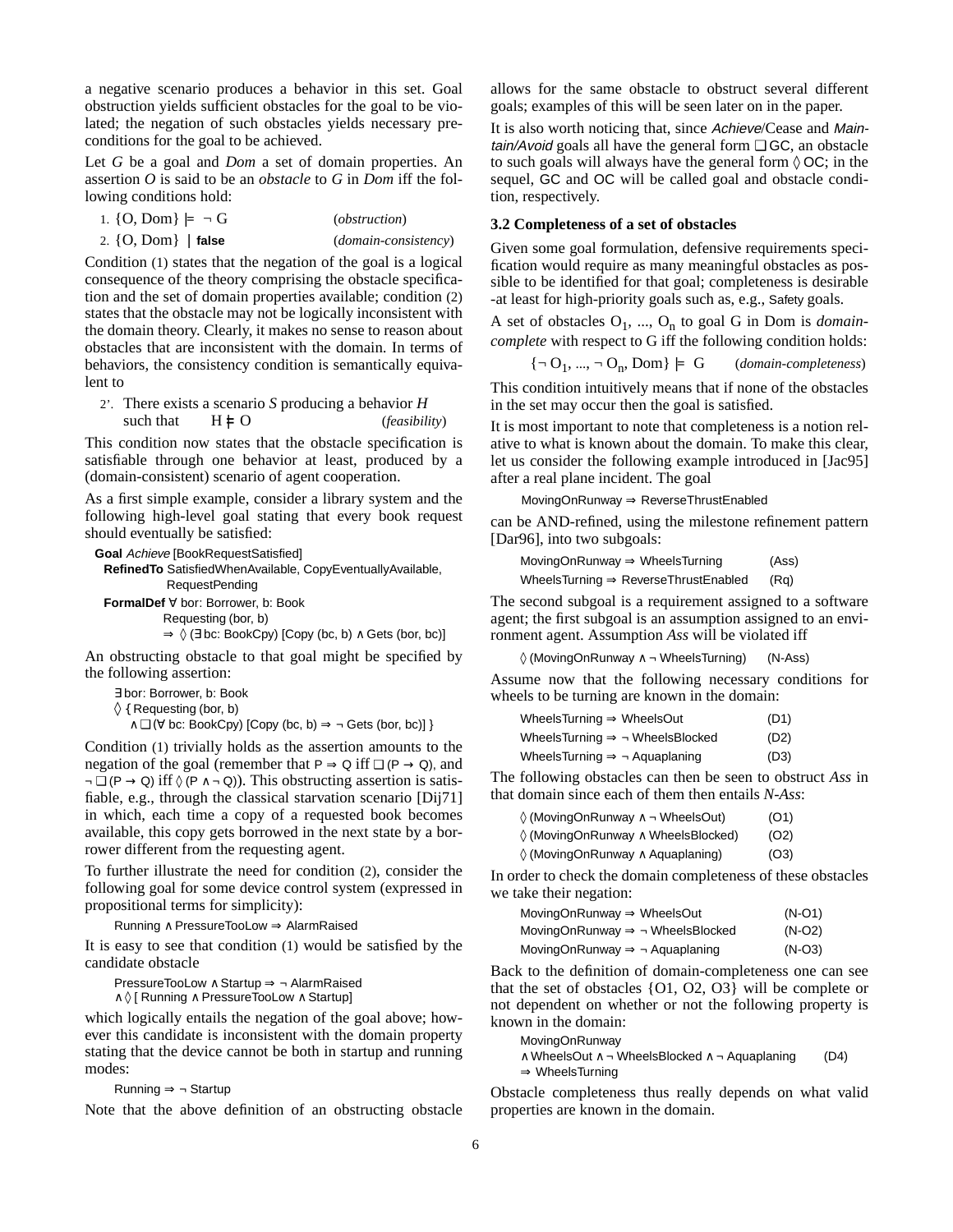a negative scenario produces a behavior in this set. Goal obstruction yields sufficient obstacles for the goal to be violated; the negation of such obstacles yields necessary preconditions for the goal to be achieved.

Let *G* be a goal and *Dom* a set of domain properties. An assertion *O* is said to be an *obstacle* to *G* in *Dom* iff the following conditions hold:

1. $\{O, Dom\} \models \neg G$ (*obstruction*)
2. $\{O, Dom\} \not\models$ **false** (*domain-consistency*)

Condition (1) states that the negation of the goal is a logical consequence of the theory comprising the obstacle specification and the set of domain properties available; condition (2) states that the obstacle may not be logically inconsistent with the domain theory. Clearly, it makes no sense to reason about obstacles that are inconsistent with the domain. In terms of behaviors, the consistency condition is semantically equivalent to

2'. There exists a scenario *S* producing a behavior *H* such that $H \models O$ (*feasibility*)

This condition now states that the obstacle specification is satisfiable through one behavior at least, produced by a (domain-consistent) scenario of agent cooperation.

As a first simple example, consider a library system and the following high-level goal stating that every book request should eventually be satisfied:

**Goal** *Achieve* [BookRequestSatisfied]
**RefinedTo** SatisfiedWhenAvailable, CopyEventuallyAvailable, RequestPending
**FormalDef** ∀ bor: Borrower, b: Book
Requesting (bor, b)
⇒ ◊ (∃ bc: BookCpy) [Copy (bc, b) ∧ Gets (bor, bc)]

An obstructing obstacle to that goal might be specified by the following assertion:

∃ bor: Borrower, b: Book
◊ { Requesting (bor, b)
∧ □ (∀ bc: BookCpy) [Copy (bc, b) ⇒ ¬ Gets (bor, bc)] }

Condition (1) trivially holds as the assertion amounts to the negation of the goal (remember that $P \Rightarrow Q$ iff $\Box (P \rightarrow Q)$, and $\neg \Box (P \rightarrow Q)$ iff $\Diamond (P \wedge \neg Q)$). This obstructing assertion is satisfiable, e.g., through the classical starvation scenario [Dij71] in which, each time a copy of a requested book becomes available, this copy gets borrowed in the next state by a borrower different from the requesting agent.

To further illustrate the need for condition (2), consider the following goal for some device control system (expressed in propositional terms for simplicity):

Running ∧ PressureTooLow ⇒ AlarmRaised

It is easy to see that condition (1) would be satisfied by the candidate obstacle

PressureTooLow ∧ Startup ⇒ ¬ AlarmRaised
∧ ◊ [ Running ∧ PressureTooLow ∧ Startup]

which logically entails the negation of the goal above; however this candidate is inconsistent with the domain property stating that the device cannot be both in startup and running modes:

Running ⇒ ¬ Startup

Note that the above definition of an obstructing obstacle allows for the same obstacle to obstruct several different goals; examples of this will be seen later on in the paper.

It is also worth noticing that, since *Achieve*/Cease and *Maintain/Avoid* goals all have the general form □ GC, an obstacle to such goals will always have the general form ◊ OC; in the sequel, GC and OC will be called goal and obstacle condition, respectively.

### 3.2 Completeness of a set of obstacles

Given some goal formulation, defensive requirements specification would require as many meaningful obstacles as possible to be identified for that goal; completeness is desirable -at least for high-priority goals such as, e.g., Safety goals.

A set of obstacles $O_1, ..., O_n$ to goal G in Dom is *domain-complete* with respect to G iff the following condition holds:

$$\{\neg O_1, ..., \neg O_n, Dom\} \models G \quad (\textit{domain-completeness})$$

This condition intuitively means that if none of the obstacles in the set may occur then the goal is satisfied.

It is most important to note that completeness is a notion relative to what is known about the domain. To make this clear, let us consider the following example introduced in [Jac95] after a real plane incident. The goal

MovingOnRunway ⇒ ReverseThrustEnabled

can be AND-refined, using the milestone refinement pattern [Dar96], into two subgoals:

MovingOnRunway ⇒ WheelsTurning (Ass)
WheelsTurning ⇒ ReverseThrustEnabled (Rq)

The second subgoal is a requirement assigned to a software agent; the first subgoal is an assumption assigned to an environment agent. Assumption *Ass* will be violated iff

◊ (MovingOnRunway ∧ ¬ WheelsTurning) (N-Ass)

Assume now that the following necessary conditions for wheels to be turning are known in the domain:

WheelsTurning ⇒ WheelsOut (D1)
WheelsTurning ⇒ ¬ WheelsBlocked (D2)
WheelsTurning ⇒ ¬ Aquaplaning (D3)

The following obstacles can then be seen to obstruct *Ass* in that domain since each of them then entails *N-Ass*:

◊ (MovingOnRunway ∧ ¬ WheelsOut) (O1)
◊ (MovingOnRunway ∧ WheelsBlocked) (O2)
◊ (MovingOnRunway ∧ Aquaplaning) (O3)

In order to check the domain completeness of these obstacles we take their negation:

MovingOnRunway ⇒ WheelsOut (N-O1)
MovingOnRunway ⇒ ¬ WheelsBlocked (N-O2)
MovingOnRunway ⇒ ¬ Aquaplaning (N-O3)

Back to the definition of domain-completeness one can see that the set of obstacles {O1, O2, O3} will be complete or not dependent on whether or not the following property is known in the domain:

MovingOnRunway
∧ WheelsOut ∧ ¬ WheelsBlocked ∧ ¬ Aquaplaning (D4)
⇒ WheelsTurning

Obstacle completeness thus really depends on what valid properties are known in the domain.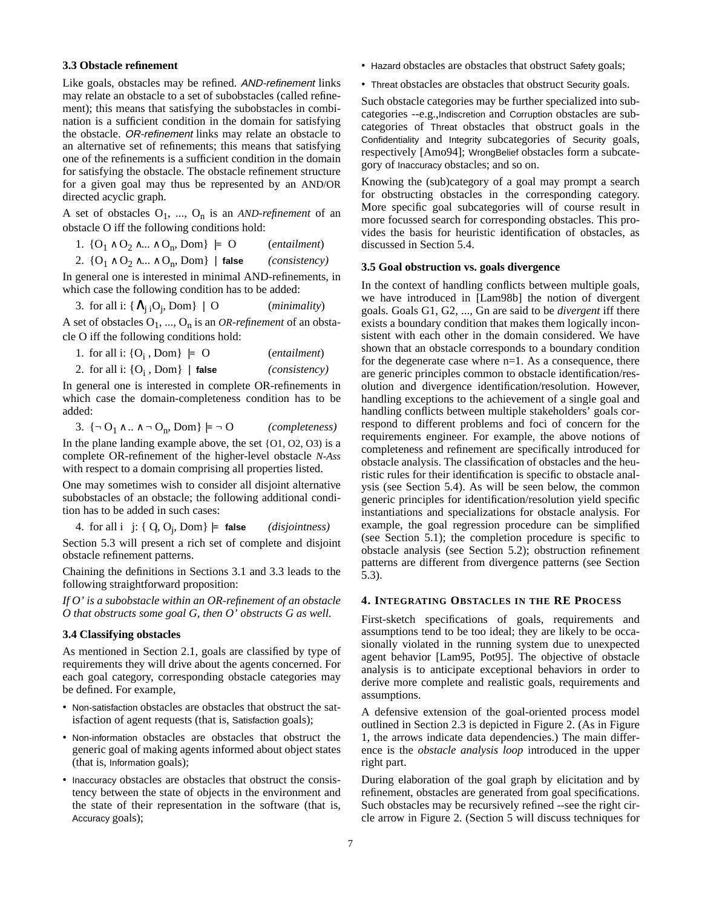### 3.3 Obstacle refinement

Like goals, obstacles may be refined. *AND-refinement* links may relate an obstacle to a set of subobstacles (called refinement); this means that satisfying the subobstacles in combination is a sufficient condition in the domain for satisfying the obstacle. *OR-refinement* links may relate an obstacle to an alternative set of refinements; this means that satisfying one of the refinements is a sufficient condition in the domain for satisfying the obstacle. The obstacle refinement structure for a given goal may thus be represented by an AND/OR directed acyclic graph.

A set of obstacles $O_1, ..., O_n$ is an *AND-refinement* of an obstacle O iff the following conditions hold:

1. $\{O_1 \wedge O_2 \wedge ... \wedge O_n, Dom\} \models O$ (*entailment*)
2. $\{O_1 \wedge O_2 \wedge ... \wedge O_n, Dom\} \not\models \textsf{false}$ (*consistency*)

In general one is interested in minimal AND-refinements, in which case the following condition has to be added:

3. for all i: $\{ \bigwedge_{j \neq i} O_j, Dom\} \not\models O$ (*minimality*)

A set of obstacles $O_1, ..., O_n$ is an *OR-refinement* of an obstacle O iff the following conditions hold:

1. for all i: $\{O_i , Dom\} \models O$ (*entailment*)
2. for all i: $\{O_i , Dom\} \not\models \textsf{false}$ (*consistency*)

In general one is interested in complete OR-refinements in which case the domain-completeness condition has to be added:

3. $\{\neg O_1 \wedge .. \wedge \neg O_n, Dom\} \models \neg O$ (*completeness*)

In the plane landing example above, the set {O1, O2, O3) is a complete OR-refinement of the higher-level obstacle *N-Ass* with respect to a domain comprising all properties listed.

One may sometimes wish to consider all disjoint alternative subobstacles of an obstacle; the following additional condition has to be added in such cases:

4. for all $i \neq j$: $\{ O_i, O_j, Dom\} \models \textsf{false}$ (*disjointness*)

Section 5.3 will present a rich set of complete and disjoint obstacle refinement patterns.

Chaining the definitions in Sections 3.1 and 3.3 leads to the following straightforward proposition:

*If O' is a subobstacle within an OR-refinement of an obstacle O that obstructs some goal G, then O' obstructs G as well.*

### 3.4 Classifying obstacles

As mentioned in Section 2.1, goals are classified by type of requirements they will drive about the agents concerned. For each goal category, corresponding obstacle categories may be defined. For example,

- Non-satisfaction obstacles are obstacles that obstruct the satisfaction of agent requests (that is, Satisfaction goals);
- Non-information obstacles are obstacles that obstruct the generic goal of making agents informed about object states (that is, Information goals);
- Inaccuracy obstacles are obstacles that obstruct the consistency between the state of objects in the environment and the state of their representation in the software (that is, Accuracy goals);
- Hazard obstacles are obstacles that obstruct Safety goals;
- Threat obstacles are obstacles that obstruct Security goals.

Such obstacle categories may be further specialized into subcategories --e.g.,Indiscretion and Corruption obstacles are subcategories of Threat obstacles that obstruct goals in the Confidentiality and Integrity subcategories of Security goals, respectively [Amo94]; WrongBelief obstacles form a subcategory of Inaccuracy obstacles; and so on.

Knowing the (sub)category of a goal may prompt a search for obstructing obstacles in the corresponding category. More specific goal subcategories will of course result in more focussed search for corresponding obstacles. This provides the basis for heuristic identification of obstacles, as discussed in Section 5.4.

### 3.5 Goal obstruction vs. goals divergence

In the context of handling conflicts between multiple goals, we have introduced in [Lam98b] the notion of divergent goals. Goals G1, G2, ..., Gn are said to be *divergent* iff there exists a boundary condition that makes them logically inconsistent with each other in the domain considered. We have shown that an obstacle corresponds to a boundary condition for the degenerate case where n=1. As a consequence, there are generic principles common to obstacle identification/resolution and divergence identification/resolution. However, handling exceptions to the achievement of a single goal and handling conflicts between multiple stakeholders' goals correspond to different problems and foci of concern for the requirements engineer. For example, the above notions of completeness and refinement are specifically introduced for obstacle analysis. The classification of obstacles and the heuristic rules for their identification is specific to obstacle analysis (see Section 5.4). As will be seen below, the common generic principles for identification/resolution yield specific instantiations and specializations for obstacle analysis. For example, the goal regression procedure can be simplified (see Section 5.1); the completion procedure is specific to obstacle analysis (see Section 5.2); obstruction refinement patterns are different from divergence patterns (see Section 5.3).

## 4. Integrating Obstacles in the RE Process

First-sketch specifications of goals, requirements and assumptions tend to be too ideal; they are likely to be occasionally violated in the running system due to unexpected agent behavior [Lam95, Pot95]. The objective of obstacle analysis is to anticipate exceptional behaviors in order to derive more complete and realistic goals, requirements and assumptions.

A defensive extension of the goal-oriented process model outlined in Section 2.3 is depicted in Figure 2. (As in Figure 1, the arrows indicate data dependencies.) The main difference is the *obstacle analysis loop* introduced in the upper right part.

During elaboration of the goal graph by elicitation and by refinement, obstacles are generated from goal specifications. Such obstacles may be recursively refined --see the right circle arrow in Figure 2. (Section 5 will discuss techniques for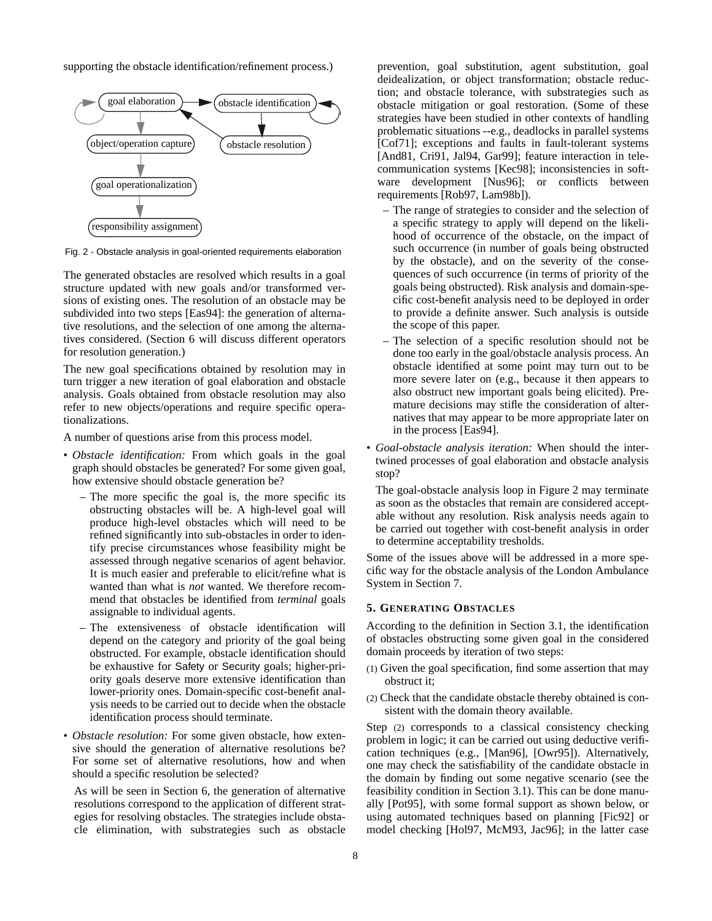supporting the obstacle identification/refinement process.)

Fig. 2 - Obstacle analysis in goal-oriented requirements elaboration

The generated obstacles are resolved which results in a goal structure updated with new goals and/or transformed versions of existing ones. The resolution of an obstacle may be subdivided into two steps [Eas94]: the generation of alternative resolutions, and the selection of one among the alternatives considered. (Section 6 will discuss different operators for resolution generation.)

The new goal specifications obtained by resolution may in turn trigger a new iteration of goal elaboration and obstacle analysis. Goals obtained from obstacle resolution may also refer to new objects/operations and require specific operationalizations.

A number of questions arise from this process model.

- *Obstacle identification:* From which goals in the goal graph should obstacles be generated? For some given goal, how extensive should obstacle generation be?
  - The more specific the goal is, the more specific its obstructing obstacles will be. A high-level goal will produce high-level obstacles which will need to be refined significantly into sub-obstacles in order to identify precise circumstances whose feasibility might be assessed through negative scenarios of agent behavior. It is much easier and preferable to elicit/refine what is wanted than what is *not* wanted. We therefore recommend that obstacles be identified from *terminal* goals assignable to individual agents.
  - The extensiveness of obstacle identification will depend on the category and priority of the goal being obstructed. For example, obstacle identification should be exhaustive for Safety or Security goals; higher-priority goals deserve more extensive identification than lower-priority ones. Domain-specific cost-benefit analysis needs to be carried out to decide when the obstacle identification process should terminate.
- *Obstacle resolution:* For some given obstacle, how extensive should the generation of alternative resolutions be? For some set of alternative resolutions, how and when should a specific resolution be selected?

  As will be seen in Section 6, the generation of alternative resolutions correspond to the application of different strategies for resolving obstacles. The strategies include obstacle elimination, with substrategies such as obstacle prevention, goal substitution, agent substitution, goal deidealization, or object transformation; obstacle reduction; and obstacle tolerance, with substrategies such as obstacle mitigation or goal restoration. (Some of these strategies have been studied in other contexts of handling problematic situations --e.g., deadlocks in parallel systems [Cof71]; exceptions and faults in fault-tolerant systems [And81, Cri91, Jal94, Gar99]; feature interaction in telecommunication systems [Kec98]; inconsistencies in software development [Nus96]; or conflicts between requirements [Rob97, Lam98b]).
  - The range of strategies to consider and the selection of a specific strategy to apply will depend on the likelihood of occurrence of the obstacle, on the impact of such occurrence (in number of goals being obstructed by the obstacle), and on the severity of the consequences of such occurrence (in terms of priority of the goals being obstructed). Risk analysis and domain-specific cost-benefit analysis need to be deployed in order to provide a definite answer. Such analysis is outside the scope of this paper.
  - The selection of a specific resolution should not be done too early in the goal/obstacle analysis process. An obstacle identified at some point may turn out to be more severe later on (e.g., because it then appears to also obstruct new important goals being elicited). Premature decisions may stifle the consideration of alternatives that may appear to be more appropriate later on in the process [Eas94].
- *Goal-obstacle analysis iteration:* When should the intertwined processes of goal elaboration and obstacle analysis stop?

  The goal-obstacle analysis loop in Figure 2 may terminate as soon as the obstacles that remain are considered acceptable without any resolution. Risk analysis needs again to be carried out together with cost-benefit analysis in order to determine acceptability tresholds.

Some of the issues above will be addressed in a more specific way for the obstacle analysis of the London Ambulance System in Section 7.

## 5. Generating Obstacles

According to the definition in Section 3.1, the identification of obstacles obstructing some given goal in the considered domain proceeds by iteration of two steps:

(1) Given the goal specification, find some assertion that may obstruct it;

(2) Check that the candidate obstacle thereby obtained is consistent with the domain theory available.

Step (2) corresponds to a classical consistency checking problem in logic; it can be carried out using deductive verification techniques (e.g., [Man96], [Owr95]). Alternatively, one may check the satisfiability of the candidate obstacle in the domain by finding out some negative scenario (see the feasibility condition in Section 3.1). This can be done manually [Pot95], with some formal support as shown below, or using automated techniques based on planning [Fic92] or model checking [Hol97, McM93, Jac96]; in the latter case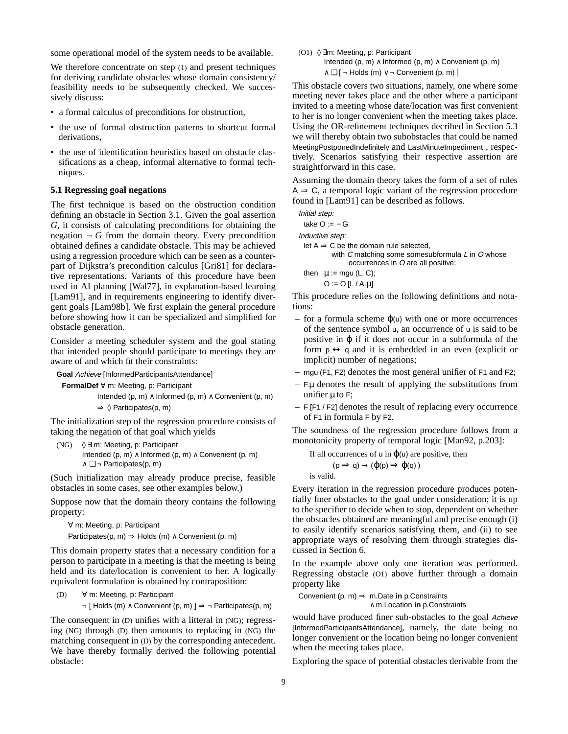some operational model of the system needs to be available.

We therefore concentrate on step (1) and present techniques for deriving candidate obstacles whose domain consistency/feasibility needs to be subsequently checked. We successively discuss:

- a formal calculus of preconditions for obstruction,
- the use of formal obstruction patterns to shortcut formal derivations,
- the use of identification heuristics based on obstacle classifications as a cheap, informal alternative to formal techniques.

### 5.1 Regressing goal negations

The first technique is based on the obstruction condition defining an obstacle in Section 3.1. Given the goal assertion *G*, it consists of calculating preconditions for obtaining the negation $\neg G$ from the domain theory. Every precondition obtained defines a candidate obstacle. This may be achieved using a regression procedure which can be seen as a counterpart of Dijkstra's precondition calculus [Gri81] for declarative representations. Variants of this procedure have been used in AI planning [Wal77], in explanation-based learning [Lam91], and in requirements engineering to identify divergent goals [Lam98b]. We first explain the general procedure before showing how it can be specialized and simplified for obstacle generation.

Consider a meeting scheduler system and the goal stating that intended people should participate to meetings they are aware of and which fit their constraints:

**Goal** *Achieve* [InformedParticipantsAttendance]
**FormalDef** $\forall$ m: Meeting, p: Participant
Intended (p, m) $\wedge$ Informed (p, m) $\wedge$ Convenient (p, m)
$\Rightarrow \Diamond$ Participates(p, m)

The initialization step of the regression procedure consists of taking the negation of that goal which yields

(NG) $\Diamond\, \exists$ m: Meeting, p: Participant
Intended (p, m) $\wedge$ Informed (p, m) $\wedge$ Convenient (p, m)
$\wedge \,\Box \neg$ Participates(p, m)

(Such initialization may already produce precise, feasible obstacles in some cases, see other examples below.)

Suppose now that the domain theory contains the following property:

$\forall$ m: Meeting, p: Participant
Participates(p, m) $\Rightarrow$ Holds (m) $\wedge$ Convenient (p, m)

This domain property states that a necessary condition for a person to participate in a meeting is that the meeting is being held and its date/location is convenient to her. A logically equivalent formulation is obtained by contraposition:

(D) $\forall$ m: Meeting, p: Participant
$\neg$ [ Holds (m) $\wedge$ Convenient (p, m) ] $\Rightarrow \neg$ Participates(p, m)

The consequent in (D) unifies with a litteral in (NG); regressing (NG) through (D) then amounts to replacing in (NG) the matching consequent in (D) by the corresponding antecedent. We have thereby formally derived the following potential obstacle:

(O1) $\Diamond\, \exists$m: Meeting, p: Participant
Intended (p, m) $\wedge$ Informed (p, m) $\wedge$ Convenient (p, m)
$\wedge \,\Box$ [ $\neg$ Holds (m) $\vee \neg$ Convenient (p, m) ]

This obstacle covers two situations, namely, one where some meeting never takes place and the other where a participant invited to a meeting whose date/location was first convenient to her is no longer convenient when the meeting takes place. Using the OR-refinement techniques decribed in Section 5.3 we will thereby obtain two subobstacles that could be named MeetingPostponedIndefinitely and LastMinuteImpediment, respectively. Scenarios satisfying their respective assertion are straightforward in this case.

Assuming the domain theory takes the form of a set of rules $A \Rightarrow C$, a temporal logic variant of the regression procedure found in [Lam91] can be described as follows.

*Initial step:*
take O := $\neg$ G
*Inductive step:*
let A $\Rightarrow$ C be the domain rule selected,
with *C* matching some somesubformula *L* in *O* whose occurrences in *O* are all positive;
then $\mu$ := mgu (L, C);
O := O [L / A.$\mu$]

This procedure relies on the following definitions and notations:

- for a formula scheme $\varphi$(u) with one or more occurrences of the sentence symbol u, an occurrence of u is said to be positive in $\varphi$ if it does not occur in a subformula of the form p $\leftrightarrow$ q and it is embedded in an even (explicit or implicit) number of negations;
- mgu (F1, F2) denotes the most general unifier of F1 and F2;
- F.$\mu$ denotes the result of applying the substitutions from unifier $\mu$ to F;
- F [F1 / F2] denotes the result of replacing every occurrence of F1 in formula F by F2.

The soundness of the regression procedure follows from a monotonicity property of temporal logic [Man92, p.203]:

If all occurrences of u in $\varphi$(u) are positive, then
$(p \Rightarrow q) \rightarrow (\varphi(p) \Rightarrow \varphi(q))$
is valid.

Every iteration in the regression procedure produces potentially finer obstacles to the goal under consideration; it is up to the specifier to decide when to stop, dependent on whether the obstacles obtained are meaningful and precise enough (i) to easily identify scenarios satisfying them, and (ii) to see appropriate ways of resolving them through strategies discussed in Section 6.

In the example above only one iteration was performed. Regressing obstacle (O1) above further through a domain property like

Convenient (p, m) $\Rightarrow$ m.Date **in** p.Constraints
$\wedge$ m.Location **in** p.Constraints

would have produced finer sub-obstacles to the goal *Achieve* [InformedParticipantsAttendance], namely, the date being no longer convenient or the location being no longer convenient when the meeting takes place.

Exploring the space of potential obstacles derivable from the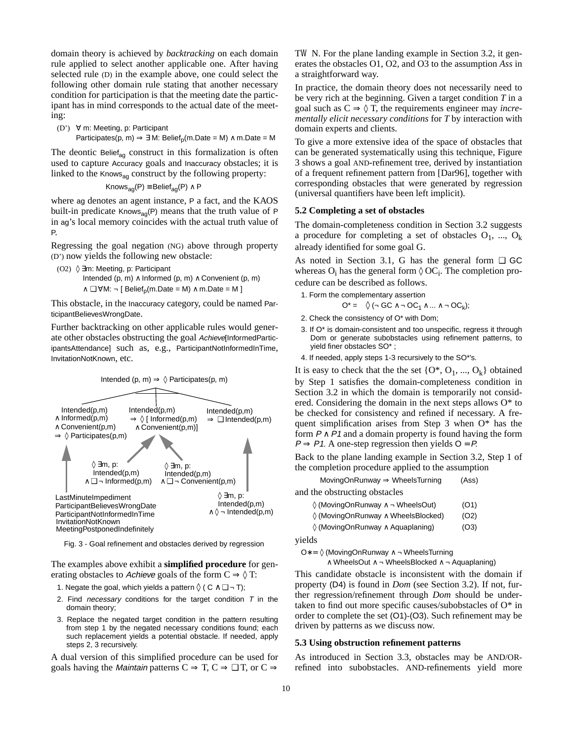domain theory is achieved by *backtracking* on each domain rule applied to select another applicable one. After having selected rule (D) in the example above, one could select the following other domain rule stating that another necessary condition for participation is that the meeting date the participant has in mind corresponds to the actual date of the meeting:

(D') $\forall$ m: Meeting, p: Participant
Participates(p, m) $\Rightarrow$ $\exists$ M: $Belief_p$(m.Date = M) $\wedge$ m.Date = M

The deontic $Belief_{ag}$ construct in this formalization is often used to capture Accuracy goals and Inaccuracy obstacles; it is linked to the $Knows_{ag}$ construct by the following property:

$$Knows_{ag}(P) \equiv Belief_{ag}(P) \wedge P$$

where ag denotes an agent instance, P a fact, and the KAOS built-in predicate $Knows_{ag}(P)$ means that the truth value of P in ag's local memory coincides with the actual truth value of P.

Regressing the goal negation (NG) above through property (D') now yields the following new obstacle:

(O2) $\lozenge$ $\exists$m: Meeting, p: Participant
Intended (p, m) $\wedge$ Informed (p, m) $\wedge$ Convenient (p, m)
$\wedge$ $\square\forall$M: $\neg$ [ $Belief_p$(m.Date = M) $\wedge$ m.Date = M ]

This obstacle, in the Inaccuracy category, could be named ParticipantBelievesWrongDate.

Further backtracking on other applicable rules would generate other obstacles obstructing the goal *Achieve*[InformedParticipantsAttendance] such as, e.g., ParticipantNotInformedInTime, InvitationNotKnown, etc.

Intended (p, m) $\Rightarrow$ $\lozenge$ Participates(p, m)

- Intended(p,m) $\wedge$ Informed(p,m) $\wedge$ Convenient(p,m) $\Rightarrow$ $\lozenge$ Participates(p,m)
  - obstacles: LastMinuteImpediment, ParticipantBelievesWrongDate, ParticipantNotInformedInTime, InvitationNotKnown, MeetingPostponedIndefinitely
- Intended(p,m) $\Rightarrow$ $\lozenge$ [ Informed(p,m) $\wedge$ Convenient(p,m)]
  - obstacle: $\lozenge$ $\exists$m, p: Intended(p,m) $\wedge$ $\square\neg$ Informed(p,m)
  - obstacle: $\lozenge$ $\exists$m, p: Intended(p,m) $\wedge$ $\square\neg$ Convenient(p,m)
- Intended(p,m) $\Rightarrow$ $\square$ Intended(p,m)
  - obstacle: $\lozenge$ $\exists$m, p: Intended(p,m) $\wedge$ $\lozenge\neg$ Intended(p,m)

Fig. 3 - Goal refinement and obstacles derived by regression

The examples above exhibit a **simplified procedure** for generating obstacles to *Achieve* goals of the form C $\Rightarrow$ $\lozenge$ T:

1. Negate the goal, which yields a pattern $\lozenge$ ( C $\wedge$ $\square\neg$ T);
2. Find *necessary* conditions for the target condition *T* in the domain theory;
3. Replace the negated target condition in the pattern resulting from step 1 by the negated necessary conditions found; each such replacement yields a potential obstacle. If needed, apply steps 2, 3 recursively.

A dual version of this simplified procedure can be used for goals having the *Maintain* patterns C $\Rightarrow$ T, C $\Rightarrow$ $\square$T, or C $\Rightarrow$ TW N. For the plane landing example in Section 3.2, it generates the obstacles O1, O2, and O3 to the assumption *Ass* in a straightforward way.

In practice, the domain theory does not necessarily need to be very rich at the beginning. Given a target condition *T* in a goal such as C $\Rightarrow$ $\lozenge$ T, the requirements engineer may *incrementally elicit necessary conditions* for *T* by interaction with domain experts and clients.

To give a more extensive idea of the space of obstacles that can be generated systematically using this technique, Figure 3 shows a goal AND-refinement tree, derived by instantiation of a frequent refinement pattern from [Dar96], together with corresponding obstacles that were generated by regression (universal quantifiers have been left implicit).

### 5.2 Completing a set of obstacles

The domain-completeness condition in Section 3.2 suggests a procedure for completing a set of obstacles $O_1$, ..., $O_k$ already identified for some goal G.

As noted in Section 3.1, G has the general form $\square$ GC whereas $O_i$ has the general form $\lozenge$ $OC_i$. The completion procedure can be described as follows.

1. Form the complementary assertion
$$O^* = \lozenge (\neg GC \wedge \neg OC_1 \wedge ... \wedge \neg OC_k);$$
2. Check the consistency of O* with Dom;
3. If O* is domain-consistent and too unspecific, regress it through Dom or generate subobstacles using refinement patterns, to yield finer obstacles SO* ;
4. If needed, apply steps 1-3 recursively to the SO*'s.

It is easy to check that the the set {O*, $O_1$, ..., $O_k$} obtained by Step 1 satisfies the domain-completeness condition in Section 3.2 in which the domain is temporarily not considered. Considering the domain in the next steps allows O* to be checked for consistency and refined if necessary. A frequent simplification arises from Step 3 when O* has the form *P* $\wedge$ *P1* and a domain property is found having the form *P* $\Rightarrow$ *P1*. A one-step regression then yields O = *P*.

Back to the plane landing example in Section 3.2, Step 1 of the completion procedure applied to the assumption

MovingOnRunway $\Rightarrow$ WheelsTurning (Ass)

and the obstructing obstacles

$\lozenge$ (MovingOnRunway $\wedge$ $\neg$ WheelsOut) (O1)
$\lozenge$ (MovingOnRunway $\wedge$ WheelsBlocked) (O2)
$\lozenge$ (MovingOnRunway $\wedge$ Aquaplaning) (O3)

yields

O* = $\lozenge$ (MovingOnRunway $\wedge$ $\neg$ WheelsTurning
$\wedge$ WheelsOut $\wedge$ $\neg$ WheelsBlocked $\wedge$ $\neg$ Aquaplaning)

This candidate obstacle is inconsistent with the domain if property (D4) is found in *Dom* (see Section 3.2). If not, further regression/refinement through *Dom* should be undertaken to find out more specific causes/subobstacles of O* in order to complete the set (O1)-(O3). Such refinement may be driven by patterns as we discuss now.

### 5.3 Using obstruction refinement patterns

As introduced in Section 3.3, obstacles may be AND/OR-refined into subobstacles. AND-refinements yield more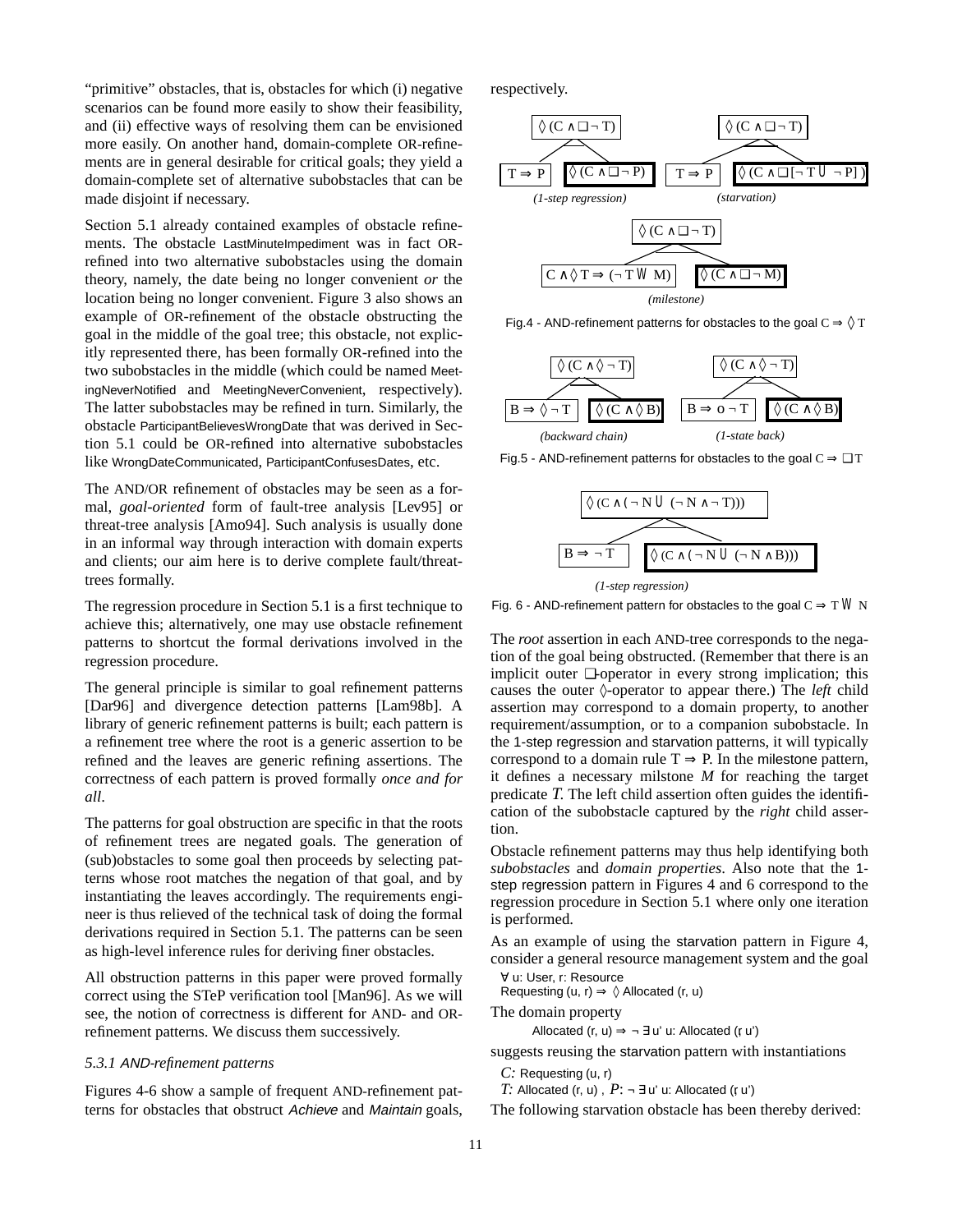"primitive" obstacles, that is, obstacles for which (i) negative scenarios can be found more easily to show their feasibility, and (ii) effective ways of resolving them can be envisioned more easily. On another hand, domain-complete OR-refinements are in general desirable for critical goals; they yield a domain-complete set of alternative subobstacles that can be made disjoint if necessary.

Section 5.1 already contained examples of obstacle refinements. The obstacle LastMinuteImpediment was in fact OR-refined into two alternative subobstacles using the domain theory, namely, the date being no longer convenient *or* the location being no longer convenient. Figure 3 also shows an example of OR-refinement of the obstacle obstructing the goal in the middle of the goal tree; this obstacle, not explicitly represented there, has been formally OR-refined into the two subobstacles in the middle (which could be named MeetingNeverNotified and MeetingNeverConvenient, respectively). The latter subobstacles may be refined in turn. Similarly, the obstacle ParticipantBelievesWrongDate that was derived in Section 5.1 could be OR-refined into alternative subobstacles like WrongDateCommunicated, ParticipantConfusesDates, etc.

The AND/OR refinement of obstacles may be seen as a formal, *goal-oriented* form of fault-tree analysis [Lev95] or threat-tree analysis [Amo94]. Such analysis is usually done in an informal way through interaction with domain experts and clients; our aim here is to derive complete fault/threat-trees formally.

The regression procedure in Section 5.1 is a first technique to achieve this; alternatively, one may use obstacle refinement patterns to shortcut the formal derivations involved in the regression procedure.

The general principle is similar to goal refinement patterns [Dar96] and divergence detection patterns [Lam98b]. A library of generic refinement patterns is built; each pattern is a refinement tree where the root is a generic assertion to be refined and the leaves are generic refining assertions. The correctness of each pattern is proved formally *once and for all*.

The patterns for goal obstruction are specific in that the roots of refinement trees are negated goals. The generation of (sub)obstacles to some goal then proceeds by selecting patterns whose root matches the negation of that goal, and by instantiating the leaves accordingly. The requirements engineer is thus relieved of the technical task of doing the formal derivations required in Section 5.1. The patterns can be seen as high-level inference rules for deriving finer obstacles.

All obstruction patterns in this paper were proved formally correct using the STeP verification tool [Man96]. As we will see, the notion of correctness is different for AND- and OR-refinement patterns. We discuss them successively.

### 5.3.1 AND-refinement patterns

Figures 4-6 show a sample of frequent AND-refinement patterns for obstacles that obstruct *Achieve* and *Maintain* goals, respectively.

(1-step regression): root $\Diamond (C \wedge \Box \neg T)$; children $T \Rightarrow P$, $\Diamond (C \wedge \Box \neg P)$

(starvation): root $\Diamond (C \wedge \Box \neg T)$; children $T \Rightarrow P$, $\Diamond (C \wedge \Box [\neg T \, \mathcal{U} \, \neg P])$

(milestone): root $\Diamond (C \wedge \Box \neg T)$; children $C \wedge \Diamond T \Rightarrow (\neg T \, \mathcal{W} \, M)$, $\Diamond (C \wedge \Box \neg M)$

Fig.4 - AND-refinement patterns for obstacles to the goal $C \Rightarrow \Diamond T$

(backward chain): root $\Diamond (C \wedge \Diamond \neg T)$; children $B \Rightarrow \Diamond \neg T$, $\Diamond (C \wedge \Diamond B)$

(1-state back): root $\Diamond (C \wedge \Diamond \neg T)$; children $B \Rightarrow \circ \neg T$, $\Diamond (C \wedge \Diamond B)$

Fig.5 - AND-refinement patterns for obstacles to the goal $C \Rightarrow \Box T$

(1-step regression): root $\Diamond (C \wedge (\neg N \, \mathcal{U} \, (\neg N \wedge \neg T)))$; children $B \Rightarrow \neg T$, $\Diamond (C \wedge (\neg N \, \mathcal{U} \, (\neg N \wedge B)))$

Fig. 6 - AND-refinement pattern for obstacles to the goal $C \Rightarrow T \, \mathcal{W} \, N$

The *root* assertion in each AND-tree corresponds to the negation of the goal being obstructed. (Remember that there is an implicit outer $\Box$-operator in every strong implication; this causes the outer $\Diamond$-operator to appear there.) The *left* child assertion may correspond to a domain property, to another requirement/assumption, or to a companion subobstacle. In the 1-step regression and starvation patterns, it will typically correspond to a domain rule $T \Rightarrow P$. In the milestone pattern, it defines a necessary milstone $M$ for reaching the target predicate $T$. The left child assertion often guides the identification of the subobstacle captured by the *right* child assertion.

Obstacle refinement patterns may thus help identifying both *subobstacles* and *domain properties*. Also note that the 1-step regression pattern in Figures 4 and 6 correspond to the regression procedure in Section 5.1 where only one iteration is performed.

As an example of using the starvation pattern in Figure 4, consider a general resource management system and the goal

$\forall$ u: User, r: Resource
Requesting (u, r) $\Rightarrow$ $\Diamond$ Allocated (r, u)

The domain property

Allocated (r, u) $\Rightarrow$ $\neg \exists$ u' $\neq$ u: Allocated (r, u')

suggests reusing the starvation pattern with instantiations

*C:* Requesting (u, r)
*T:* Allocated (r, u) , *P*: $\neg \exists$ u' $\neq$ u: Allocated (r, u')

The following starvation obstacle has been thereby derived: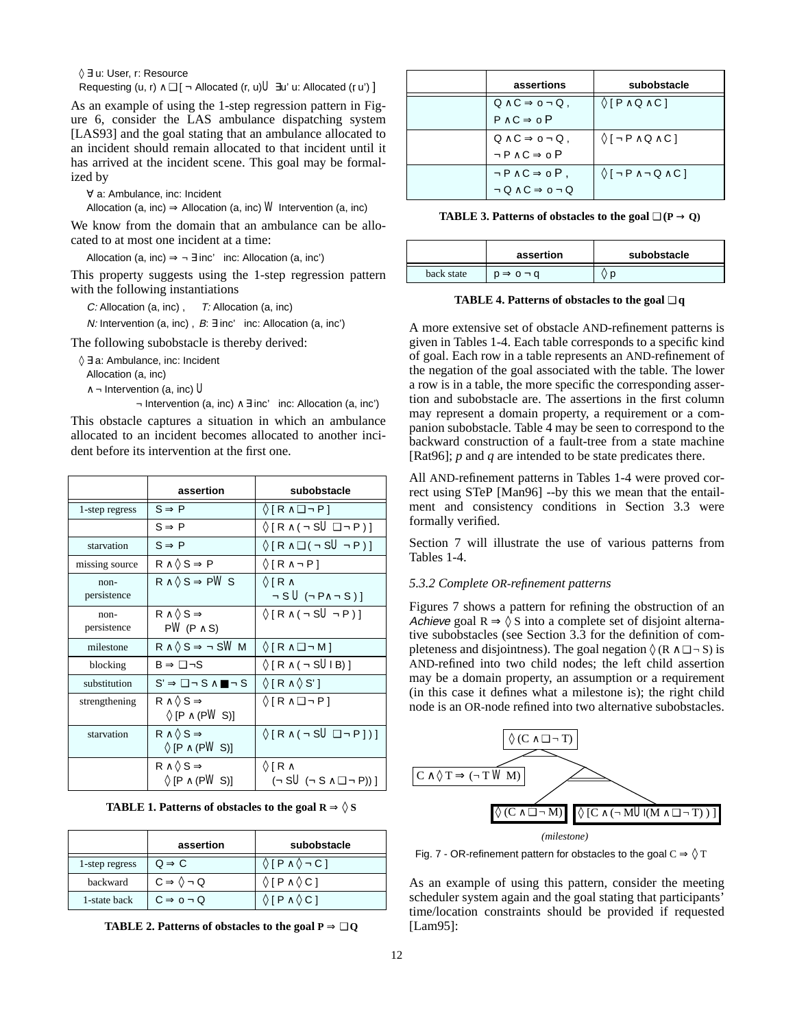$\Diamond \exists$ u: User, r: Resource
Requesting (u, r) $\wedge \Box [\neg$ Allocated (r, u) $\mathcal{U}$ $\exists$u' u: Allocated (r u') ]

As an example of using the 1-step regression pattern in Figure 6, consider the LAS ambulance dispatching system [LAS93] and the goal stating that an ambulance allocated to an incident should remain allocated to that incident until it has arrived at the incident scene. This goal may be formalized by

$\forall$ a: Ambulance, inc: Incident
Allocation (a, inc) $\Rightarrow$ Allocation (a, inc) $\mathcal{W}$ Intervention (a, inc)

We know from the domain that an ambulance can be allocated to at most one incident at a time:

Allocation (a, inc) $\Rightarrow \neg \exists$inc' inc: Allocation (a, inc')

This property suggests using the 1-step regression pattern with the following instantiations

*C:* Allocation (a, inc) , *T:* Allocation (a, inc)
*N:* Intervention (a, inc) , *B:* $\exists$inc' inc: Allocation (a, inc')

The following subobstacle is thereby derived:

$\Diamond \exists$ a: Ambulance, inc: Incident
Allocation (a, inc)
$\wedge \neg$ Intervention (a, inc) $\mathcal{U}$
$\neg$ Intervention (a, inc) $\wedge \exists$inc' inc: Allocation (a, inc')

This obstacle captures a situation in which an ambulance allocated to an incident becomes allocated to another incident before its intervention at the first one.

| | assertion | subobstacle |
|---|---|---|
| 1-step regress | $S \Rightarrow P$ | $\Diamond [ R \wedge \Box \neg P ]$ |
| | $S \Rightarrow P$ | $\Diamond [ R \wedge ( \neg S \mathcal{U} \Box \neg P ) ]$ |
| starvation | $S \Rightarrow P$ | $\Diamond [ R \wedge \Box ( \neg S \mathcal{U} \neg P ) ]$ |
| missing source | $R \wedge \Diamond S \Rightarrow P$ | $\Diamond [ R \wedge \neg P ]$ |
| non-persistence | $R \wedge \Diamond S \Rightarrow P \mathcal{W} S$ | $\Diamond [ R \wedge \neg S \mathcal{U} (\neg P \wedge \neg S ) ]$ |
| non-persistence | $R \wedge \Diamond S \Rightarrow P \mathcal{W} (P \wedge S)$ | $\Diamond [ R \wedge ( \neg S \mathcal{U} \neg P ) ]$ |
| milestone | $R \wedge \Diamond S \Rightarrow \neg S \mathcal{W} M$ | $\Diamond [ R \wedge \Box \neg M ]$ |
| blocking | $B \Rightarrow \Box \neg S$ | $\Diamond [ R \wedge ( \neg S \mathcal{U} B) ]$ |
| substitution | $S' \Rightarrow \Box \neg S \wedge \blacksquare \neg S$ | $\Diamond [ R \wedge \Diamond S' ]$ |
| strengthening | $R \wedge \Diamond S \Rightarrow \Diamond [P \wedge (P \mathcal{W} S)]$ | $\Diamond [ R \wedge \Box \neg P ]$ |
| starvation | $R \wedge \Diamond S \Rightarrow \Diamond [P \wedge (P \mathcal{W} S)]$ | $\Diamond [ R \wedge ( \neg S \mathcal{U} \Box \neg P ] ) ]$ |
| | $R \wedge \Diamond S \Rightarrow \Diamond [P \wedge (P \mathcal{W} S)]$ | $\Diamond [ R \wedge (\neg S \mathcal{U} (\neg S \wedge \Box \neg P)) ]$ |

**TABLE 1. Patterns of obstacles to the goal $R \Rightarrow \Diamond S$**

| | assertion | subobstacle |
|---|---|---|
| 1-step regress | $Q \Rightarrow C$ | $\Diamond [ P \wedge \Diamond \neg C ]$ |
| backward | $C \Rightarrow \Diamond \neg Q$ | $\Diamond [ P \wedge \Diamond C ]$ |
| 1-state back | $C \Rightarrow \circ \neg Q$ | $\Diamond [ P \wedge \Diamond C ]$ |

**TABLE 2. Patterns of obstacles to the goal $P \Rightarrow \Box Q$**

| | assertions | subobstacle |
|---|---|---|
| | $Q \wedge C \Rightarrow \circ \neg Q$ , $P \wedge C \Rightarrow \circ P$ | $\Diamond [ P \wedge Q \wedge C ]$ |
| | $Q \wedge C \Rightarrow \circ \neg Q$ , $\neg P \wedge C \Rightarrow \circ P$ | $\Diamond [ \neg P \wedge Q \wedge C ]$ |
| | $\neg P \wedge C \Rightarrow \circ P$ , $\neg Q \wedge C \Rightarrow \circ \neg Q$ | $\Diamond [ \neg P \wedge \neg Q \wedge C ]$ |

**TABLE 3. Patterns of obstacles to the goal $\Box (P \rightarrow Q)$**

| | assertion | subobstacle |
|---|---|---|
| back state | $p \Rightarrow \circ \neg q$ | $\Diamond p$ |

**TABLE 4. Patterns of obstacles to the goal $\Box q$**

A more extensive set of obstacle AND-refinement patterns is given in Tables 1-4. Each table corresponds to a specific kind of goal. Each row in a table represents an AND-refinement of the negation of the goal associated with the table. The lower a row is in a table, the more specific the corresponding assertion and subobstacle are. The assertions in the first column may represent a domain property, a requirement or a companion subobstacle. Table 4 may be seen to correspond to the backward construction of a fault-tree from a state machine [Rat96]; *p* and *q* are intended to be state predicates there.

All AND-refinement patterns in Tables 1-4 were proved correct using STeP [Man96] --by this we mean that the entailment and consistency conditions in Section 3.3 were formally verified.

Section 7 will illustrate the use of various patterns from Tables 1-4.

*5.3.2 Complete OR-refinement patterns*

Figures 7 shows a pattern for refining the obstruction of an *Achieve* goal $R \Rightarrow \Diamond S$ into a complete set of disjoint alternative subobstacles (see Section 3.3 for the definition of completeness and disjointness). The goal negation $\Diamond (R \wedge \Box \neg S)$ is AND-refined into two child nodes; the left child assertion may be a domain property, an assumption or a requirement (in this case it defines what a milestone is); the right child node is an OR-node refined into two alternative subobstacles.

$\Diamond (C \wedge \Box \neg T)$
$C \wedge \Diamond T \Rightarrow (\neg T \mathcal{W} M)$
$\Diamond (C \wedge \Box \neg M)$ | $\Diamond [C \wedge (\neg M \mathcal{U} (M \wedge \Box \neg T) ) ]$
*(milestone)*

Fig. 7 - OR-refinement pattern for obstacles to the goal $C \Rightarrow \Diamond T$

As an example of using this pattern, consider the meeting scheduler system again and the goal stating that participants' time/location constraints should be provided if requested [Lam95]: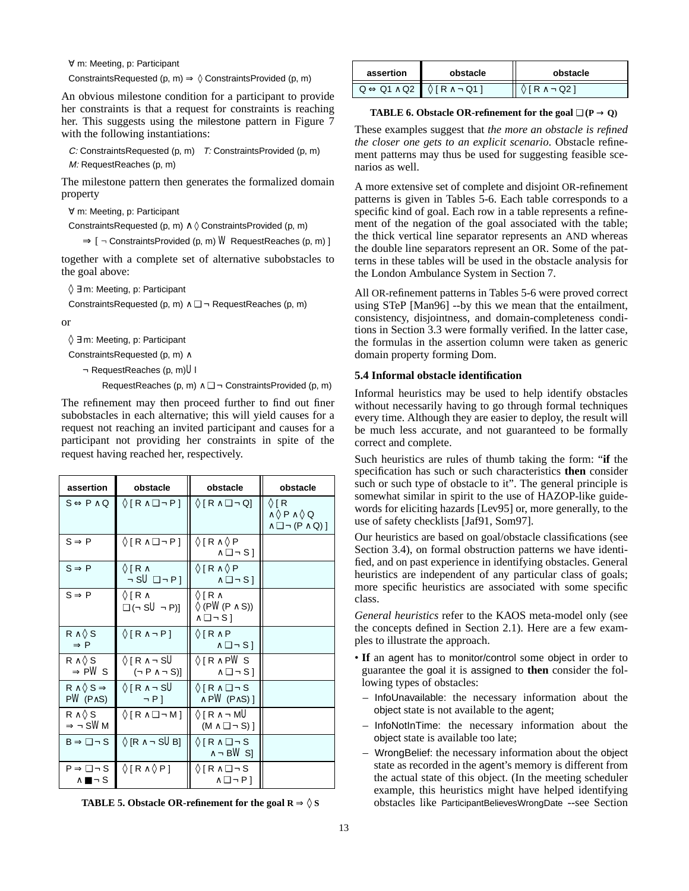$\forall$ m: Meeting, p: Participant

ConstraintsRequested (p, m) $\Rightarrow \Diamond$ ConstraintsProvided (p, m)

An obvious milestone condition for a participant to provide her constraints is that a request for constraints is reaching her. This suggests using the milestone pattern in Figure 7 with the following instantiations:

*C:* ConstraintsRequested (p, m)  *T:* ConstraintsProvided (p, m)
*M:* RequestReaches (p, m)

The milestone pattern then generates the formalized domain property

$\forall$ m: Meeting, p: Participant

ConstraintsRequested (p, m) $\wedge \Diamond$ ConstraintsProvided (p, m)

$\Rightarrow$ [ $\neg$ ConstraintsProvided (p, m) $\mathcal{W}$ RequestReaches (p, m) ]

together with a complete set of alternative subobstacles to the goal above:

$\Diamond \exists$ m: Meeting, p: Participant

ConstraintsRequested (p, m) $\wedge \Box \neg$ RequestReaches (p, m)

or

$\Diamond \exists$ m: Meeting, p: Participant

ConstraintsRequested (p, m) $\wedge$

$\neg$ RequestReaches (p, m) $\mathcal{U}$ l

RequestReaches (p, m) $\wedge \Box \neg$ ConstraintsProvided (p, m)

The refinement may then proceed further to find out finer subobstacles in each alternative; this will yield causes for a request not reaching an invited participant and causes for a participant not providing her constraints in spite of the request having reached her, respectively.

| assertion | obstacle | obstacle | obstacle |
|---|---|---|---|
| $S \Leftrightarrow P \wedge Q$ | $\Diamond [R \wedge \Box \neg P]$ | $\Diamond [R \wedge \Box \neg Q]$ | $\Diamond [R \wedge \Diamond P \wedge \Diamond Q \wedge \Box \neg (P \wedge Q)]$ |
| $S \Rightarrow P$ | $\Diamond [R \wedge \Box \neg P]$ | $\Diamond [R \wedge \Diamond P \wedge \Box \neg S]$ | |
| $S \Rightarrow P$ | $\Diamond [R \wedge \neg S \mathcal{U} \Box \neg P]$ | $\Diamond [R \wedge \Diamond P \wedge \Box \neg S]$ | |
| $S \Rightarrow P$ | $\Diamond [R \wedge \Box (\neg S \mathcal{U} \neg P)]$ | $\Diamond [R \wedge \Diamond (P \mathcal{W} (P \wedge S)) \wedge \Box \neg S]$ | |
| $R \wedge \Diamond S \Rightarrow P$ | $\Diamond [R \wedge \neg P]$ | $\Diamond [R \wedge P \wedge \Box \neg S]$ | |
| $R \wedge \Diamond S \Rightarrow P \mathcal{W} S$ | $\Diamond [R \wedge \neg S \mathcal{U} (\neg P \wedge \neg S)]$ | $\Diamond [R \wedge P \mathcal{W} S \wedge \Box \neg S]$ | |
| $R \wedge \Diamond S \Rightarrow P \mathcal{W} (P \wedge S)$ | $\Diamond [R \wedge \neg S \mathcal{U} \neg P]$ | $\Diamond [R \wedge \Box \neg S \wedge P \mathcal{W} (P \wedge S)]$ | |
| $R \wedge \Diamond S \Rightarrow \neg S \mathcal{W} M$ | $\Diamond [R \wedge \Box \neg M]$ | $\Diamond [R \wedge \neg M \mathcal{U} (M \wedge \Box \neg S)]$ | |
| $B \Rightarrow \Box \neg S$ | $\Diamond [R \wedge \neg S \mathcal{U} B]$ | $\Diamond [R \wedge \Box \neg S \wedge \neg B \mathcal{W} S]$ | |
| $P \Rightarrow \Box \neg S \wedge \blacksquare \neg S$ | $\Diamond [R \wedge \Diamond P]$ | $\Diamond [R \wedge \Box \neg S \wedge \Box \neg P]$ | |

**TABLE 5. Obstacle OR-refinement for the goal $R \Rightarrow \Diamond S$**

| assertion | obstacle | obstacle |
|---|---|---|
| $Q \Leftrightarrow Q1 \wedge Q2$ | $\Diamond [R \wedge \neg Q1]$ | $\Diamond [R \wedge \neg Q2]$ |

**TABLE 6. Obstacle OR-refinement for the goal $\Box (P \rightarrow Q)$**

These examples suggest that *the more an obstacle is refined the closer one gets to an explicit scenario*. Obstacle refinement patterns may thus be used for suggesting feasible scenarios as well.

A more extensive set of complete and disjoint OR-refinement patterns is given in Tables 5-6. Each table corresponds to a specific kind of goal. Each row in a table represents a refinement of the negation of the goal associated with the table; the thick vertical line separator represents an AND whereas the double line separators represent an OR. Some of the patterns in these tables will be used in the obstacle analysis for the London Ambulance System in Section 7.

All OR-refinement patterns in Tables 5-6 were proved correct using STeP [Man96] --by this we mean that the entailment, consistency, disjointness, and domain-completeness conditions in Section 3.3 were formally verified. In the latter case, the formulas in the assertion column were taken as generic domain property forming Dom.

### 5.4 Informal obstacle identification

Informal heuristics may be used to help identify obstacles without necessarily having to go through formal techniques every time. Although they are easier to deploy, the result will be much less accurate, and not guaranteed to be formally correct and complete.

Such heuristics are rules of thumb taking the form: "**if** the specification has such or such characteristics **then** consider such or such type of obstacle to it". The general principle is somewhat similar in spirit to the use of HAZOP-like guidewords for eliciting hazards [Lev95] or, more generally, to the use of safety checklists [Jaf91, Som97].

Our heuristics are based on goal/obstacle classifications (see Section 3.4), on formal obstruction patterns we have identified, and on past experience in identifying obstacles. General heuristics are independent of any particular class of goals; more specific heuristics are associated with some specific class.

*General heuristics* refer to the KAOS meta-model only (see the concepts defined in Section 2.1). Here are a few examples to illustrate the approach.

- **If** an agent has to monitor/control some object in order to guarantee the goal it is assigned to **then** consider the following types of obstacles:
  - InfoUnavailable: the necessary information about the object state is not available to the agent;
  - InfoNotInTime: the necessary information about the object state is available too late;
  - WrongBelief: the necessary information about the object state as recorded in the agent's memory is different from the actual state of this object. (In the meeting scheduler example, this heuristics might have helped identifying obstacles like ParticipantBelievesWrongDate --see Section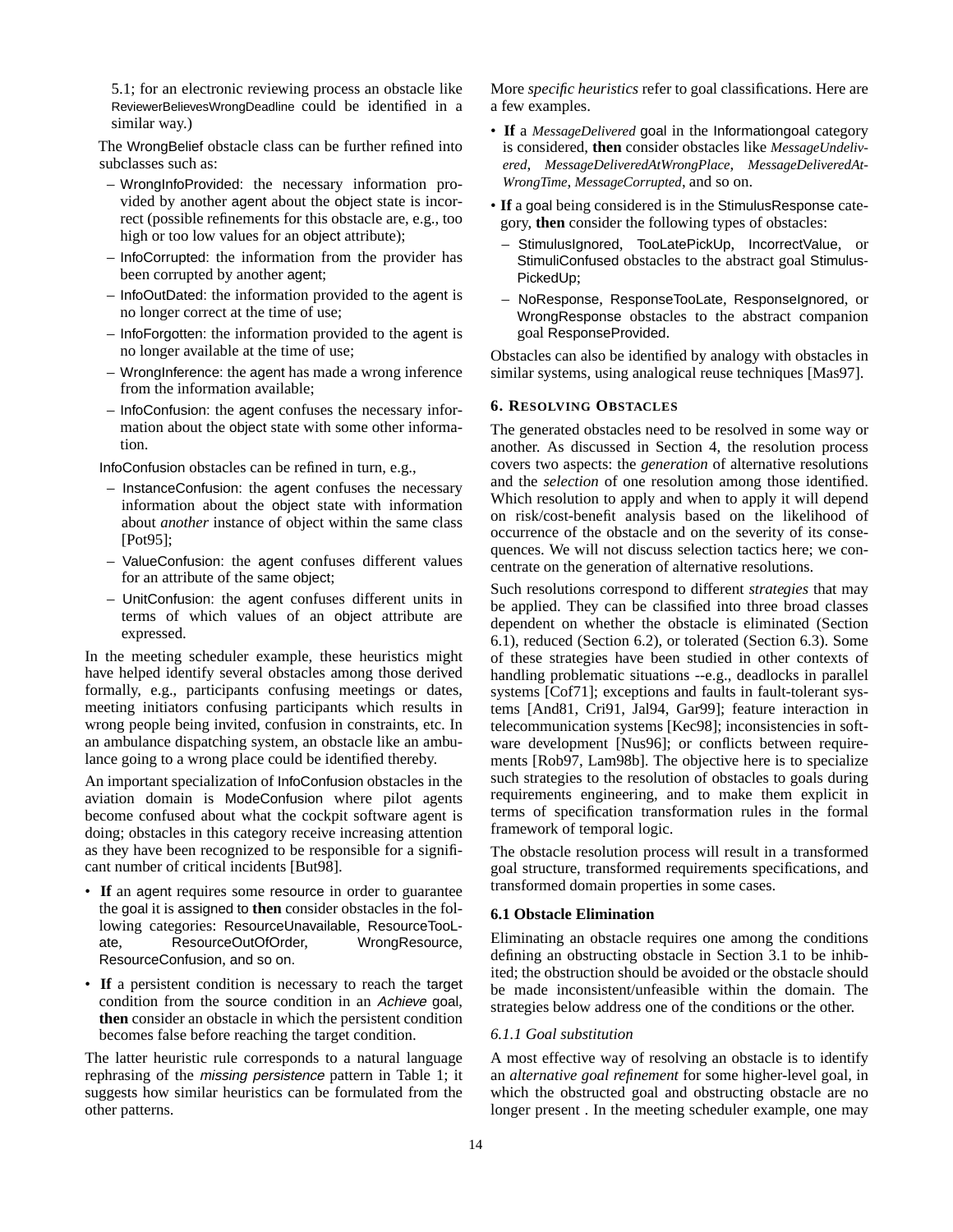5.1; for an electronic reviewing process an obstacle like ReviewerBelievesWrongDeadline could be identified in a similar way.)

The WrongBelief obstacle class can be further refined into subclasses such as:

- WrongInfoProvided: the necessary information provided by another agent about the object state is incorrect (possible refinements for this obstacle are, e.g., too high or too low values for an object attribute);
- InfoCorrupted: the information from the provider has been corrupted by another agent;
- InfoOutDated: the information provided to the agent is no longer correct at the time of use;
- InfoForgotten: the information provided to the agent is no longer available at the time of use;
- WrongInference: the agent has made a wrong inference from the information available;
- InfoConfusion: the agent confuses the necessary information about the object state with some other information.

InfoConfusion obstacles can be refined in turn, e.g.,

- InstanceConfusion: the agent confuses the necessary information about the object state with information about *another* instance of object within the same class [Pot95];
- ValueConfusion: the agent confuses different values for an attribute of the same object;
- UnitConfusion: the agent confuses different units in terms of which values of an object attribute are expressed.

In the meeting scheduler example, these heuristics might have helped identify several obstacles among those derived formally, e.g., participants confusing meetings or dates, meeting initiators confusing participants which results in wrong people being invited, confusion in constraints, etc. In an ambulance dispatching system, an obstacle like an ambulance going to a wrong place could be identified thereby.

An important specialization of InfoConfusion obstacles in the aviation domain is ModeConfusion where pilot agents become confused about what the cockpit software agent is doing; obstacles in this category receive increasing attention as they have been recognized to be responsible for a significant number of critical incidents [But98].

- **If** an agent requires some resource in order to guarantee the goal it is assigned to **then** consider obstacles in the following categories: ResourceUnavailable, ResourceTooLate, ResourceOutOfOrder, WrongResource, ResourceConfusion, and so on.
- **If** a persistent condition is necessary to reach the target condition from the source condition in an *Achieve* goal, **then** consider an obstacle in which the persistent condition becomes false before reaching the target condition.

The latter heuristic rule corresponds to a natural language rephrasing of the *missing persistence* pattern in Table 1; it suggests how similar heuristics can be formulated from the other patterns.

More *specific heuristics* refer to goal classifications. Here are a few examples.

- **If** a *MessageDelivered* goal in the Informationgoal category is considered, **then** consider obstacles like *MessageUndelivered*, *MessageDeliveredAtWrongPlace*, *MessageDeliveredAtWrongTime*, *MessageCorrupted*, and so on.
- **If** a goal being considered is in the StimulusResponse category, **then** consider the following types of obstacles:
  - StimulusIgnored, TooLatePickUp, IncorrectValue, or StimuliConfused obstacles to the abstract goal StimulusPickedUp;
  - NoResponse, ResponseTooLate, ResponseIgnored, or WrongResponse obstacles to the abstract companion goal ResponseProvided.

Obstacles can also be identified by analogy with obstacles in similar systems, using analogical reuse techniques [Mas97].

## 6. Resolving Obstacles

The generated obstacles need to be resolved in some way or another. As discussed in Section 4, the resolution process covers two aspects: the *generation* of alternative resolutions and the *selection* of one resolution among those identified. Which resolution to apply and when to apply it will depend on risk/cost-benefit analysis based on the likelihood of occurrence of the obstacle and on the severity of its consequences. We will not discuss selection tactics here; we concentrate on the generation of alternative resolutions.

Such resolutions correspond to different *strategies* that may be applied. They can be classified into three broad classes dependent on whether the obstacle is eliminated (Section 6.1), reduced (Section 6.2), or tolerated (Section 6.3). Some of these strategies have been studied in other contexts of handling problematic situations --e.g., deadlocks in parallel systems [Cof71]; exceptions and faults in fault-tolerant systems [And81, Cri91, Jal94, Gar99]; feature interaction in telecommunication systems [Kec98]; inconsistencies in software development [Nus96]; or conflicts between requirements [Rob97, Lam98b]. The objective here is to specialize such strategies to the resolution of obstacles to goals during requirements engineering, and to make them explicit in terms of specification transformation rules in the formal framework of temporal logic.

The obstacle resolution process will result in a transformed goal structure, transformed requirements specifications, and transformed domain properties in some cases.

### 6.1 Obstacle Elimination

Eliminating an obstacle requires one among the conditions defining an obstructing obstacle in Section 3.1 to be inhibited; the obstruction should be avoided or the obstacle should be made inconsistent/unfeasible within the domain. The strategies below address one of the conditions or the other.

#### *6.1.1 Goal substitution*

A most effective way of resolving an obstacle is to identify an *alternative goal refinement* for some higher-level goal, in which the obstructed goal and obstructing obstacle are no longer present . In the meeting scheduler example, one may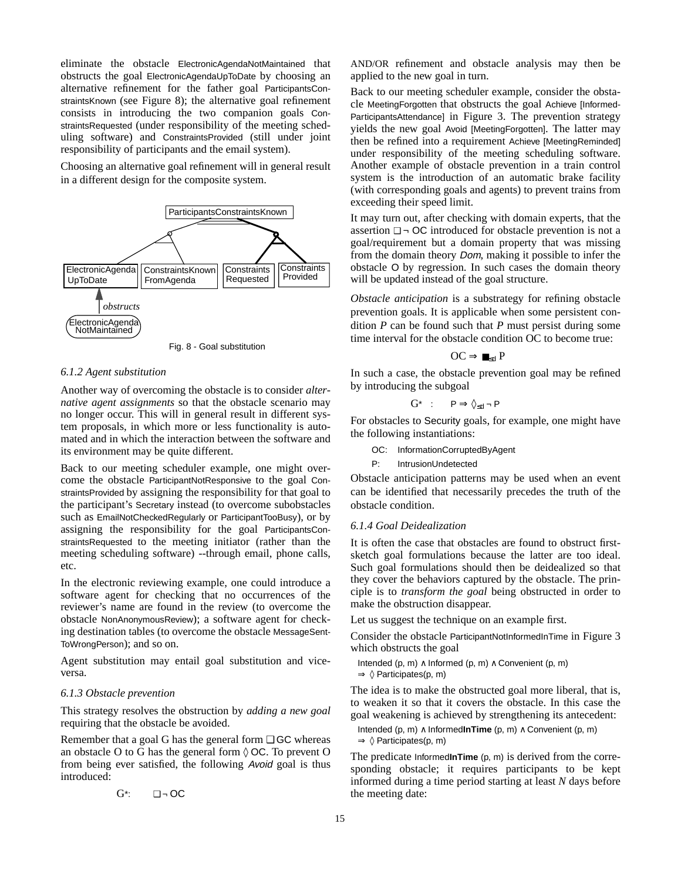eliminate the obstacle ElectronicAgendaNotMaintained that obstructs the goal ElectronicAgendaUpToDate by choosing an alternative refinement for the father goal ParticipantsConstraintsKnown (see Figure 8); the alternative goal refinement consists in introducing the two companion goals ConstraintsRequested (under responsibility of the meeting scheduling software) and ConstraintsProvided (still under joint responsibility of participants and the email system).

Choosing an alternative goal refinement will in general result in a different design for the composite system.

Fig. 8 - Goal substitution

### 6.1.2 Agent substitution

Another way of overcoming the obstacle is to consider *alternative agent assignments* so that the obstacle scenario may no longer occur. This will in general result in different system proposals, in which more or less functionality is automated and in which the interaction between the software and its environment may be quite different.

Back to our meeting scheduler example, one might overcome the obstacle ParticipantNotResponsive to the goal ConstraintsProvided by assigning the responsibility for that goal to the participant's Secretary instead (to overcome subobstacles such as EmailNotCheckedRegularly or ParticipantTooBusy), or by assigning the responsibility for the goal ParticipantsConstraintsRequested to the meeting initiator (rather than the meeting scheduling software) --through email, phone calls, etc.

In the electronic reviewing example, one could introduce a software agent for checking that no occurrences of the reviewer's name are found in the review (to overcome the obstacle NonAnonymousReview); a software agent for checking destination tables (to overcome the obstacle MessageSentToWrongPerson); and so on.

Agent substitution may entail goal substitution and vice-versa.

### 6.1.3 Obstacle prevention

This strategy resolves the obstruction by *adding a new goal* requiring that the obstacle be avoided.

Remember that a goal G has the general form $\Box$ GC whereas an obstacle O to G has the general form $\Diamond$ OC. To prevent O from being ever satisfied, the following *Avoid* goal is thus introduced:

$$G^{*}: \quad \Box \neg \text{OC}$$

AND/OR refinement and obstacle analysis may then be applied to the new goal in turn.

Back to our meeting scheduler example, consider the obstacle MeetingForgotten that obstructs the goal Achieve [InformedParticipantsAttendance] in Figure 3. The prevention strategy yields the new goal Avoid [MeetingForgotten]. The latter may then be refined into a requirement Achieve [MeetingReminded] under responsibility of the meeting scheduling software. Another example of obstacle prevention in a train control system is the introduction of an automatic brake facility (with corresponding goals and agents) to prevent trains from exceeding their speed limit.

It may turn out, after checking with domain experts, that the assertion $\Box \neg$ OC introduced for obstacle prevention is not a goal/requirement but a domain property that was missing from the domain theory *Dom*, making it possible to infer the obstacle O by regression. In such cases the domain theory will be updated instead of the goal structure.

*Obstacle anticipation* is a substrategy for refining obstacle prevention goals. It is applicable when some persistent condition *P* can be found such that *P* must persist during some time interval for the obstacle condition OC to become true:

$$\text{OC} \Rightarrow \blacksquare_{\leq d} P$$

In such a case, the obstacle prevention goal may be refined by introducing the subgoal

$$G^{*} \;:\quad P \Rightarrow \Diamond_{\leq d} \neg P$$

For obstacles to Security goals, for example, one might have the following instantiations:

OC: InformationCorruptedByAgent

P: IntrusionUndetected

Obstacle anticipation patterns may be used when an event can be identified that necessarily precedes the truth of the obstacle condition.

### 6.1.4 Goal Deidealization

It is often the case that obstacles are found to obstruct first-sketch goal formulations because the latter are too ideal. Such goal formulations should then be deidealized so that they cover the behaviors captured by the obstacle. The principle is to *transform the goal* being obstructed in order to make the obstruction disappear.

Let us suggest the technique on an example first.

Consider the obstacle ParticipantNotInformedInTime in Figure 3 which obstructs the goal

Intended (p, m) ∧ Informed (p, m) ∧ Convenient (p, m)
⇒ ◊ Participates(p, m)

The idea is to make the obstructed goal more liberal, that is, to weaken it so that it covers the obstacle. In this case the goal weakening is achieved by strengthening its antecedent:

Intended (p, m) ∧ Informed**InTime** (p, m) ∧ Convenient (p, m)
⇒ ◊ Participates(p, m)

The predicate Informed**InTime** (p, m) is derived from the corresponding obstacle; it requires participants to be kept informed during a time period starting at least *N* days before the meeting date: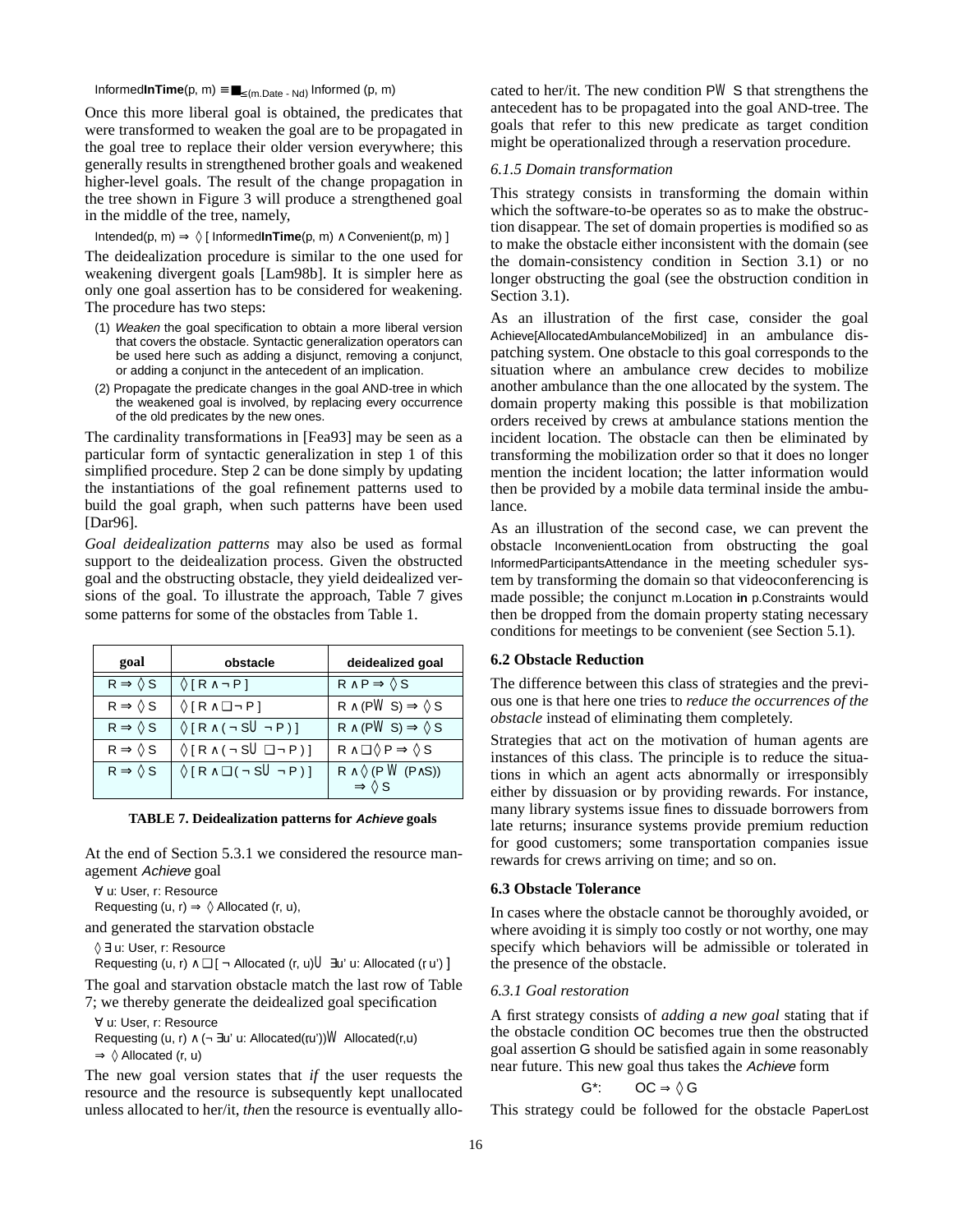$\text{Informed}\textbf{InTime}(p, m) \equiv \blacksquare_{\leq(m.Date - Nd)}\ \text{Informed}(p, m)$

Once this more liberal goal is obtained, the predicates that were transformed to weaken the goal are to be propagated in the goal tree to replace their older version everywhere; this generally results in strengthened brother goals and weakened higher-level goals. The result of the change propagation in the tree shown in Figure 3 will produce a strengthened goal in the middle of the tree, namely,

$\text{Intended}(p, m) \Rightarrow \lozenge\, [\, \text{Informed}\textbf{InTime}(p, m) \land \text{Convenient}(p, m)\, ]$

The deidealization procedure is similar to the one used for weakening divergent goals [Lam98b]. It is simpler here as only one goal assertion has to be considered for weakening. The procedure has two steps:

(1) *Weaken* the goal specification to obtain a more liberal version that covers the obstacle. Syntactic generalization operators can be used here such as adding a disjunct, removing a conjunct, or adding a conjunct in the antecedent of an implication.

(2) Propagate the predicate changes in the goal AND-tree in which the weakened goal is involved, by replacing every occurrence of the old predicates by the new ones.

The cardinality transformations in [Fea93] may be seen as a particular form of syntactic generalization in step 1 of this simplified procedure. Step 2 can be done simply by updating the instantiations of the goal refinement patterns used to build the goal graph, when such patterns have been used [Dar96].

*Goal deidealization patterns* may also be used as formal support to the deidealization process. Given the obstructed goal and the obstructing obstacle, they yield deidealized versions of the goal. To illustrate the approach, Table 7 gives some patterns for some of the obstacles from Table 1.

| goal | obstacle | deidealized goal |
|---|---|---|
| $R \Rightarrow \lozenge S$ | $\lozenge [\, R \land \neg P\, ]$ | $R \land P \Rightarrow \lozenge S$ |
| $R \Rightarrow \lozenge S$ | $\lozenge [\, R \land \square \neg P\, ]$ | $R \land (P \mathcal{W}\, S) \Rightarrow \lozenge S$ |
| $R \Rightarrow \lozenge S$ | $\lozenge [\, R \land (\neg S\, \mathcal{U}\, \neg P)\, ]$ | $R \land (P \mathcal{W}\, S) \Rightarrow \lozenge S$ |
| $R \Rightarrow \lozenge S$ | $\lozenge [\, R \land (\neg S\, \mathcal{U}\, \square \neg P)\, ]$ | $R \land \square \lozenge P \Rightarrow \lozenge S$ |
| $R \Rightarrow \lozenge S$ | $\lozenge [\, R \land \square (\neg S\, \mathcal{U}\, \neg P)\, ]$ | $R \land \lozenge (P\, \mathcal{W}\, (P \land S)) \Rightarrow \lozenge S$ |

**TABLE 7. Deidealization patterns for *Achieve* goals**

At the end of Section 5.3.1 we considered the resource management *Achieve* goal

$\forall$ u: User, r: Resource
Requesting (u, r) $\Rightarrow \lozenge$ Allocated (r, u),

and generated the starvation obstacle

$\lozenge \exists$ u: User, r: Resource
Requesting (u, r) $\land \square [\, \neg$ Allocated (r, u) $\mathcal{U}$ $\exists$u' u: Allocated (r u') ]

The goal and starvation obstacle match the last row of Table 7; we thereby generate the deidealized goal specification

$\forall$ u: User, r: Resource
Requesting (u, r) $\land$ ($\neg$ $\exists$u' u: Allocated(ru')) $\mathcal{W}$ Allocated(r,u)
$\Rightarrow \lozenge$ Allocated (r, u)

The new goal version states that *if* the user requests the resource and the resource is subsequently kept unallocated unless allocated to her/it, *the*n the resource is eventually allocated to her/it. The new condition $P \mathcal{W}\, S$ that strengthens the antecedent has to be propagated into the goal AND-tree. The goals that refer to this new predicate as target condition might be operationalized through a reservation procedure.

#### 6.1.5 Domain transformation

This strategy consists in transforming the domain within which the software-to-be operates so as to make the obstruction disappear. The set of domain properties is modified so as to make the obstacle either inconsistent with the domain (see the domain-consistency condition in Section 3.1) or no longer obstructing the goal (see the obstruction condition in Section 3.1).

As an illustration of the first case, consider the goal Achieve[AllocatedAmbulanceMobilized] in an ambulance dispatching system. One obstacle to this goal corresponds to the situation where an ambulance crew decides to mobilize another ambulance than the one allocated by the system. The domain property making this possible is that mobilization orders received by crews at ambulance stations mention the incident location. The obstacle can then be eliminated by transforming the mobilization order so that it does no longer mention the incident location; the latter information would then be provided by a mobile data terminal inside the ambulance.

As an illustration of the second case, we can prevent the obstacle InconvenientLocation from obstructing the goal InformedParticipantsAttendance in the meeting scheduler system by transforming the domain so that videoconferencing is made possible; the conjunct m.Location **in** p.Constraints would then be dropped from the domain property stating necessary conditions for meetings to be convenient (see Section 5.1).

### 6.2 Obstacle Reduction

The difference between this class of strategies and the previous one is that here one tries to *reduce the occurrences of the obstacle* instead of eliminating them completely.

Strategies that act on the motivation of human agents are instances of this class. The principle is to reduce the situations in which an agent acts abnormally or irresponsibly either by dissuasion or by providing rewards. For instance, many library systems issue fines to dissuade borrowers from late returns; insurance systems provide premium reduction for good customers; some transportation companies issue rewards for crews arriving on time; and so on.

### 6.3 Obstacle Tolerance

In cases where the obstacle cannot be thoroughly avoided, or where avoiding it is simply too costly or not worthy, one may specify which behaviors will be admissible or tolerated in the presence of the obstacle.

#### 6.3.1 Goal restoration

A first strategy consists of *adding a new goal* stating that if the obstacle condition OC becomes true then the obstructed goal assertion G should be satisfied again in some reasonably near future. This new goal thus takes the *Achieve* form

$$G^*: \quad OC \Rightarrow \lozenge G$$

This strategy could be followed for the obstacle PaperLost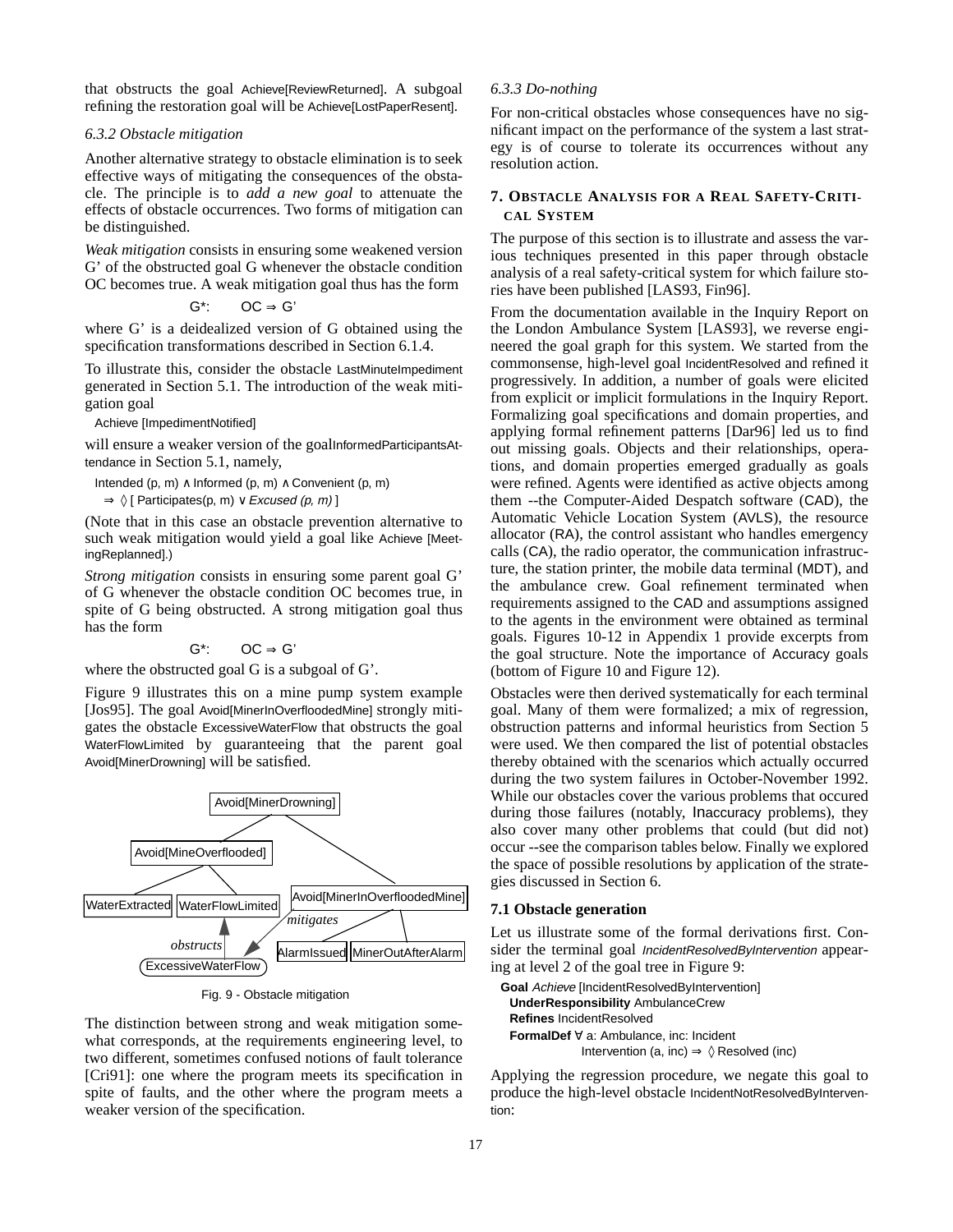that obstructs the goal Achieve[ReviewReturned]. A subgoal refining the restoration goal will be Achieve[LostPaperResent].

### 6.3.2 Obstacle mitigation

Another alternative strategy to obstacle elimination is to seek effective ways of mitigating the consequences of the obstacle. The principle is to *add a new goal* to attenuate the effects of obstacle occurrences. Two forms of mitigation can be distinguished.

*Weak mitigation* consists in ensuring some weakened version G' of the obstructed goal G whenever the obstacle condition OC becomes true. A weak mitigation goal thus has the form

$$G^*: \quad OC \Rightarrow G'$$

where G' is a deidealized version of G obtained using the specification transformations described in Section 6.1.4.

To illustrate this, consider the obstacle LastMinuteImpediment generated in Section 5.1. The introduction of the weak mitigation goal

Achieve [ImpedimentNotified]

will ensure a weaker version of the goalInformedParticipantsAttendance in Section 5.1, namely,

Intended (p, m) ∧ Informed (p, m) ∧ Convenient (p, m)
⇒ ◊ [ Participates(p, m) ∨ *Excused (p, m)* ]

(Note that in this case an obstacle prevention alternative to such weak mitigation would yield a goal like Achieve [MeetingReplanned].)

*Strong mitigation* consists in ensuring some parent goal G' of G whenever the obstacle condition OC becomes true, in spite of G being obstructed. A strong mitigation goal thus has the form

$$G^*: \quad OC \Rightarrow G'$$

where the obstructed goal G is a subgoal of G'.

Figure 9 illustrates this on a mine pump system example [Jos95]. The goal Avoid[MinerInOverfloodedMine] strongly mitigates the obstacle ExcessiveWaterFlow that obstructs the goal WaterFlowLimited by guaranteeing that the parent goal Avoid[MinerDrowning] will be satisfied.

Fig. 9 - Obstacle mitigation

The distinction between strong and weak mitigation somewhat corresponds, at the requirements engineering level, to two different, sometimes confused notions of fault tolerance [Cri91]: one where the program meets its specification in spite of faults, and the other where the program meets a weaker version of the specification.

### 6.3.3 Do-nothing

For non-critical obstacles whose consequences have no significant impact on the performance of the system a last strategy is of course to tolerate its occurrences without any resolution action.

## 7. Obstacle Analysis for a Real Safety-Critical System

The purpose of this section is to illustrate and assess the various techniques presented in this paper through obstacle analysis of a real safety-critical system for which failure stories have been published [LAS93, Fin96].

From the documentation available in the Inquiry Report on the London Ambulance System [LAS93], we reverse engineered the goal graph for this system. We started from the commonsense, high-level goal IncidentResolved and refined it progressively. In addition, a number of goals were elicited from explicit or implicit formulations in the Inquiry Report. Formalizing goal specifications and domain properties, and applying formal refinement patterns [Dar96] led us to find out missing goals. Objects and their relationships, operations, and domain properties emerged gradually as goals were refined. Agents were identified as active objects among them --the Computer-Aided Despatch software (CAD), the Automatic Vehicle Location System (AVLS), the resource allocator (RA), the control assistant who handles emergency calls (CA), the radio operator, the communication infrastructure, the station printer, the mobile data terminal (MDT), and the ambulance crew. Goal refinement terminated when requirements assigned to the CAD and assumptions assigned to the agents in the environment were obtained as terminal goals. Figures 10-12 in Appendix 1 provide excerpts from the goal structure. Note the importance of Accuracy goals (bottom of Figure 10 and Figure 12).

Obstacles were then derived systematically for each terminal goal. Many of them were formalized; a mix of regression, obstruction patterns and informal heuristics from Section 5 were used. We then compared the list of potential obstacles thereby obtained with the scenarios which actually occurred during the two system failures in October-November 1992. While our obstacles cover the various problems that occured during those failures (notably, Inaccuracy problems), they also cover many other problems that could (but did not) occur --see the comparison tables below. Finally we explored the space of possible resolutions by application of the strategies discussed in Section 6.

### 7.1 Obstacle generation

Let us illustrate some of the formal derivations first. Consider the terminal goal *IncidentResolvedByIntervention* appearing at level 2 of the goal tree in Figure 9:

**Goal** *Achieve* [IncidentResolvedByIntervention]
**UnderResponsibility** AmbulanceCrew
**Refines** IncidentResolved
**FormalDef** ∀ a: Ambulance, inc: Incident
Intervention (a, inc) ⇒ ◊ Resolved (inc)

Applying the regression procedure, we negate this goal to produce the high-level obstacle IncidentNotResolvedByIntervention: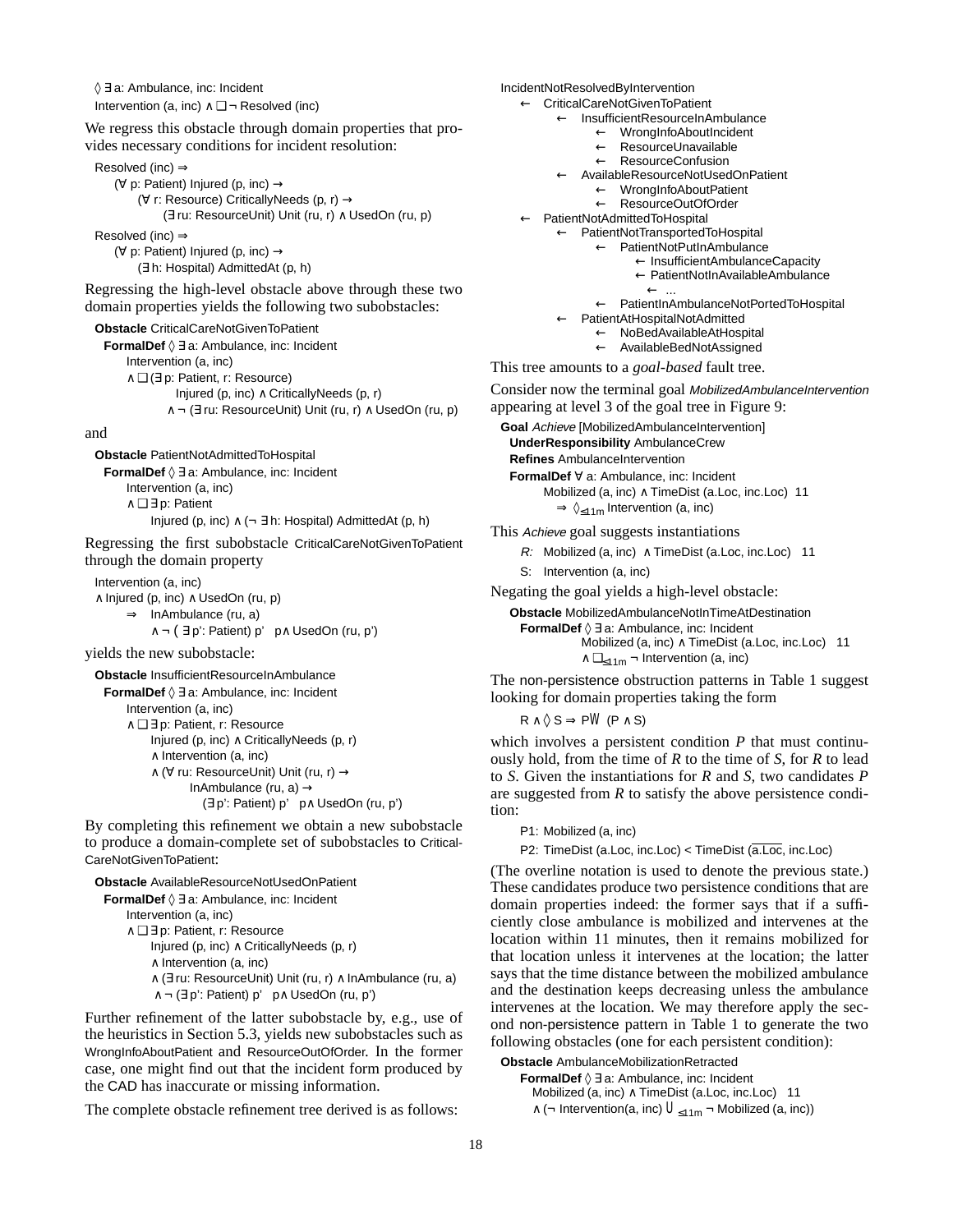$\Diamond \exists$ a: Ambulance, inc: Incident
Intervention (a, inc) $\wedge \Box \neg$ Resolved (inc)

We regress this obstacle through domain properties that provides necessary conditions for incident resolution:

Resolved (inc) $\Rightarrow$
    ($\forall$ p: Patient) Injured (p, inc) $\rightarrow$
        ($\forall$ r: Resource) CriticallyNeeds (p, r) $\rightarrow$
            ($\exists$ ru: ResourceUnit) Unit (ru, r) $\wedge$ UsedOn (ru, p)

Resolved (inc) $\Rightarrow$
    ($\forall$ p: Patient) Injured (p, inc) $\rightarrow$
        ($\exists$ h: Hospital) AdmittedAt (p, h)

Regressing the high-level obstacle above through these two domain properties yields the following two subobstacles:

**Obstacle** CriticalCareNotGivenToPatient
  **FormalDef** $\Diamond \exists$ a: Ambulance, inc: Incident
    Intervention (a, inc)
    $\wedge \Box$ ($\exists$ p: Patient, r: Resource)
        Injured (p, inc) $\wedge$ CriticallyNeeds (p, r)
        $\wedge \neg$ ($\exists$ ru: ResourceUnit) Unit (ru, r) $\wedge$ UsedOn (ru, p)

and

**Obstacle** PatientNotAdmittedToHospital
  **FormalDef** $\Diamond \exists$ a: Ambulance, inc: Incident
    Intervention (a, inc)
    $\wedge \Box \exists$ p: Patient
        Injured (p, inc) $\wedge$ ($\neg \exists$ h: Hospital) AdmittedAt (p, h)

Regressing the first subobstacle CriticalCareNotGivenToPatient through the domain property

Intervention (a, inc)
$\wedge$ Injured (p, inc) $\wedge$ UsedOn (ru, p)
    $\Rightarrow$ InAmbulance (ru, a)
        $\wedge \neg$ ( $\exists$ p': Patient) p' $\neq$ p $\wedge$ UsedOn (ru, p')

yields the new subobstacle:

**Obstacle** InsufficientResourceInAmbulance
  **FormalDef** $\Diamond \exists$ a: Ambulance, inc: Incident
    Intervention (a, inc)
    $\wedge \Box \exists$ p: Patient, r: Resource
        Injured (p, inc) $\wedge$ CriticallyNeeds (p, r)
        $\wedge$ Intervention (a, inc)
        $\wedge$ ($\forall$ ru: ResourceUnit) Unit (ru, r) $\rightarrow$
            InAmbulance (ru, a) $\rightarrow$
                ($\exists$ p': Patient) p' $\neq$ p $\wedge$ UsedOn (ru, p')

By completing this refinement we obtain a new subobstacle to produce a domain-complete set of subobstacles to CriticalCareNotGivenToPatient:

**Obstacle** AvailableResourceNotUsedOnPatient
  **FormalDef** $\Diamond \exists$ a: Ambulance, inc: Incident
    Intervention (a, inc)
    $\wedge \Box \exists$ p: Patient, r: Resource
        Injured (p, inc) $\wedge$ CriticallyNeeds (p, r)
        $\wedge$ Intervention (a, inc)
        $\wedge$ ($\exists$ ru: ResourceUnit) Unit (ru, r) $\wedge$ InAmbulance (ru, a)
        $\wedge \neg$ ($\exists$ p': Patient) p' $\neq$ p $\wedge$ UsedOn (ru, p')

Further refinement of the latter subobstacle by, e.g., use of the heuristics in Section 5.3, yields new subobstacles such as WrongInfoAboutPatient and ResourceOutOfOrder. In the former case, one might find out that the incident form produced by the CAD has inaccurate or missing information.

The complete obstacle refinement tree derived is as follows:

```
IncidentNotResolvedByIntervention
  ← CriticalCareNotGivenToPatient
      ← InsufficientResourceInAmbulance
          ← WrongInfoAboutIncident
          ← ResourceUnavailable
          ← ResourceConfusion
      ← AvailableResourceNotUsedOnPatient
          ← WrongInfoAboutPatient
          ← ResourceOutOfOrder
  ← PatientNotAdmittedToHospital
      ← PatientNotTransportedToHospital
          ← PatientNotPutInAmbulance
              ← InsufficientAmbulanceCapacity
              ← PatientNotInAvailableAmbulance
                  ← ...
          ← PatientInAmbulanceNotPortedToHospital
      ← PatientAtHospitalNotAdmitted
          ← NoBedAvailableAtHospital
          ← AvailableBedNotAssigned
```

This tree amounts to a *goal-based* fault tree.

Consider now the terminal goal *MobilizedAmbulanceIntervention* appearing at level 3 of the goal tree in Figure 9:

**Goal** *Achieve* [MobilizedAmbulanceIntervention]
  **UnderResponsibility** AmbulanceCrew
  **Refines** AmbulanceIntervention
  **FormalDef** $\forall$ a: Ambulance, inc: Incident
    Mobilized (a, inc) $\wedge$ TimeDist (a.Loc, inc.Loc) $\leq$ 11
      $\Rightarrow \Diamond_{\leq 11m}$ Intervention (a, inc)

This *Achieve* goal suggests instantiations

*R:* Mobilized (a, inc) $\wedge$ TimeDist (a.Loc, inc.Loc) $\leq$ 11
S: Intervention (a, inc)

Negating the goal yields a high-level obstacle:

**Obstacle** MobilizedAmbulanceNotInTimeAtDestination
  **FormalDef** $\Diamond \exists$ a: Ambulance, inc: Incident
    Mobilized (a, inc) $\wedge$ TimeDist (a.Loc, inc.Loc) $\leq$ 11
    $\wedge \Box_{\leq 11m} \neg$ Intervention (a, inc)

The non-persistence obstruction patterns in Table 1 suggest looking for domain properties taking the form

$R \wedge \Diamond S \Rightarrow P \mathcal{W} (P \wedge S)$

which involves a persistent condition *P* that must continuously hold, from the time of *R* to the time of *S*, for *R* to lead to *S*. Given the instantiations for *R* and *S*, two candidates *P* are suggested from *R* to satisfy the above persistence condition:

P1: Mobilized (a, inc)
P2: TimeDist (a.Loc, inc.Loc) < TimeDist ($\overline{\text{a.Loc}}$, inc.Loc)

(The overline notation is used to denote the previous state.) These candidates produce two persistence conditions that are domain properties indeed: the former says that if a sufficiently close ambulance is mobilized and intervenes at the location within 11 minutes, then it remains mobilized for that location unless it intervenes at the location; the latter says that the time distance between the mobilized ambulance and the destination keeps decreasing unless the ambulance intervenes at the location. We may therefore apply the second non-persistence pattern in Table 1 to generate the two following obstacles (one for each persistent condition):

**Obstacle** AmbulanceMobilizationRetracted
  **FormalDef** $\Diamond \exists$ a: Ambulance, inc: Incident
    Mobilized (a, inc) $\wedge$ TimeDist (a.Loc, inc.Loc) $\leq$ 11
    $\wedge$ ($\neg$ Intervention(a, inc) $\mathcal{U}_{\leq 11m} \neg$ Mobilized (a, inc))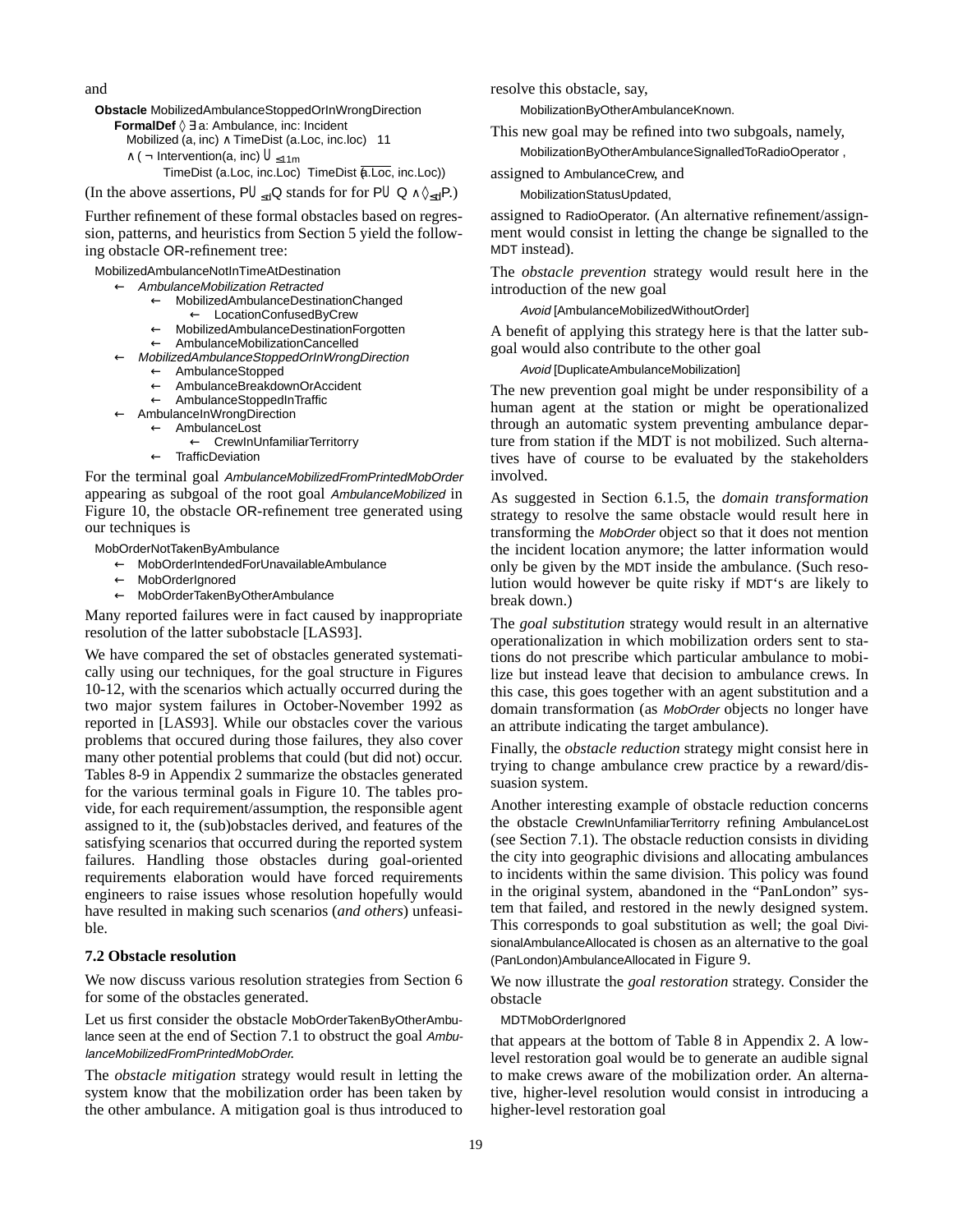and

**Obstacle** MobilizedAmbulanceStoppedOrInWrongDirection
**FormalDef** $\Diamond\, \exists$ a: Ambulance, inc: Incident
Mobilized (a, inc) $\wedge$ TimeDist (a.Loc, inc.loc) 11
$\wedge$ ( $\neg$ Intervention(a, inc) $\mathcal{U}_{\leq 1m}$
TimeDist (a.Loc, inc.Loc) TimeDist ($\overline{\text{a.Loc}}$, inc.Loc))

(In the above assertions, $P\mathcal{U}_{\leq d}Q$ stands for for $P\mathcal{U}\ Q \wedge \Diamond_{\leq d}P$.)

Further refinement of these formal obstacles based on regression, patterns, and heuristics from Section 5 yield the following obstacle OR-refinement tree:

- MobilizedAmbulanceNotInTimeAtDestination
  - ← *AmbulanceMobilization Retracted*
    - ← MobilizedAmbulanceDestinationChanged
      - ← LocationConfusedByCrew
    - ← MobilizedAmbulanceDestinationForgotten
    - ← AmbulanceMobilizationCancelled
  - ← *MobilizedAmbulanceStoppedOrInWrongDirection*
    - ← AmbulanceStopped
    - ← AmbulanceBreakdownOrAccident
    - ← AmbulanceStoppedInTraffic
  - ← AmbulanceInWrongDirection
    - ← AmbulanceLost
      - ← CrewInUnfamiliarTerritorry
    - ← TrafficDeviation

For the terminal goal *AmbulanceMobilizedFromPrintedMobOrder* appearing as subgoal of the root goal *AmbulanceMobilized* in Figure 10, the obstacle OR-refinement tree generated using our techniques is

- MobOrderNotTakenByAmbulance
  - ← MobOrderIntendedForUnavailableAmbulance
  - ← MobOrderIgnored
  - ← MobOrderTakenByOtherAmbulance

Many reported failures were in fact caused by inappropriate resolution of the latter subobstacle [LAS93].

We have compared the set of obstacles generated systematically using our techniques, for the goal structure in Figures 10-12, with the scenarios which actually occurred during the two major system failures in October-November 1992 as reported in [LAS93]. While our obstacles cover the various problems that occured during those failures, they also cover many other potential problems that could (but did not) occur. Tables 8-9 in Appendix 2 summarize the obstacles generated for the various terminal goals in Figure 10. The tables provide, for each requirement/assumption, the responsible agent assigned to it, the (sub)obstacles derived, and features of the satisfying scenarios that occurred during the reported system failures. Handling those obstacles during goal-oriented requirements elaboration would have forced requirements engineers to raise issues whose resolution hopefully would have resulted in making such scenarios (*and others*) unfeasible.

### 7.2 Obstacle resolution

We now discuss various resolution strategies from Section 6 for some of the obstacles generated.

Let us first consider the obstacle MobOrderTakenByOtherAmbulance seen at the end of Section 7.1 to obstruct the goal *AmbulanceMobilizedFromPrintedMobOrder*.

The *obstacle mitigation* strategy would result in letting the system know that the mobilization order has been taken by the other ambulance. A mitigation goal is thus introduced to resolve this obstacle, say,

MobilizationByOtherAmbulanceKnown.

This new goal may be refined into two subgoals, namely,

MobilizationByOtherAmbulanceSignalledToRadioOperator ,

assigned to AmbulanceCrew, and

MobilizationStatusUpdated,

assigned to RadioOperator. (An alternative refinement/assignment would consist in letting the change be signalled to the MDT instead).

The *obstacle prevention* strategy would result here in the introduction of the new goal

*Avoid* [AmbulanceMobilizedWithoutOrder]

A benefit of applying this strategy here is that the latter subgoal would also contribute to the other goal

*Avoid* [DuplicateAmbulanceMobilization]

The new prevention goal might be under responsibility of a human agent at the station or might be operationalized through an automatic system preventing ambulance departure from station if the MDT is not mobilized. Such alternatives have of course to be evaluated by the stakeholders involved.

As suggested in Section 6.1.5, the *domain transformation* strategy to resolve the same obstacle would result here in transforming the *MobOrder* object so that it does not mention the incident location anymore; the latter information would only be given by the MDT inside the ambulance. (Such resolution would however be quite risky if MDT's are likely to break down.)

The *goal substitution* strategy would result in an alternative operationalization in which mobilization orders sent to stations do not prescribe which particular ambulance to mobilize but instead leave that decision to ambulance crews. In this case, this goes together with an agent substitution and a domain transformation (as *MobOrder* objects no longer have an attribute indicating the target ambulance).

Finally, the *obstacle reduction* strategy might consist here in trying to change ambulance crew practice by a reward/dissuasion system.

Another interesting example of obstacle reduction concerns the obstacle CrewInUnfamiliarTerritorry refining AmbulanceLost (see Section 7.1). The obstacle reduction consists in dividing the city into geographic divisions and allocating ambulances to incidents within the same division. This policy was found in the original system, abandoned in the "PanLondon" system that failed, and restored in the newly designed system. This corresponds to goal substitution as well; the goal DivisionalAmbulanceAllocated is chosen as an alternative to the goal (PanLondon)AmbulanceAllocated in Figure 9.

We now illustrate the *goal restoration* strategy. Consider the obstacle

MDTMobOrderIgnored

that appears at the bottom of Table 8 in Appendix 2. A low-level restoration goal would be to generate an audible signal to make crews aware of the mobilization order. An alternative, higher-level resolution would consist in introducing a higher-level restoration goal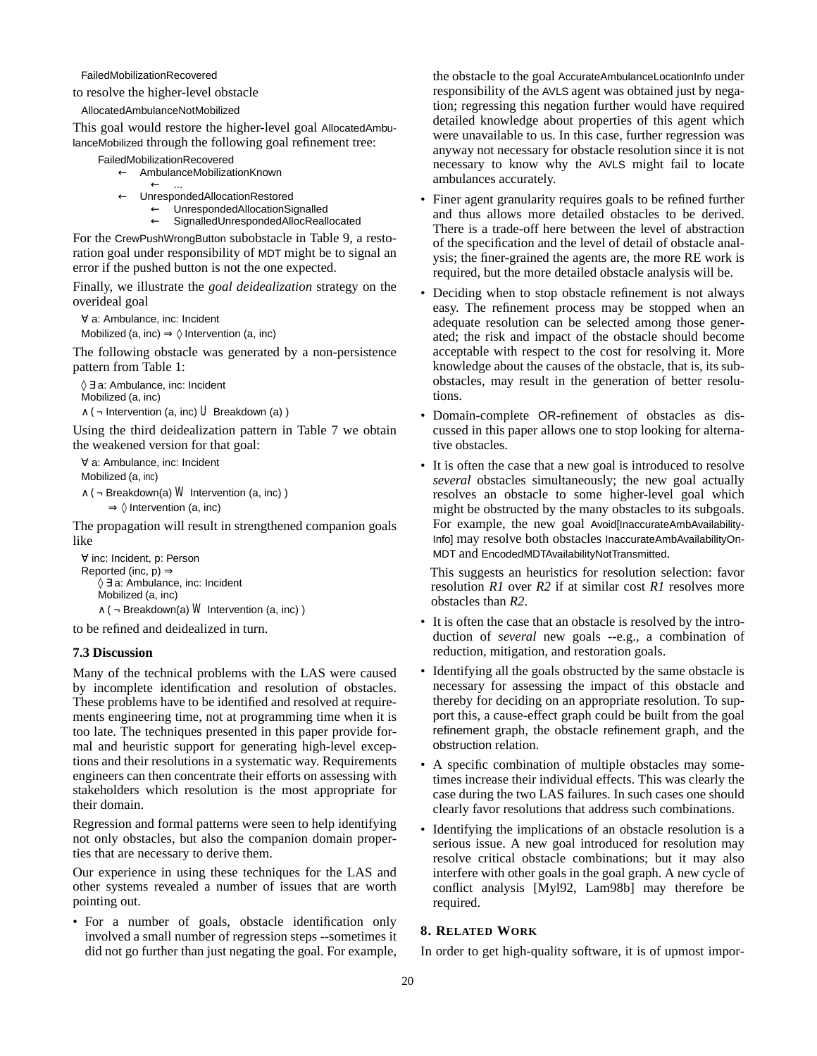FailedMobilizationRecovered

to resolve the higher-level obstacle

AllocatedAmbulanceNotMobilized

This goal would restore the higher-level goal AllocatedAmbulanceMobilized through the following goal refinement tree:

```
FailedMobilizationRecovered
    ←   AmbulanceMobilizationKnown
            ←   ...
    ←   UnrespondedAllocationRestored
            ←   UnrespondedAllocationSignalled
            ←   SignalledUnrespondedAllocReallocated
```

For the CrewPushWrongButton subobstacle in Table 9, a restoration goal under responsibility of MDT might be to signal an error if the pushed button is not the one expected.

Finally, we illustrate the *goal deidealization* strategy on the overideal goal

$\forall$ a: Ambulance, inc: Incident
Mobilized (a, inc) $\Rightarrow \Diamond$ Intervention (a, inc)

The following obstacle was generated by a non-persistence pattern from Table 1:

$\Diamond \exists$ a: Ambulance, inc: Incident
Mobilized (a, inc)
$\wedge$ ( $\neg$ Intervention (a, inc) $\mathcal{U}$ Breakdown (a) )

Using the third deidealization pattern in Table 7 we obtain the weakened version for that goal:

$\forall$ a: Ambulance, inc: Incident
Mobilized (a, inc)
$\wedge$ ( $\neg$ Breakdown(a) $\mathcal{W}$ Intervention (a, inc) )
$\Rightarrow \Diamond$ Intervention (a, inc)

The propagation will result in strengthened companion goals like

$\forall$ inc: Incident, p: Person
Reported (inc, p) $\Rightarrow$
$\Diamond \exists$ a: Ambulance, inc: Incident
Mobilized (a, inc)
$\wedge$ ( $\neg$ Breakdown(a) $\mathcal{W}$ Intervention (a, inc) )

to be refined and deidealized in turn.

### 7.3 Discussion

Many of the technical problems with the LAS were caused by incomplete identification and resolution of obstacles. These problems have to be identified and resolved at requirements engineering time, not at programming time when it is too late. The techniques presented in this paper provide formal and heuristic support for generating high-level exceptions and their resolutions in a systematic way. Requirements engineers can then concentrate their efforts on assessing with stakeholders which resolution is the most appropriate for their domain.

Regression and formal patterns were seen to help identifying not only obstacles, but also the companion domain properties that are necessary to derive them.

Our experience in using these techniques for the LAS and other systems revealed a number of issues that are worth pointing out.

- For a number of goals, obstacle identification only involved a small number of regression steps --sometimes it did not go further than just negating the goal. For example, the obstacle to the goal AccurateAmbulanceLocationInfo under responsibility of the AVLS agent was obtained just by negation; regressing this negation further would have required detailed knowledge about properties of this agent which were unavailable to us. In this case, further regression was anyway not necessary for obstacle resolution since it is not necessary to know why the AVLS might fail to locate ambulances accurately.
- Finer agent granularity requires goals to be refined further and thus allows more detailed obstacles to be derived. There is a trade-off here between the level of abstraction of the specification and the level of detail of obstacle analysis; the finer-grained the agents are, the more RE work is required, but the more detailed obstacle analysis will be.
- Deciding when to stop obstacle refinement is not always easy. The refinement process may be stopped when an adequate resolution can be selected among those generated; the risk and impact of the obstacle should become acceptable with respect to the cost for resolving it. More knowledge about the causes of the obstacle, that is, its subobstacles, may result in the generation of better resolutions.
- Domain-complete OR-refinement of obstacles as discussed in this paper allows one to stop looking for alternative obstacles.
- It is often the case that a new goal is introduced to resolve *several* obstacles simultaneously; the new goal actually resolves an obstacle to some higher-level goal which might be obstructed by the many obstacles to its subgoals. For example, the new goal Avoid[InaccurateAmbAvailabilityInfo] may resolve both obstacles InaccurateAmbAvailabilityOnMDT and EncodedMDTAvailabilityNotTransmitted.

  This suggests an heuristics for resolution selection: favor resolution *R1* over *R2* if at similar cost *R1* resolves more obstacles than *R2*.
- It is often the case that an obstacle is resolved by the introduction of *several* new goals --e.g., a combination of reduction, mitigation, and restoration goals.
- Identifying all the goals obstructed by the same obstacle is necessary for assessing the impact of this obstacle and thereby for deciding on an appropriate resolution. To support this, a cause-effect graph could be built from the goal refinement graph, the obstacle refinement graph, and the obstruction relation.
- A specific combination of multiple obstacles may sometimes increase their individual effects. This was clearly the case during the two LAS failures. In such cases one should clearly favor resolutions that address such combinations.
- Identifying the implications of an obstacle resolution is a serious issue. A new goal introduced for resolution may resolve critical obstacle combinations; but it may also interfere with other goals in the goal graph. A new cycle of conflict analysis [Myl92, Lam98b] may therefore be required.

## 8. Related Work

In order to get high-quality software, it is of upmost impor-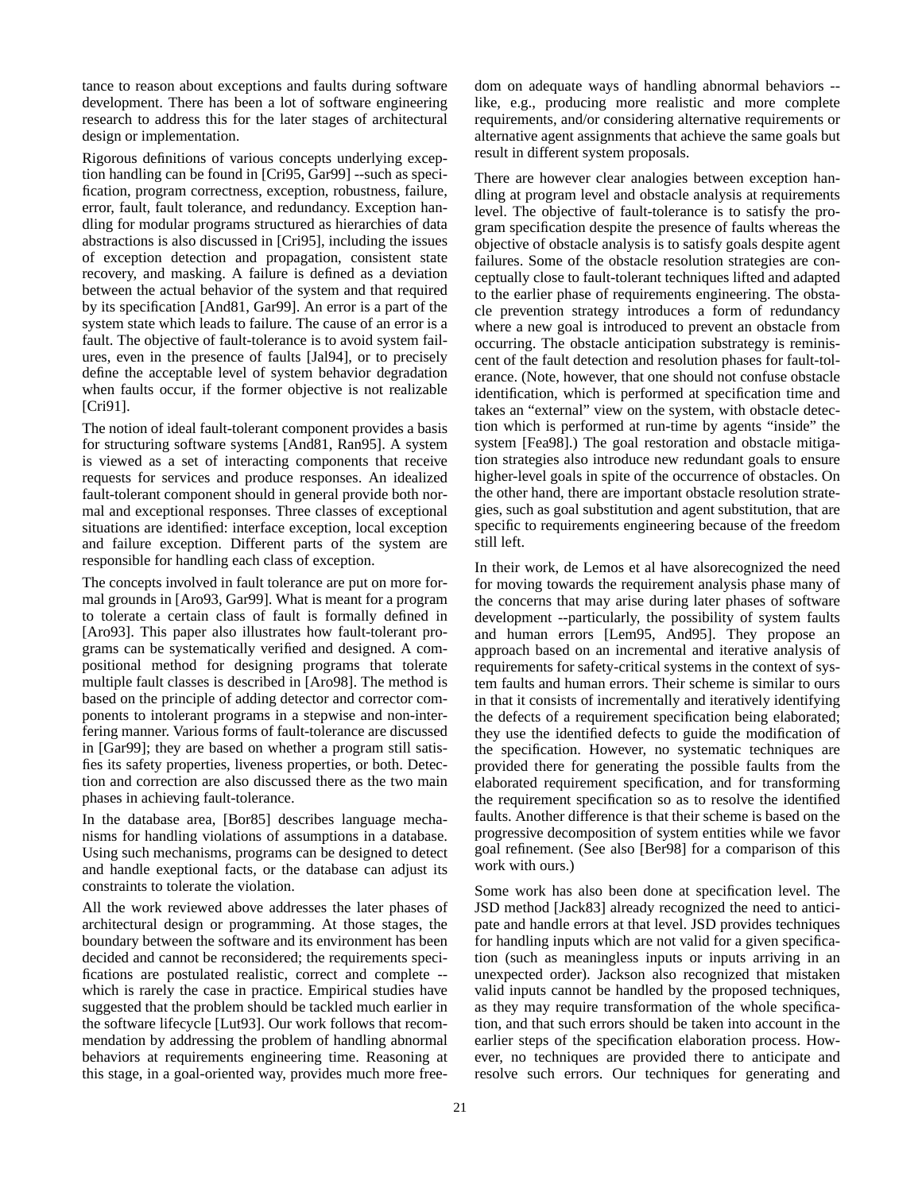tance to reason about exceptions and faults during software development. There has been a lot of software engineering research to address this for the later stages of architectural design or implementation.

Rigorous definitions of various concepts underlying exception handling can be found in [Cri95, Gar99] --such as specification, program correctness, exception, robustness, failure, error, fault, fault tolerance, and redundancy. Exception handling for modular programs structured as hierarchies of data abstractions is also discussed in [Cri95], including the issues of exception detection and propagation, consistent state recovery, and masking. A failure is defined as a deviation between the actual behavior of the system and that required by its specification [And81, Gar99]. An error is a part of the system state which leads to failure. The cause of an error is a fault. The objective of fault-tolerance is to avoid system failures, even in the presence of faults [Jal94], or to precisely define the acceptable level of system behavior degradation when faults occur, if the former objective is not realizable [Cri91].

The notion of ideal fault-tolerant component provides a basis for structuring software systems [And81, Ran95]. A system is viewed as a set of interacting components that receive requests for services and produce responses. An idealized fault-tolerant component should in general provide both normal and exceptional responses. Three classes of exceptional situations are identified: interface exception, local exception and failure exception. Different parts of the system are responsible for handling each class of exception.

The concepts involved in fault tolerance are put on more formal grounds in [Aro93, Gar99]. What is meant for a program to tolerate a certain class of fault is formally defined in [Aro93]. This paper also illustrates how fault-tolerant programs can be systematically verified and designed. A compositional method for designing programs that tolerate multiple fault classes is described in [Aro98]. The method is based on the principle of adding detector and corrector components to intolerant programs in a stepwise and non-interfering manner. Various forms of fault-tolerance are discussed in [Gar99]; they are based on whether a program still satisfies its safety properties, liveness properties, or both. Detection and correction are also discussed there as the two main phases in achieving fault-tolerance.

In the database area, [Bor85] describes language mechanisms for handling violations of assumptions in a database. Using such mechanisms, programs can be designed to detect and handle exeptional facts, or the database can adjust its constraints to tolerate the violation.

All the work reviewed above addresses the later phases of architectural design or programming. At those stages, the boundary between the software and its environment has been decided and cannot be reconsidered; the requirements specifications are postulated realistic, correct and complete -- which is rarely the case in practice. Empirical studies have suggested that the problem should be tackled much earlier in the software lifecycle [Lut93]. Our work follows that recommendation by addressing the problem of handling abnormal behaviors at requirements engineering time. Reasoning at this stage, in a goal-oriented way, provides much more freedom on adequate ways of handling abnormal behaviors -- like, e.g., producing more realistic and more complete requirements, and/or considering alternative requirements or alternative agent assignments that achieve the same goals but result in different system proposals.

There are however clear analogies between exception handling at program level and obstacle analysis at requirements level. The objective of fault-tolerance is to satisfy the program specification despite the presence of faults whereas the objective of obstacle analysis is to satisfy goals despite agent failures. Some of the obstacle resolution strategies are conceptually close to fault-tolerant techniques lifted and adapted to the earlier phase of requirements engineering. The obstacle prevention strategy introduces a form of redundancy where a new goal is introduced to prevent an obstacle from occurring. The obstacle anticipation substrategy is reminiscent of the fault detection and resolution phases for fault-tolerance. (Note, however, that one should not confuse obstacle identification, which is performed at specification time and takes an "external" view on the system, with obstacle detection which is performed at run-time by agents "inside" the system [Fea98].) The goal restoration and obstacle mitigation strategies also introduce new redundant goals to ensure higher-level goals in spite of the occurrence of obstacles. On the other hand, there are important obstacle resolution strategies, such as goal substitution and agent substitution, that are specific to requirements engineering because of the freedom still left.

In their work, de Lemos et al have alsorecognized the need for moving towards the requirement analysis phase many of the concerns that may arise during later phases of software development --particularly, the possibility of system faults and human errors [Lem95, And95]. They propose an approach based on an incremental and iterative analysis of requirements for safety-critical systems in the context of system faults and human errors. Their scheme is similar to ours in that it consists of incrementally and iteratively identifying the defects of a requirement specification being elaborated; they use the identified defects to guide the modification of the specification. However, no systematic techniques are provided there for generating the possible faults from the elaborated requirement specification, and for transforming the requirement specification so as to resolve the identified faults. Another difference is that their scheme is based on the progressive decomposition of system entities while we favor goal refinement. (See also [Ber98] for a comparison of this work with ours.)

Some work has also been done at specification level. The JSD method [Jack83] already recognized the need to anticipate and handle errors at that level. JSD provides techniques for handling inputs which are not valid for a given specification (such as meaningless inputs or inputs arriving in an unexpected order). Jackson also recognized that mistaken valid inputs cannot be handled by the proposed techniques, as they may require transformation of the whole specification, and that such errors should be taken into account in the earlier steps of the specification elaboration process. However, no techniques are provided there to anticipate and resolve such errors. Our techniques for generating and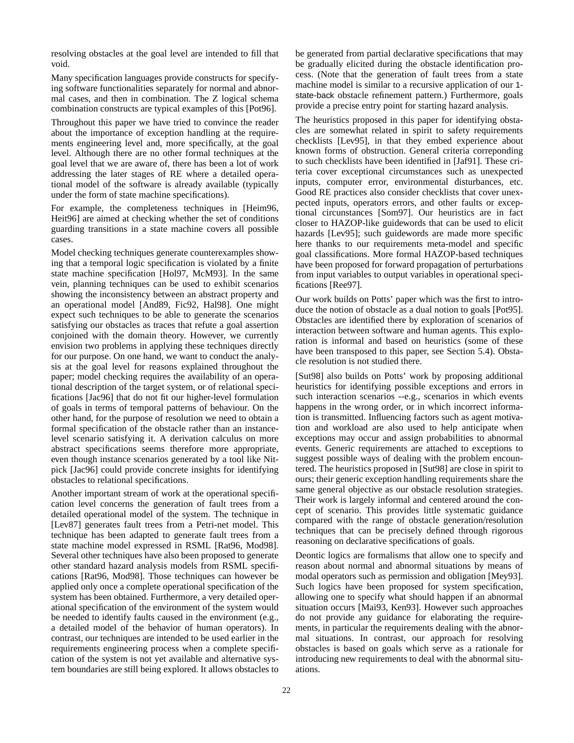resolving obstacles at the goal level are intended to fill that void.

Many specification languages provide constructs for specifying software functionalities separately for normal and abnormal cases, and then in combination. The Z logical schema combination constructs are typical examples of this [Pot96].

Throughout this paper we have tried to convince the reader about the importance of exception handling at the requirements engineering level and, more specifically, at the goal level. Although there are no other formal techniques at the goal level that we are aware of, there has been a lot of work addressing the later stages of RE where a detailed operational model of the software is already available (typically under the form of state machine specifications).

For example, the completeness techniques in [Heim96, Heit96] are aimed at checking whether the set of conditions guarding transitions in a state machine covers all possible cases.

Model checking techniques generate counterexamples showing that a temporal logic specification is violated by a finite state machine specification [Hol97, McM93]. In the same vein, planning techniques can be used to exhibit scenarios showing the inconsistency between an abstract property and an operational model [And89, Fic92, Hal98]. One might expect such techniques to be able to generate the scenarios satisfying our obstacles as traces that refute a goal assertion conjoined with the domain theory. However, we currently envision two problems in applying these techniques directly for our purpose. On one hand, we want to conduct the analysis at the goal level for reasons explained throughout the paper; model checking requires the availability of an operational description of the target system, or of relational specifications [Jac96] that do not fit our higher-level formulation of goals in terms of temporal patterns of behaviour. On the other hand, for the purpose of resolution we need to obtain a formal specification of the obstacle rather than an instance-level scenario satisfying it. A derivation calculus on more abstract specifications seems therefore more appropriate, even though instance scenarios generated by a tool like Nitpick [Jac96] could provide concrete insights for identifying obstacles to relational specifications.

Another important stream of work at the operational specification level concerns the generation of fault trees from a detailed operational model of the system. The technique in [Lev87] generates fault trees from a Petri-net model. This technique has been adapted to generate fault trees from a state machine model expressed in RSML [Rat96, Mod98]. Several other techniques have also been proposed to generate other standard hazard analysis models from RSML specifications [Rat96, Mod98]. Those techniques can however be applied only once a complete operational specification of the system has been obtained. Furthermore, a very detailed operational specification of the environment of the system would be needed to identify faults caused in the environment (e.g., a detailed model of the behavior of human operators). In contrast, our techniques are intended to be used earlier in the requirements engineering process when a complete specification of the system is not yet available and alternative system boundaries are still being explored. It allows obstacles to be generated from partial declarative specifications that may be gradually elicited during the obstacle identification process. (Note that the generation of fault trees from a state machine model is similar to a recursive application of our 1-state-back obstacle refinement pattern.) Furthermore, goals provide a precise entry point for starting hazard analysis.

The heuristics proposed in this paper for identifying obstacles are somewhat related in spirit to safety requirements checklists [Lev95], in that they embed experience about known forms of obstruction. General criteria correponding to such checklists have been identified in [Jaf91]. These criteria cover exceptional circumstances such as unexpected inputs, computer error, environmental disturbances, etc. Good RE practices also consider checklists that cover unexpected inputs, operators errors, and other faults or exceptional circunstances [Som97]. Our heuristics are in fact closer to HAZOP-like guidewords that can be used to elicit hazards [Lev95]; such guidewords are made more specific here thanks to our requirements meta-model and specific goal classifications. More formal HAZOP-based techniques have been proposed for forward propagation of perturbations from input variables to output variables in operational specifications [Ree97].

Our work builds on Potts' paper which was the first to introduce the notion of obstacle as a dual notion to goals [Pot95]. Obstacles are identified there by exploration of scenarios of interaction between software and human agents. This exploration is informal and based on heuristics (some of these have been transposed to this paper, see Section 5.4). Obstacle resolution is not studied there.

[Sut98] also builds on Potts' work by proposing additional heuristics for identifying possible exceptions and errors in such interaction scenarios --e.g., scenarios in which events happens in the wrong order, or in which incorrect information is transmitted. Influencing factors such as agent motivation and workload are also used to help anticipate when exceptions may occur and assign probabilities to abnormal events. Generic requirements are attached to exceptions to suggest possible ways of dealing with the problem encountered. The heuristics proposed in [Sut98] are close in spirit to ours; their generic exception handling requirements share the same general objective as our obstacle resolution strategies. Their work is largely informal and centered around the concept of scenario. This provides little systematic guidance compared with the range of obstacle generation/resolution techniques that can be precisely defined through rigorous reasoning on declarative specifications of goals.

Deontic logics are formalisms that allow one to specify and reason about normal and abnormal situations by means of modal operators such as permission and obligation [Mey93]. Such logics have been proposed for system specification, allowing one to specify what should happen if an abnormal situation occurs [Mai93, Ken93]. However such approaches do not provide any guidance for elaborating the requirements, in particular the requirements dealing with the abnormal situations. In contrast, our approach for resolving obstacles is based on goals which serve as a rationale for introducing new requirements to deal with the abnormal situations.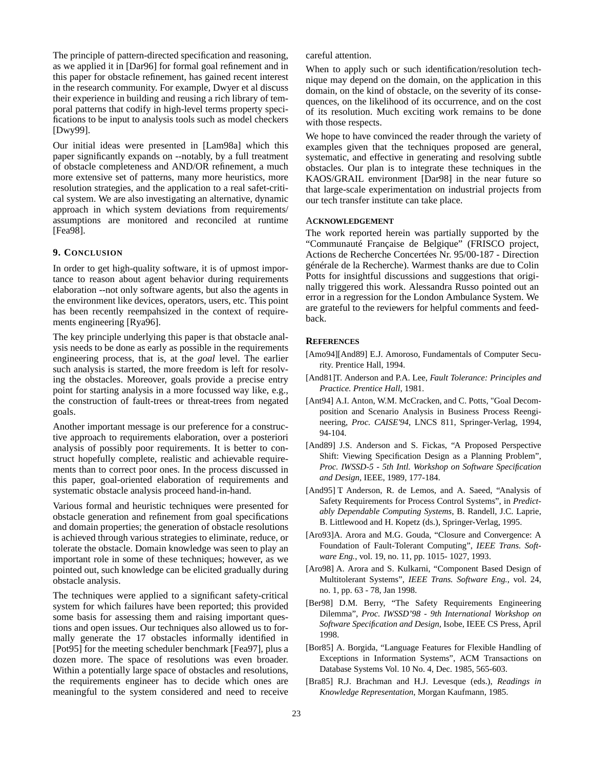The principle of pattern-directed specification and reasoning, as we applied it in [Dar96] for formal goal refinement and in this paper for obstacle refinement, has gained recent interest in the research community. For example, Dwyer et al discuss their experience in building and reusing a rich library of temporal patterns that codify in high-level terms property specifications to be input to analysis tools such as model checkers [Dwy99].

Our initial ideas were presented in [Lam98a] which this paper significantly expands on --notably, by a full treatment of obstacle completeness and AND/OR refinement, a much more extensive set of patterns, many more heuristics, more resolution strategies, and the application to a real safet-critical system. We are also investigating an alternative, dynamic approach in which system deviations from requirements/ assumptions are monitored and reconciled at runtime [Fea98].

## 9. Conclusion

In order to get high-quality software, it is of upmost importance to reason about agent behavior during requirements elaboration --not only software agents, but also the agents in the environment like devices, operators, users, etc. This point has been recently reempahsized in the context of requirements engineering [Rya96].

The key principle underlying this paper is that obstacle analysis needs to be done as early as possible in the requirements engineering process, that is, at the *goal* level. The earlier such analysis is started, the more freedom is left for resolving the obstacles. Moreover, goals provide a precise entry point for starting analysis in a more focussed way like, e.g., the construction of fault-trees or threat-trees from negated goals.

Another important message is our preference for a constructive approach to requirements elaboration, over a posteriori analysis of possibly poor requirements. It is better to construct hopefully complete, realistic and achievable requirements than to correct poor ones. In the process discussed in this paper, goal-oriented elaboration of requirements and systematic obstacle analysis proceed hand-in-hand.

Various formal and heuristic techniques were presented for obstacle generation and refinement from goal specifications and domain properties; the generation of obstacle resolutions is achieved through various strategies to eliminate, reduce, or tolerate the obstacle. Domain knowledge was seen to play an important role in some of these techniques; however, as we pointed out, such knowledge can be elicited gradually during obstacle analysis.

The techniques were applied to a significant safety-critical system for which failures have been reported; this provided some basis for assessing them and raising important questions and open issues. Our techniques also allowed us to formally generate the 17 obstacles informally identified in [Pot95] for the meeting scheduler benchmark [Fea97], plus a dozen more. The space of resolutions was even broader. Within a potentially large space of obstacles and resolutions, the requirements engineer has to decide which ones are meaningful to the system considered and need to receive careful attention.

When to apply such or such identification/resolution technique may depend on the domain, on the application in this domain, on the kind of obstacle, on the severity of its consequences, on the likelihood of its occurrence, and on the cost of its resolution. Much exciting work remains to be done with those respects.

We hope to have convinced the reader through the variety of examples given that the techniques proposed are general, systematic, and effective in generating and resolving subtle obstacles. Our plan is to integrate these techniques in the KAOS/GRAIL environment [Dar98] in the near future so that large-scale experimentation on industrial projects from our tech transfer institute can take place.

## Acknowledgement

The work reported herein was partially supported by the "Communauté Française de Belgique" (FRISCO project, Actions de Recherche Concertées Nr. 95/00-187 - Direction générale de la Recherche). Warmest thanks are due to Colin Potts for insightful discussions and suggestions that originally triggered this work. Alessandra Russo pointed out an error in a regression for the London Ambulance System. We are grateful to the reviewers for helpful comments and feedback.

## References

[Amo94][And89] E.J. Amoroso, Fundamentals of Computer Security. Prentice Hall, 1994.

[And81]T. Anderson and P.A. Lee, *Fault Tolerance: Principles and Practice. Prentice Hall*, 1981.

[Ant94] A.I. Anton, W.M. McCracken, and C. Potts, "Goal Decomposition and Scenario Analysis in Business Process Reengineering, *Proc. CAISE'94*, LNCS 811, Springer-Verlag, 1994, 94-104.

[And89] J.S. Anderson and S. Fickas, "A Proposed Perspective Shift: Viewing Specification Design as a Planning Problem", *Proc. IWSSD-5 - 5th Intl. Workshop on Software Specification and Design*, IEEE, 1989, 177-184.

[And95] T Anderson, R. de Lemos, and A. Saeed, "Analysis of Safety Requirements for Process Control Systems", in *Predictably Dependable Computing Systems*, B. Randell, J.C. Laprie, B. Littlewood and H. Kopetz (ds.), Springer-Verlag, 1995.

[Aro93]A. Arora and M.G. Gouda, "Closure and Convergence: A Foundation of Fault-Tolerant Computing", *IEEE Trans. Software Eng.*, vol. 19, no. 11, pp. 1015- 1027, 1993.

[Aro98] A. Arora and S. Kulkarni, "Component Based Design of Multitolerant Systems", *IEEE Trans. Software Eng.*, vol. 24, no. 1, pp. 63 - 78, Jan 1998.

[Ber98] D.M. Berry, "The Safety Requirements Engineering Dilemma", *Proc. IWSSD'98 - 9th International Workshop on Software Specification and Design*, Isobe, IEEE CS Press, April 1998.

[Bor85] A. Borgida, "Language Features for Flexible Handling of Exceptions in Information Systems", ACM Transactions on Database Systems Vol. 10 No. 4, Dec. 1985, 565-603.

[Bra85] R.J. Brachman and H.J. Levesque (eds.), *Readings in Knowledge Representation*, Morgan Kaufmann, 1985.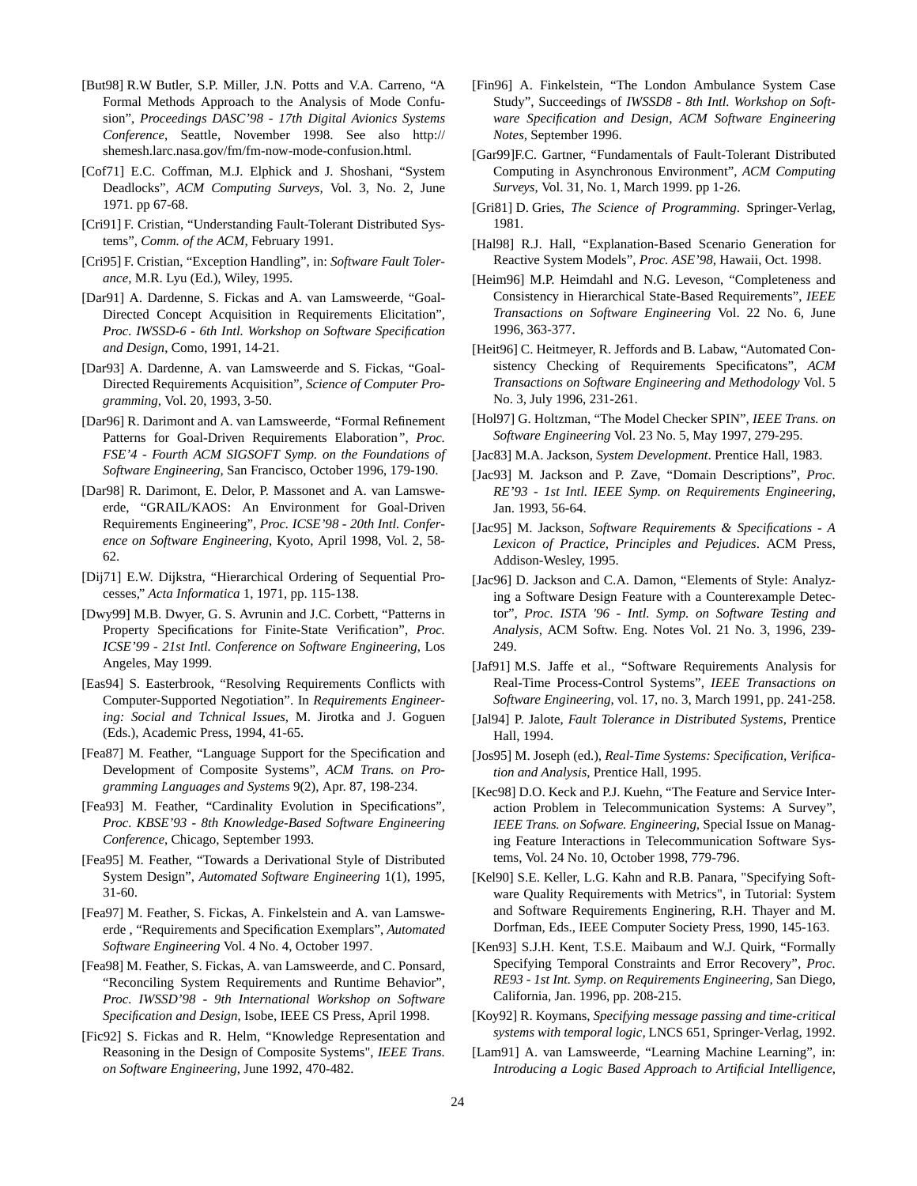[But98] R.W Butler, S.P. Miller, J.N. Potts and V.A. Carreno, “A Formal Methods Approach to the Analysis of Mode Confusion”, *Proceedings DASC'98 - 17th Digital Avionics Systems Conference*, Seattle, November 1998. See also http://shemesh.larc.nasa.gov/fm/fm-now-mode-confusion.html.

[Cof71] E.C. Coffman, M.J. Elphick and J. Shoshani, “System Deadlocks”, *ACM Computing Surveys*, Vol. 3, No. 2, June 1971. pp 67-68.

[Cri91] F. Cristian, “Understanding Fault-Tolerant Distributed Systems”, *Comm. of the ACM*, February 1991.

[Cri95] F. Cristian, “Exception Handling”, in: *Software Fault Tolerance*, M.R. Lyu (Ed.), Wiley, 1995.

[Dar91] A. Dardenne, S. Fickas and A. van Lamsweerde, “Goal-Directed Concept Acquisition in Requirements Elicitation”, *Proc. IWSSD-6 - 6th Intl. Workshop on Software Specification and Design*, Como, 1991, 14-21.

[Dar93] A. Dardenne, A. van Lamsweerde and S. Fickas, “Goal-Directed Requirements Acquisition”, *Science of Computer Programming*, Vol. 20, 1993, 3-50.

[Dar96] R. Darimont and A. van Lamsweerde, “Formal Refinement Patterns for Goal-Driven Requirements Elaboration”, *Proc. FSE'4 - Fourth ACM SIGSOFT Symp. on the Foundations of Software Engineering*, San Francisco, October 1996, 179-190.

[Dar98] R. Darimont, E. Delor, P. Massonet and A. van Lamsweerde, “GRAIL/KAOS: An Environment for Goal-Driven Requirements Engineering”, *Proc. ICSE'98 - 20th Intl. Conference on Software Engineering*, Kyoto, April 1998, Vol. 2, 58-62.

[Dij71] E.W. Dijkstra, “Hierarchical Ordering of Sequential Processes,” *Acta Informatica* 1, 1971, pp. 115-138.

[Dwy99] M.B. Dwyer, G. S. Avrunin and J.C. Corbett, “Patterns in Property Specifications for Finite-State Verification”, *Proc. ICSE'99 - 21st Intl. Conference on Software Engineering*, Los Angeles, May 1999.

[Eas94] S. Easterbrook, “Resolving Requirements Conflicts with Computer-Supported Negotiation”. In *Requirements Engineering: Social and Tchnical Issues*, M. Jirotka and J. Goguen (Eds.), Academic Press, 1994, 41-65.

[Fea87] M. Feather, “Language Support for the Specification and Development of Composite Systems”, *ACM Trans. on Programming Languages and Systems* 9(2), Apr. 87, 198-234.

[Fea93] M. Feather, “Cardinality Evolution in Specifications”, *Proc. KBSE'93 - 8th Knowledge-Based Software Engineering Conference*, Chicago, September 1993.

[Fea95] M. Feather, “Towards a Derivational Style of Distributed System Design”, *Automated Software Engineering* 1(1), 1995, 31-60.

[Fea97] M. Feather, S. Fickas, A. Finkelstein and A. van Lamsweerde , “Requirements and Specification Exemplars”, *Automated Software Engineering* Vol. 4 No. 4, October 1997.

[Fea98] M. Feather, S. Fickas, A. van Lamsweerde, and C. Ponsard, “Reconciling System Requirements and Runtime Behavior”, *Proc. IWSSD'98 - 9th International Workshop on Software Specification and Design*, Isobe, IEEE CS Press, April 1998.

[Fic92] S. Fickas and R. Helm, “Knowledge Representation and Reasoning in the Design of Composite Systems", *IEEE Trans. on Software Engineering*, June 1992, 470-482.

[Fin96] A. Finkelstein, “The London Ambulance System Case Study”, Succeedings of *IWSSD8 - 8th Intl. Workshop on Software Specification and Design*, *ACM Software Engineering Notes*, September 1996.

[Gar99]F.C. Gartner, “Fundamentals of Fault-Tolerant Distributed Computing in Asynchronous Environment”, *ACM Computing Surveys*, Vol. 31, No. 1, March 1999. pp 1-26.

[Gri81] D. Gries, *The Science of Programming*. Springer-Verlag, 1981.

[Hal98] R.J. Hall, “Explanation-Based Scenario Generation for Reactive System Models”, *Proc. ASE'98*, Hawaii, Oct. 1998.

[Heim96] M.P. Heimdahl and N.G. Leveson, “Completeness and Consistency in Hierarchical State-Based Requirements”, *IEEE Transactions on Software Engineering* Vol. 22 No. 6, June 1996, 363-377.

[Heit96] C. Heitmeyer, R. Jeffords and B. Labaw, “Automated Consistency Checking of Requirements Specificatons”, *ACM Transactions on Software Engineering and Methodology* Vol. 5 No. 3, July 1996, 231-261.

[Hol97] G. Holtzman, “The Model Checker SPIN”, *IEEE Trans. on Software Engineering* Vol. 23 No. 5, May 1997, 279-295.

[Jac83] M.A. Jackson, *System Development*. Prentice Hall, 1983.

[Jac93] M. Jackson and P. Zave, “Domain Descriptions”, *Proc. RE'93 - 1st Intl. IEEE Symp. on Requirements Engineering*, Jan. 1993, 56-64.

[Jac95] M. Jackson, *Software Requirements & Specifications - A Lexicon of Practice, Principles and Pejudices*. ACM Press, Addison-Wesley, 1995.

[Jac96] D. Jackson and C.A. Damon, “Elements of Style: Analyzing a Software Design Feature with a Counterexample Detector”, *Proc. ISTA '96 - Intl. Symp. on Software Testing and Analysis*, ACM Softw. Eng. Notes Vol. 21 No. 3, 1996, 239-249.

[Jaf91] M.S. Jaffe et al., “Software Requirements Analysis for Real-Time Process-Control Systems”, *IEEE Transactions on Software Engineering*, vol. 17, no. 3, March 1991, pp. 241-258.

[Jal94] P. Jalote, *Fault Tolerance in Distributed Systems*, Prentice Hall, 1994.

[Jos95] M. Joseph (ed.), *Real-Time Systems: Specification, Verification and Analysis*, Prentice Hall, 1995.

[Kec98] D.O. Keck and P.J. Kuehn, “The Feature and Service Interaction Problem in Telecommunication Systems: A Survey”, *IEEE Trans. on Sofware. Engineering*, Special Issue on Managing Feature Interactions in Telecommunication Software Systems, Vol. 24 No. 10, October 1998, 779-796.

[Kel90] S.E. Keller, L.G. Kahn and R.B. Panara, "Specifying Software Quality Requirements with Metrics", in Tutorial: System and Software Requirements Enginering, R.H. Thayer and M. Dorfman, Eds., IEEE Computer Society Press, 1990, 145-163.

[Ken93] S.J.H. Kent, T.S.E. Maibaum and W.J. Quirk, “Formally Specifying Temporal Constraints and Error Recovery”, *Proc. RE93 - 1st Int. Symp. on Requirements Engineering*, San Diego, California, Jan. 1996, pp. 208-215.

[Koy92] R. Koymans, *Specifying message passing and time-critical systems with temporal logic*, LNCS 651, Springer-Verlag, 1992.

[Lam91] A. van Lamsweerde, “Learning Machine Learning”, in: *Introducing a Logic Based Approach to Artificial Intelligence*,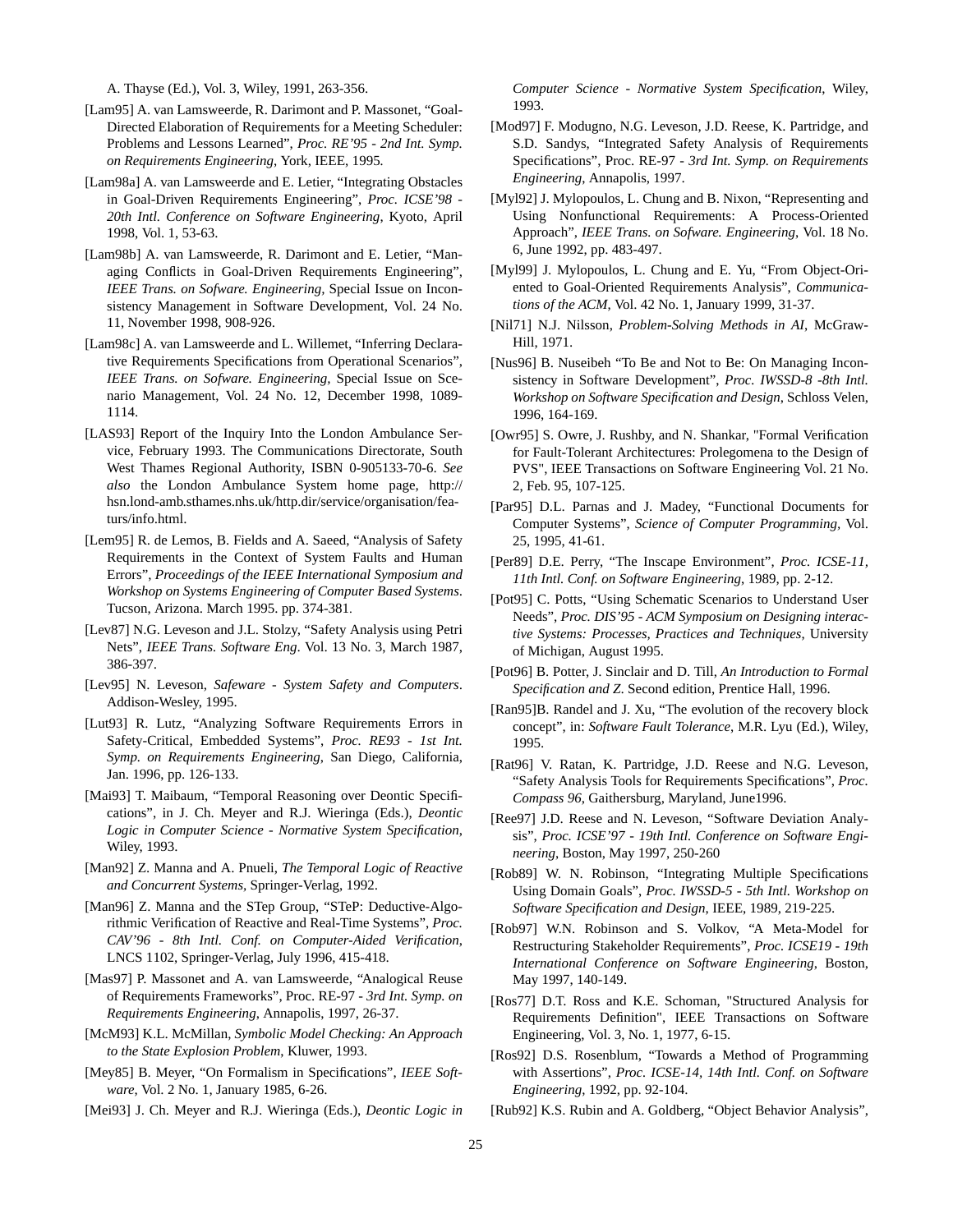A. Thayse (Ed.), Vol. 3, Wiley, 1991, 263-356.

[Lam95] A. van Lamsweerde, R. Darimont and P. Massonet, "Goal-Directed Elaboration of Requirements for a Meeting Scheduler: Problems and Lessons Learned", *Proc. RE'95 - 2nd Int. Symp. on Requirements Engineering*, York, IEEE, 1995.

[Lam98a] A. van Lamsweerde and E. Letier, "Integrating Obstacles in Goal-Driven Requirements Engineering", *Proc. ICSE'98 - 20th Intl. Conference on Software Engineering*, Kyoto, April 1998, Vol. 1, 53-63.

[Lam98b] A. van Lamsweerde, R. Darimont and E. Letier, "Managing Conflicts in Goal-Driven Requirements Engineering", *IEEE Trans. on Sofware. Engineering*, Special Issue on Inconsistency Management in Software Development, Vol. 24 No. 11, November 1998, 908-926.

[Lam98c] A. van Lamsweerde and L. Willemet, "Inferring Declarative Requirements Specifications from Operational Scenarios", *IEEE Trans. on Sofware. Engineering*, Special Issue on Scenario Management, Vol. 24 No. 12, December 1998, 1089-1114.

[LAS93] Report of the Inquiry Into the London Ambulance Service, February 1993. The Communications Directorate, South West Thames Regional Authority, ISBN 0-905133-70-6. *See also* the London Ambulance System home page, http://hsn.lond-amb.sthames.nhs.uk/http.dir/service/organisation/featurs/info.html.

[Lem95] R. de Lemos, B. Fields and A. Saeed, "Analysis of Safety Requirements in the Context of System Faults and Human Errors", *Proceedings of the IEEE International Symposium and Workshop on Systems Engineering of Computer Based Systems*. Tucson, Arizona. March 1995. pp. 374-381.

[Lev87] N.G. Leveson and J.L. Stolzy, "Safety Analysis using Petri Nets", *IEEE Trans. Software Eng*. Vol. 13 No. 3, March 1987, 386-397.

[Lev95] N. Leveson, *Safeware - System Safety and Computers*. Addison-Wesley, 1995.

[Lut93] R. Lutz, "Analyzing Software Requirements Errors in Safety-Critical, Embedded Systems", *Proc. RE93 - 1st Int. Symp. on Requirements Engineering*, San Diego, California, Jan. 1996, pp. 126-133.

[Mai93] T. Maibaum, "Temporal Reasoning over Deontic Specifications", in J. Ch. Meyer and R.J. Wieringa (Eds.), *Deontic Logic in Computer Science - Normative System Specification*, Wiley, 1993.

[Man92] Z. Manna and A. Pnueli, *The Temporal Logic of Reactive and Concurrent Systems*, Springer-Verlag, 1992.

[Man96] Z. Manna and the STep Group, "STeP: Deductive-Algorithmic Verification of Reactive and Real-Time Systems", *Proc. CAV'96 - 8th Intl. Conf. on Computer-Aided Verification*, LNCS 1102, Springer-Verlag, July 1996, 415-418.

[Mas97] P. Massonet and A. van Lamsweerde, "Analogical Reuse of Requirements Frameworks", Proc. RE-97 - *3rd Int. Symp. on Requirements Engineering*, Annapolis, 1997, 26-37.

[McM93] K.L. McMillan, *Symbolic Model Checking: An Approach to the State Explosion Problem*, Kluwer, 1993.

[Mey85] B. Meyer, "On Formalism in Specifications", *IEEE Software*, Vol. 2 No. 1, January 1985, 6-26.

[Mei93] J. Ch. Meyer and R.J. Wieringa (Eds.), *Deontic Logic in Computer Science - Normative System Specification*, Wiley, 1993.

[Mod97] F. Modugno, N.G. Leveson, J.D. Reese, K. Partridge, and S.D. Sandys, "Integrated Safety Analysis of Requirements Specifications", Proc. RE-97 - *3rd Int. Symp. on Requirements Engineering*, Annapolis, 1997.

[Myl92] J. Mylopoulos, L. Chung and B. Nixon, "Representing and Using Nonfunctional Requirements: A Process-Oriented Approach", *IEEE Trans. on Sofware. Engineering*, Vol. 18 No. 6, June 1992, pp. 483-497.

[Myl99] J. Mylopoulos, L. Chung and E. Yu, "From Object-Oriented to Goal-Oriented Requirements Analysis", *Communications of the ACM*, Vol. 42 No. 1, January 1999, 31-37.

[Nil71] N.J. Nilsson, *Problem-Solving Methods in AI*, McGraw-Hill, 1971.

[Nus96] B. Nuseibeh "To Be and Not to Be: On Managing Inconsistency in Software Development", *Proc. IWSSD-8 -8th Intl. Workshop on Software Specification and Design*, Schloss Velen, 1996, 164-169.

[Owr95] S. Owre, J. Rushby, and N. Shankar, "Formal Verification for Fault-Tolerant Architectures: Prolegomena to the Design of PVS", IEEE Transactions on Software Engineering Vol. 21 No. 2, Feb. 95, 107-125.

[Par95] D.L. Parnas and J. Madey, "Functional Documents for Computer Systems", *Science of Computer Programming*, Vol. 25, 1995, 41-61.

[Per89] D.E. Perry, "The Inscape Environment", *Proc. ICSE-11, 11th Intl. Conf. on Software Engineering*, 1989, pp. 2-12.

[Pot95] C. Potts, "Using Schematic Scenarios to Understand User Needs", *Proc. DIS'95 - ACM Symposium on Designing interactive Systems: Processes, Practices and Techniques*, University of Michigan, August 1995.

[Pot96] B. Potter, J. Sinclair and D. Till, *An Introduction to Formal Specification and Z*. Second edition, Prentice Hall, 1996.

[Ran95]B. Randel and J. Xu, "The evolution of the recovery block concept", in: *Software Fault Tolerance*, M.R. Lyu (Ed.), Wiley, 1995.

[Rat96] V. Ratan, K. Partridge, J.D. Reese and N.G. Leveson, "Safety Analysis Tools for Requirements Specifications", *Proc. Compass 96*, Gaithersburg, Maryland, June1996.

[Ree97] J.D. Reese and N. Leveson, "Software Deviation Analysis", *Proc. ICSE'97 - 19th Intl. Conference on Software Engineering*, Boston, May 1997, 250-260

[Rob89] W. N. Robinson, "Integrating Multiple Specifications Using Domain Goals", *Proc. IWSSD-5 - 5th Intl. Workshop on Software Specification and Design*, IEEE, 1989, 219-225.

[Rob97] W.N. Robinson and S. Volkov, "A Meta-Model for Restructuring Stakeholder Requirements", *Proc. ICSE19 - 19th International Conference on Software Engineering*, Boston, May 1997, 140-149.

[Ros77] D.T. Ross and K.E. Schoman, "Structured Analysis for Requirements Definition", IEEE Transactions on Software Engineering, Vol. 3, No. 1, 1977, 6-15.

[Ros92] D.S. Rosenblum, "Towards a Method of Programming with Assertions", *Proc. ICSE-14, 14th Intl. Conf. on Software Engineering*, 1992, pp. 92-104.

[Rub92] K.S. Rubin and A. Goldberg, "Object Behavior Analysis",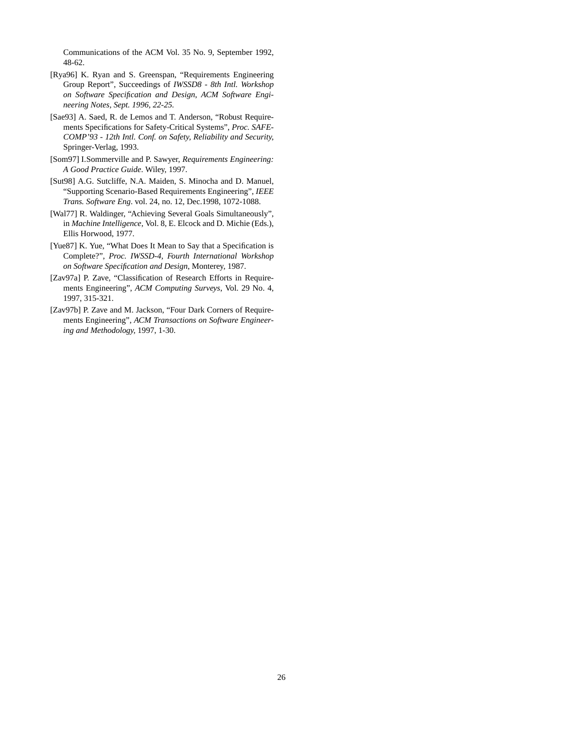Communications of the ACM Vol. 35 No. 9, September 1992, 48-62.

[Rya96] K. Ryan and S. Greenspan, “Requirements Engineering Group Report”, Succeedings of *IWSSD8 - 8th Intl. Workshop on Software Specification and Design, ACM Software Engineering Notes, Sept. 1996, 22-25.*

[Sae93] A. Saed, R. de Lemos and T. Anderson, “Robust Requirements Specifications for Safety-Critical Systems”, *Proc. SAFECOMP’93 - 12th Intl. Conf. on Safety, Reliability and Security*, Springer-Verlag, 1993.

[Som97] I.Sommerville and P. Sawyer, *Requirements Engineering: A Good Practice Guide*. Wiley, 1997.

[Sut98] A.G. Sutcliffe, N.A. Maiden, S. Minocha and D. Manuel, “Supporting Scenario-Based Requirements Engineering”, *IEEE Trans. Software Eng*. vol. 24, no. 12, Dec.1998, 1072-1088.

[Wal77] R. Waldinger, “Achieving Several Goals Simultaneously”, in *Machine Intelligence*, Vol. 8, E. Elcock and D. Michie (Eds.), Ellis Horwood, 1977.

[Yue87] K. Yue, “What Does It Mean to Say that a Specification is Complete?”, *Proc. IWSSD-4, Fourth International Workshop on Software Specification and Design*, Monterey, 1987.

[Zav97a] P. Zave, “Classification of Research Efforts in Requirements Engineering”, *ACM Computing Surveys*, Vol. 29 No. 4, 1997, 315-321.

[Zav97b] P. Zave and M. Jackson, “Four Dark Corners of Requirements Engineering”, *ACM Transactions on Software Engineering and Methodology*, 1997, 1-30.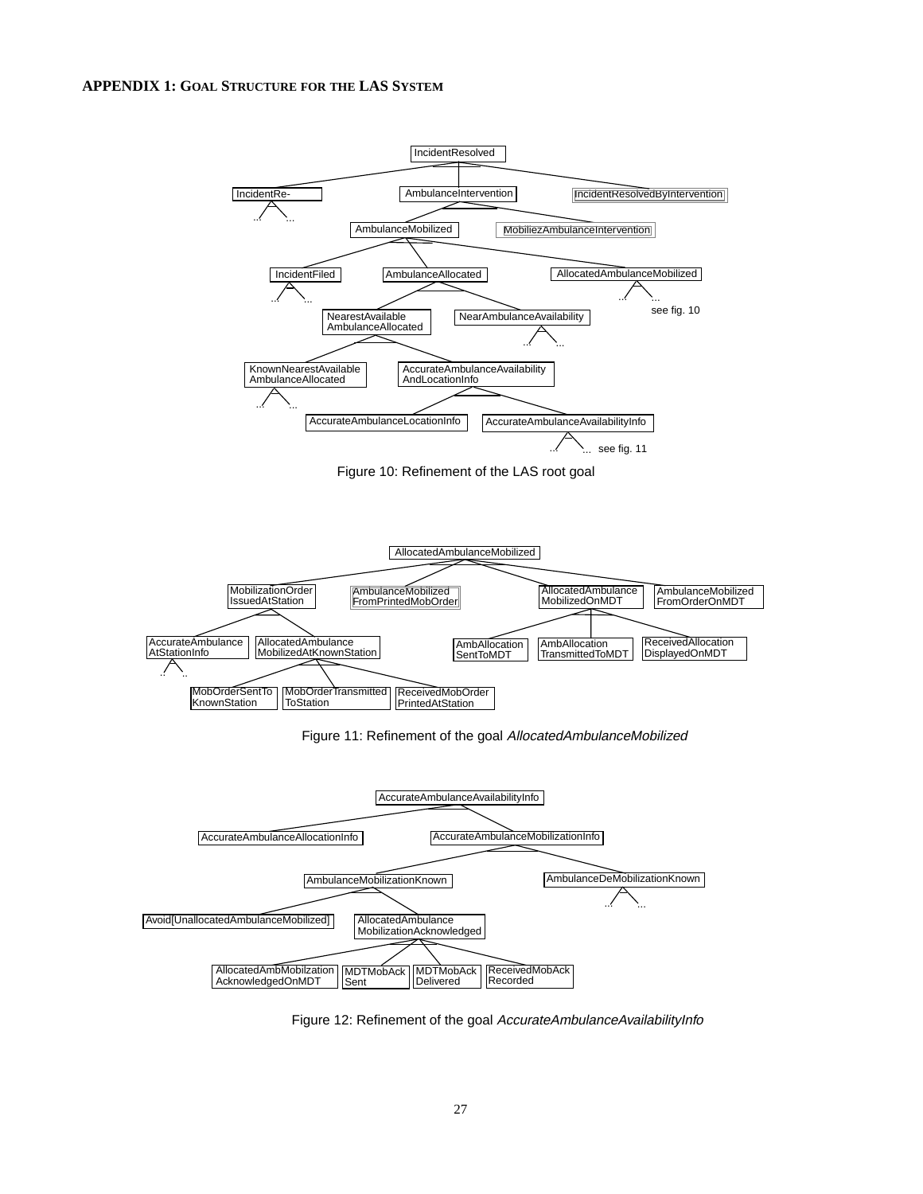## APPENDIX 1: GOAL STRUCTURE FOR THE LAS SYSTEM

IncidentResolved

IncidentRe- AmbulanceIntervention IncidentResolvedByIntervention

AmbulanceMobilized MobiliezAmbulanceIntervention

IncidentFiled AmbulanceAllocated AllocatedAmbulanceMobilized

see fig. 10

NearestAvailable AmbulanceAllocated NearAmbulanceAvailability

KnownNearestAvailable AmbulanceAllocated AccurateAmbulanceAvailability AndLocationInfo

AccurateAmbulanceLocationInfo AccurateAmbulanceAvailabilityInfo

see fig. 11

Figure 10: Refinement of the LAS root goal

AllocatedAmbulanceMobilized

MobilizationOrder IssuedAtStation AmbulanceMobilized FromPrintedMobOrder AllocatedAmbulance MobilizedOnMDT AmbulanceMobilized FromOrderOnMDT

AccurateAmbulance AtStationInfo AllocatedAmbulance MobilizedAtKnownStation AmbAllocation SentToMDT AmbAllocation TransmittedToMDT ReceivedAllocation DisplayedOnMDT

MobOrderSentTo KnownStation MobOrderTransmitted ToStation ReceivedMobOrder PrintedAtStation

Figure 11: Refinement of the goal *AllocatedAmbulanceMobilized*

AccurateAmbulanceAvailabilityInfo

AccurateAmbulanceAllocationInfo AccurateAmbulanceMobilizationInfo

AmbulanceMobilizationKnown AmbulanceDeMobilizationKnown

Avoid[UnallocatedAmbulanceMobilized] AllocatedAmbulance MobilizationAcknowledged

AllocatedAmbMobilzation AcknowledgedOnMDT MDTMobAck Sent MDTMobAck Delivered ReceivedMobAck Recorded

Figure 12: Refinement of the goal *AccurateAmbulanceAvailabilityInfo*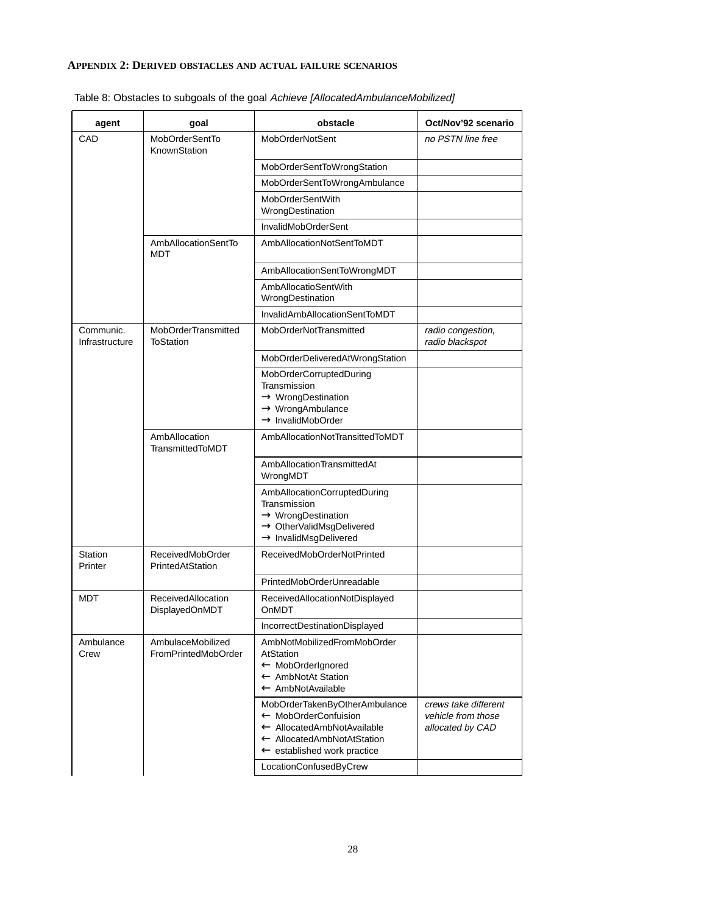**APPENDIX 2: DERIVED OBSTACLES AND ACTUAL FAILURE SCENARIOS**

Table 8: Obstacles to subgoals of the goal *Achieve [AllocatedAmbulanceMobilized]*

| agent | goal | obstacle | Oct/Nov'92 scenario |
|---|---|---|---|
| CAD | MobOrderSentToKnownStation | MobOrderNotSent | *no PSTN line free* |
| | | MobOrderSentToWrongStation | |
| | | MobOrderSentToWrongAmbulance | |
| | | MobOrderSentWith WrongDestination | |
| | | InvalidMobOrderSent | |
| | AmbAllocationSentTo MDT | AmbAllocationNotSentToMDT | |
| | | AmbAllocationSentToWrongMDT | |
| | | AmbAllocatioSentWith WrongDestination | |
| | | InvalidAmbAllocationSentToMDT | |
| Communic. Infrastructure | MobOrderTransmitted ToStation | MobOrderNotTransmitted | *radio congestion, radio blackspot* |
| | | MobOrderDeliveredAtWrongStation | |
| | | MobOrderCorruptedDuring Transmission<br>→ WrongDestination<br>→ WrongAmbulance<br>→ InvalidMobOrder | |
| | AmbAllocation TransmittedToMDT | AmbAllocationNotTransittedToMDT | |
| | | AmbAllocationTransmittedAt WrongMDT | |
| | | AmbAllocationCorruptedDuring Transmission<br>→ WrongDestination<br>→ OtherValidMsgDelivered<br>→ InvalidMsgDelivered | |
| Station Printer | ReceivedMobOrder PrintedAtStation | ReceivedMobOrderNotPrinted | |
| | | PrintedMobOrderUnreadable | |
| MDT | ReceivedAllocation DisplayedOnMDT | ReceivedAllocationNotDisplayed OnMDT | |
| | | IncorrectDestinationDisplayed | |
| Ambulance Crew | AmbulaceMobilized FromPrintedMobOrder | AmbNotMobilizedFromMobOrder AtStation<br>← MobOrderIgnored<br>← AmbNotAt Station<br>← AmbNotAvailable | |
| | | MobOrderTakenByOtherAmbulance<br>← MobOrderConfuision<br>← AllocatedAmbNotAvailable<br>← AllocatedAmbNotAtStation<br>← established work practice | *crews take different vehicle from those allocated by CAD* |
| | | LocationConfusedByCrew | |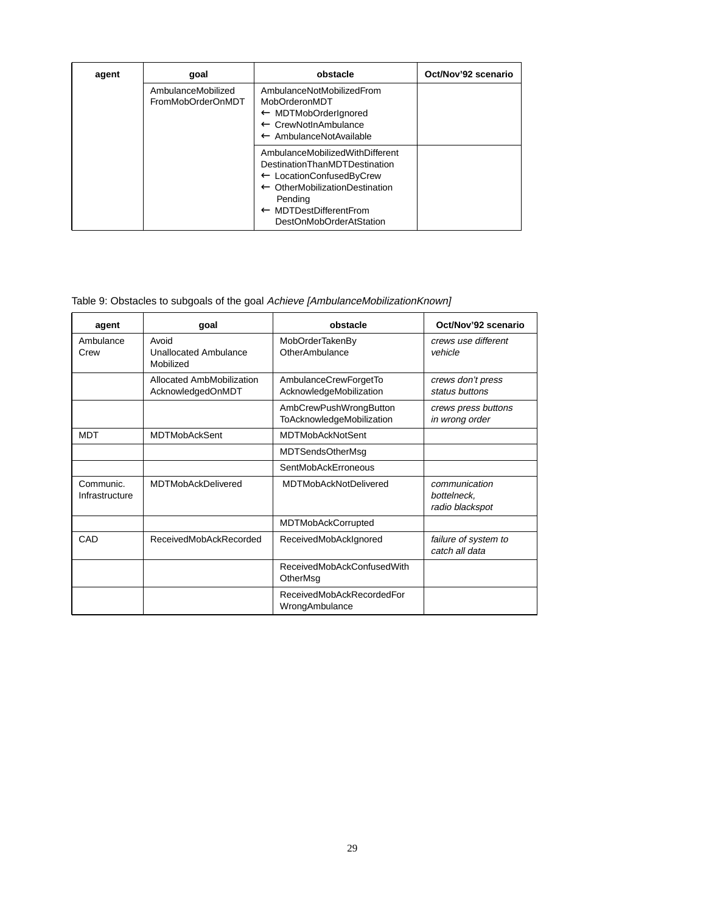| agent | goal | obstacle | Oct/Nov'92 scenario |
|---|---|---|---|
| | AmbulanceMobilized FromMobOrderOnMDT | AmbulanceNotMobilizedFrom MobOrderonMDT<br>← MDTMobOrderIgnored<br>← CrewNotInAmbulance<br>← AmbulanceNotAvailable | |
| | | AmbulanceMobilizedWithDifferent DestinationThanMDTDestination<br>← LocationConfusedByCrew<br>← OtherMobilizationDestination Pending<br>← MDTDestDifferentFrom DestOnMobOrderAtStation | |

Table 9: Obstacles to subgoals of the goal *Achieve [AmbulanceMobilizationKnown]*

| agent | goal | obstacle | Oct/Nov'92 scenario |
|---|---|---|---|
| Ambulance Crew | Avoid Unallocated Ambulance Mobilized | MobOrderTakenBy OtherAmbulance | *crews use different vehicle* |
| | Allocated AmbMobilization AcknowledgedOnMDT | AmbulanceCrewForgetTo AcknowledgeMobilization | *crews don't press status buttons* |
| | | AmbCrewPushWrongButton ToAcknowledgeMobilization | *crews press buttons in wrong order* |
| MDT | MDTMobAckSent | MDTMobAckNotSent | |
| | | MDTSendsOtherMsg | |
| | | SentMobAckErroneous | |
| Communic. Infrastructure | MDTMobAckDelivered | MDTMobAckNotDelivered | *communication bottelneck, radio blackspot* |
| | | MDTMobAckCorrupted | |
| CAD | ReceivedMobAckRecorded | ReceivedMobAckIgnored | *failure of system to catch all data* |
| | | ReceivedMobAckConfusedWith OtherMsg | |
| | | ReceivedMobAckRecordedFor WrongAmbulance | |